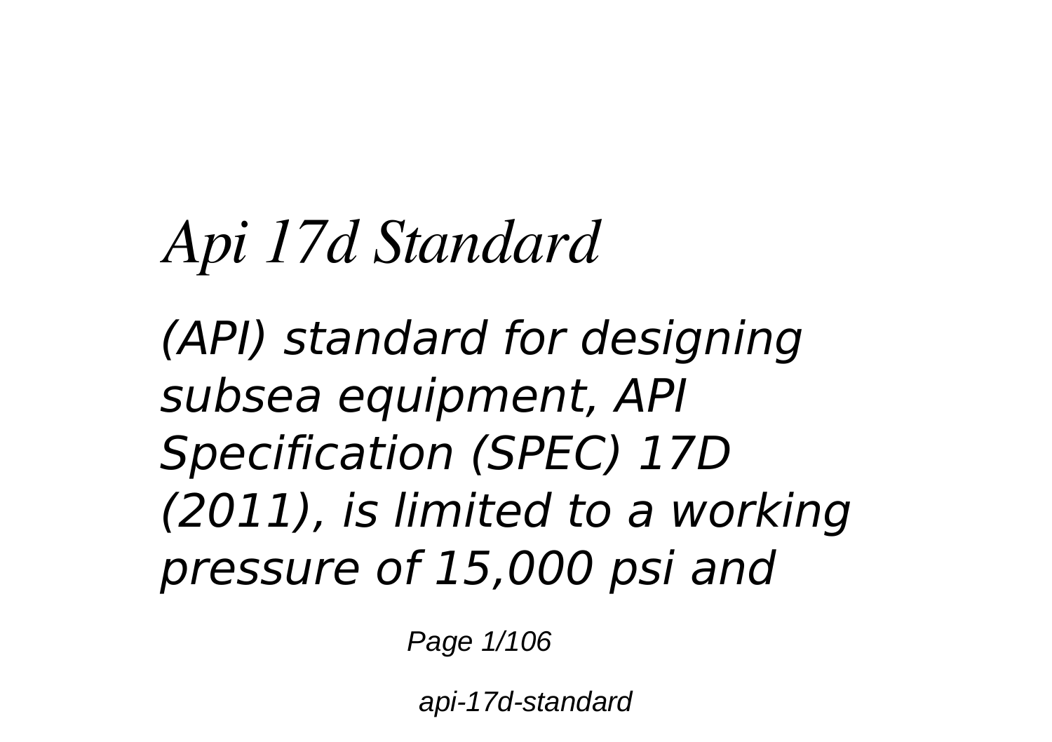# *Api 17d Standard*

*(API) standard for designing subsea equipment, API Specification (SPEC) 17D (2011), is limited to a working pressure of 15,000 psi and*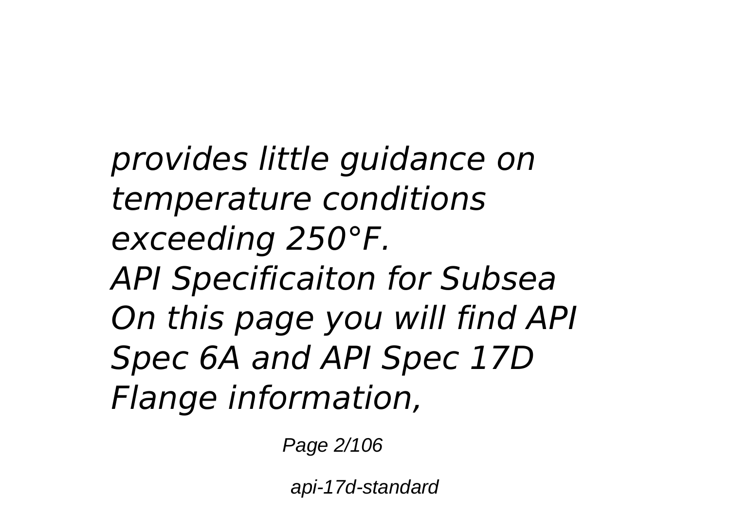*provides little guidance on temperature conditions exceeding 250°F.*
*API Specificaiton for Subsea*
*On this page you will find API Spec 6A and API Spec 17D Flange information,*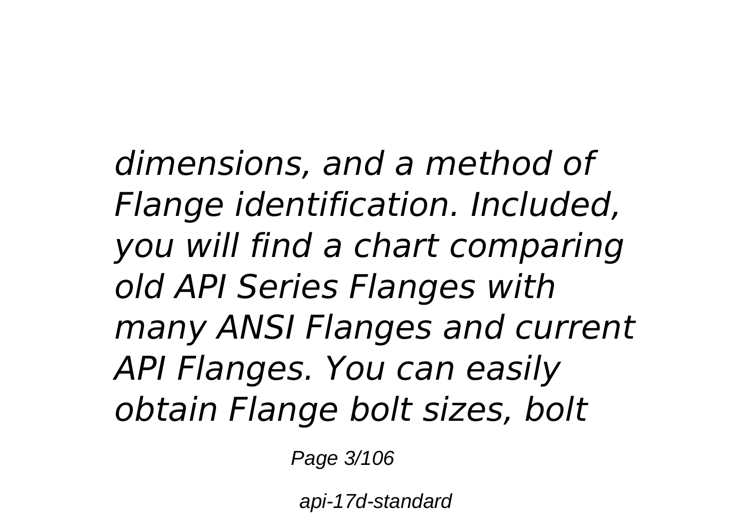*dimensions, and a method of Flange identification. Included, you will find a chart comparing old API Series Flanges with many ANSI Flanges and current API Flanges. You can easily obtain Flange bolt sizes, bolt*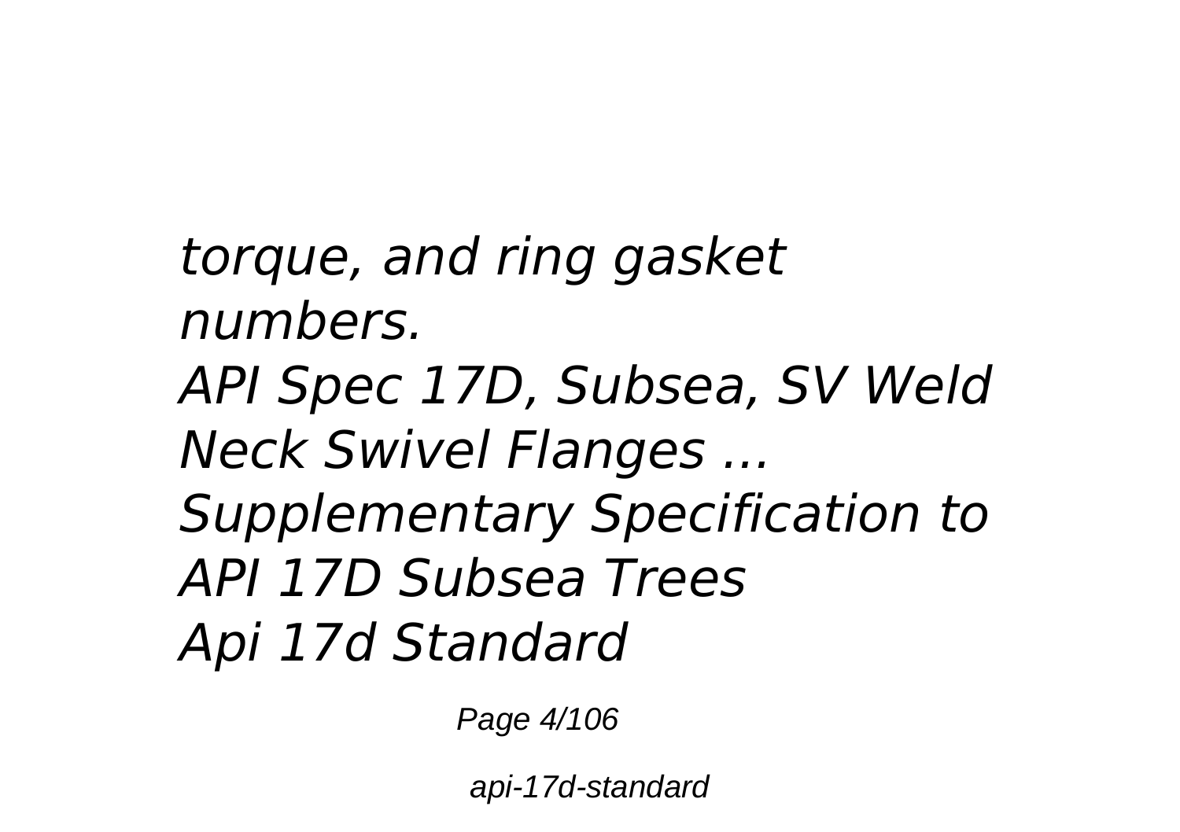*torque, and ring gasket numbers.*

*API Spec 17D, Subsea, SV Weld Neck Swivel Flanges ...*

*Supplementary Specification to API 17D Subsea Trees*

*Api 17d Standard*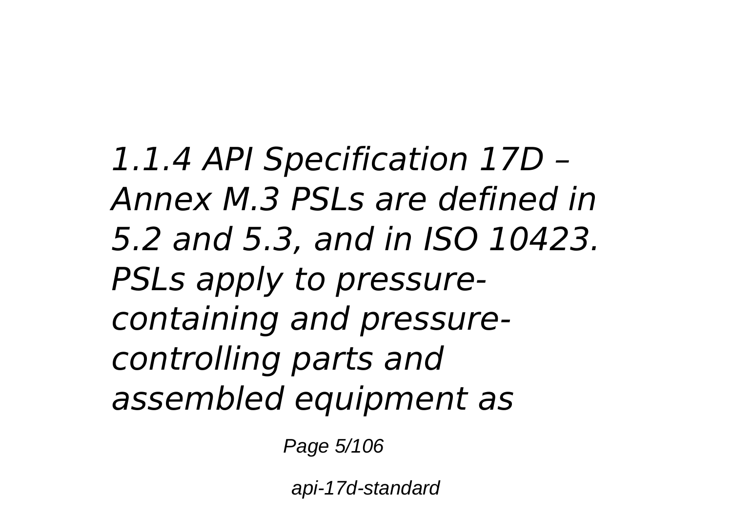*1.1.4 API Specification 17D – Annex M.3 PSLs are defined in 5.2 and 5.3, and in ISO 10423. PSLs apply to pressure-containing and pressure-controlling parts and assembled equipment as*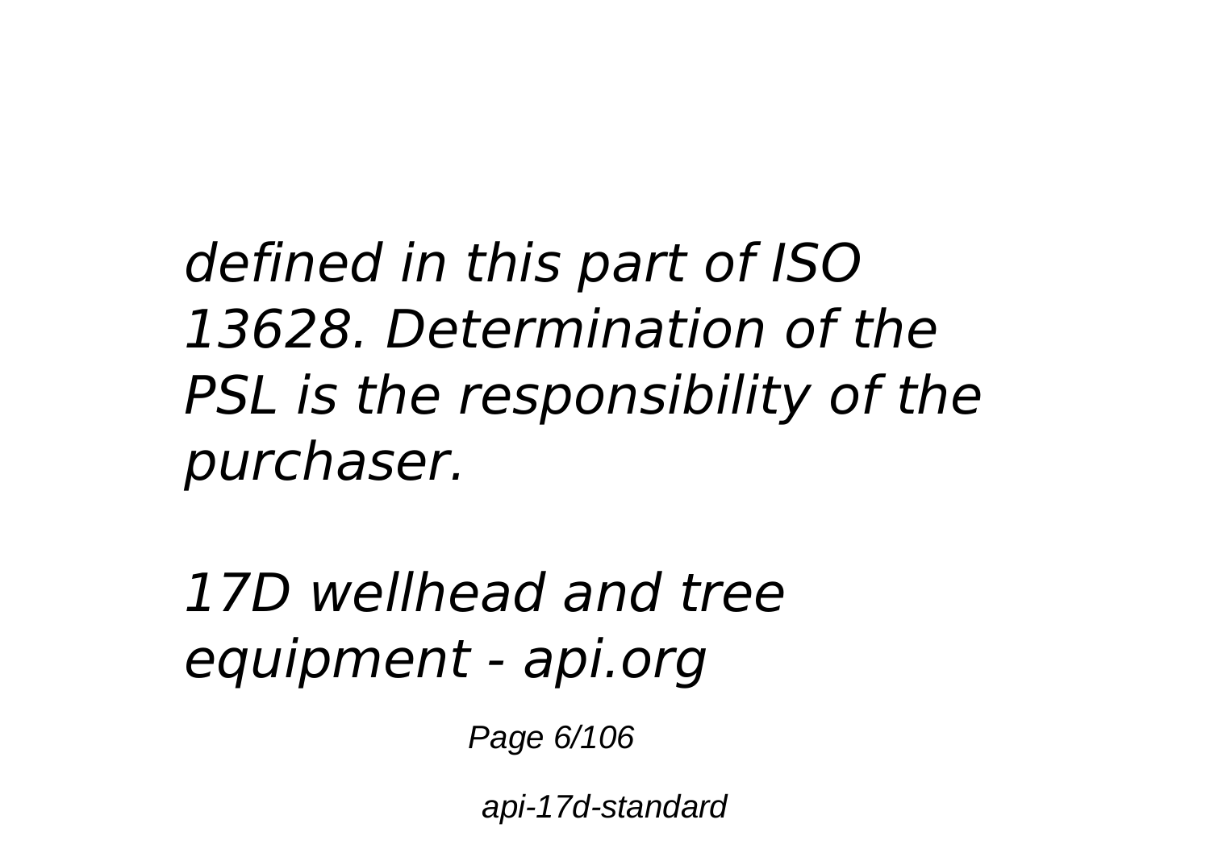*defined in this part of ISO 13628. Determination of the PSL is the responsibility of the purchaser.*

*17D wellhead and tree equipment - api.org*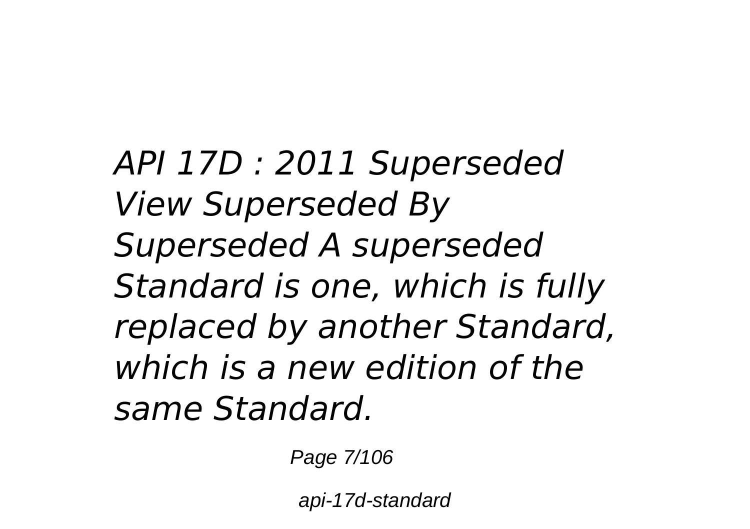*API 17D : 2011 Superseded View Superseded By Superseded A superseded Standard is one, which is fully replaced by another Standard, which is a new edition of the same Standard.*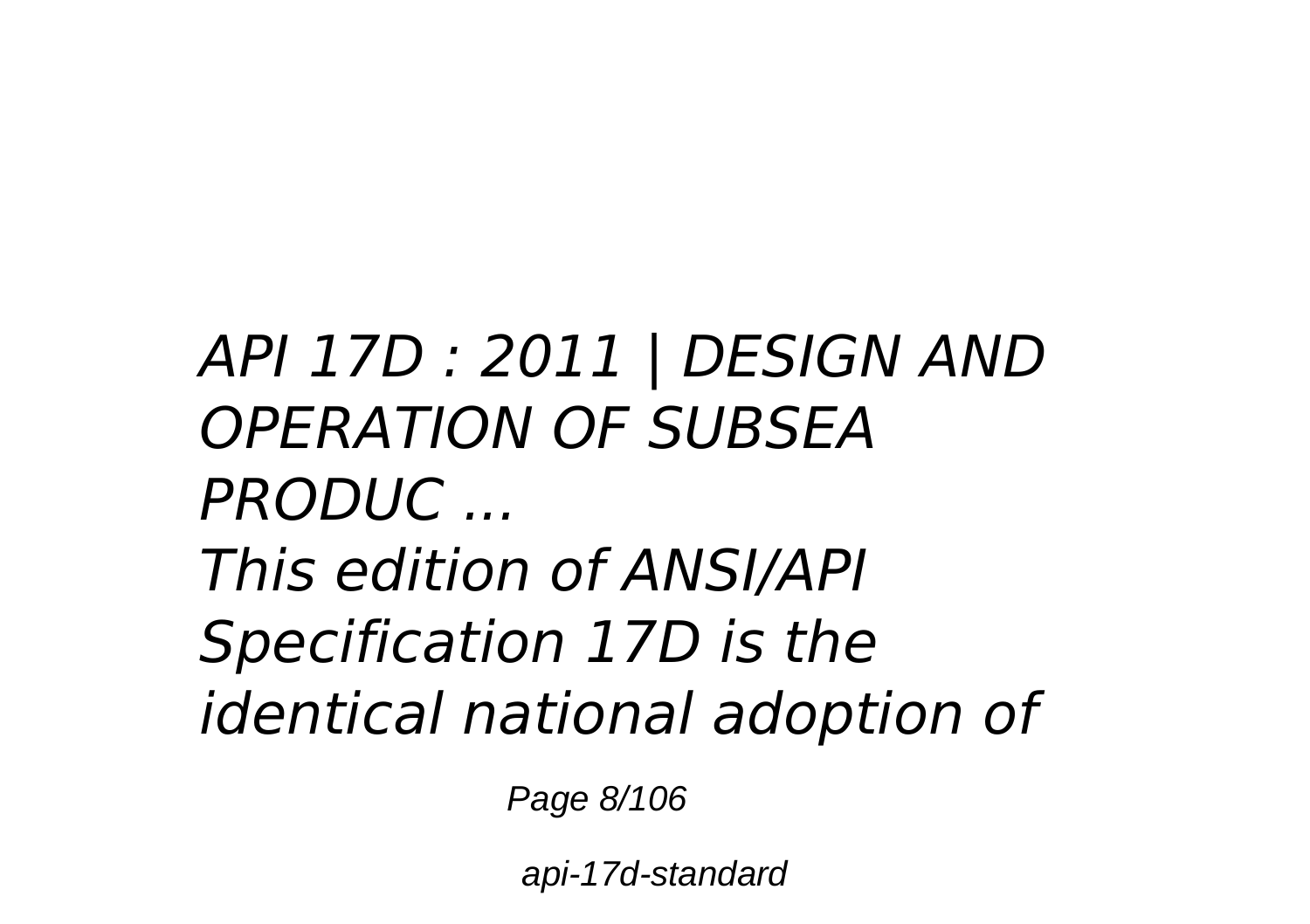## *API 17D : 2011 | DESIGN AND OPERATION OF SUBSEA PRODUC ...*

*This edition of ANSI/API Specification 17D is the identical national adoption of*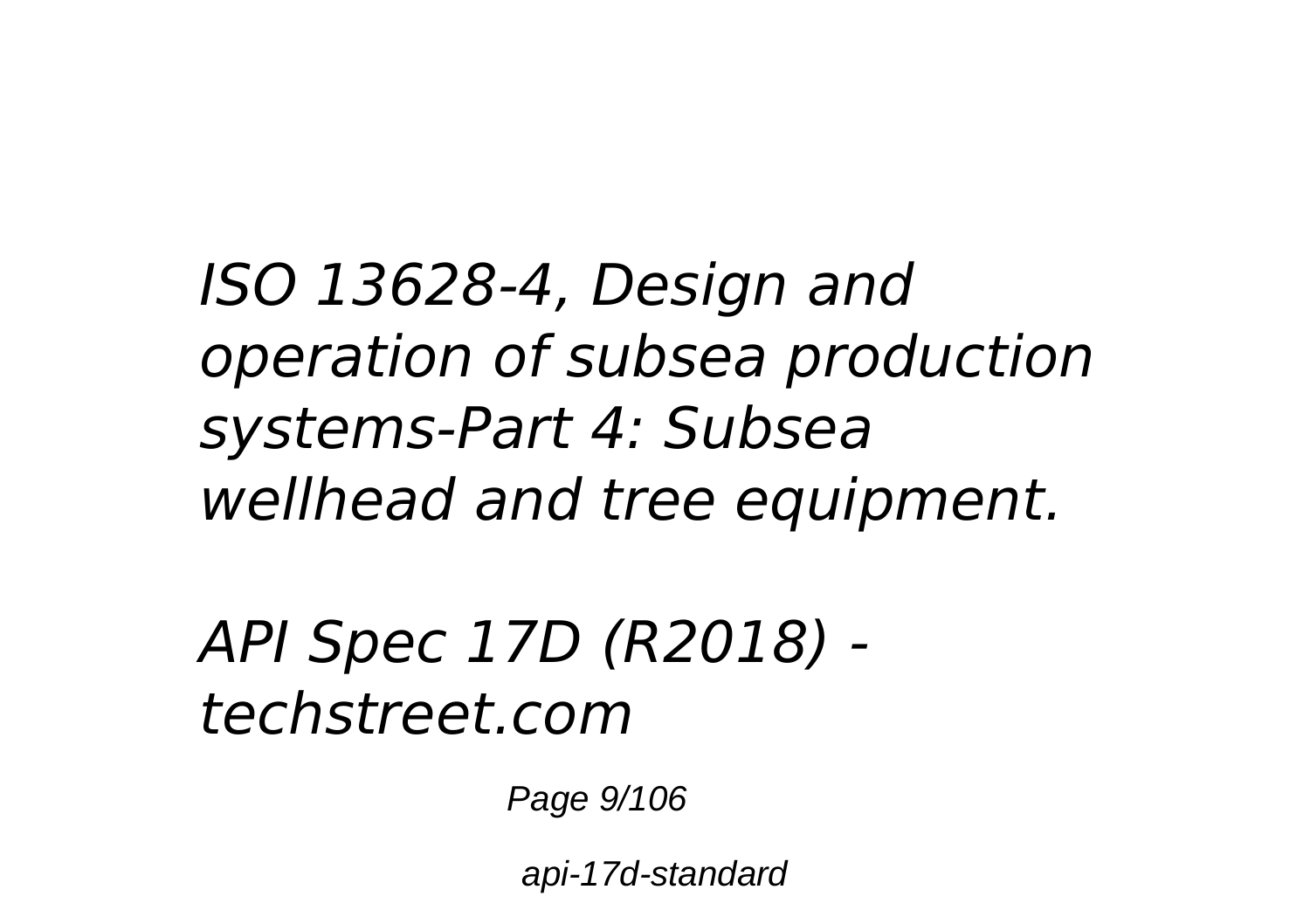*ISO 13628-4, Design and operation of subsea production systems-Part 4: Subsea wellhead and tree equipment.*

*API Spec 17D (R2018) - techstreet.com*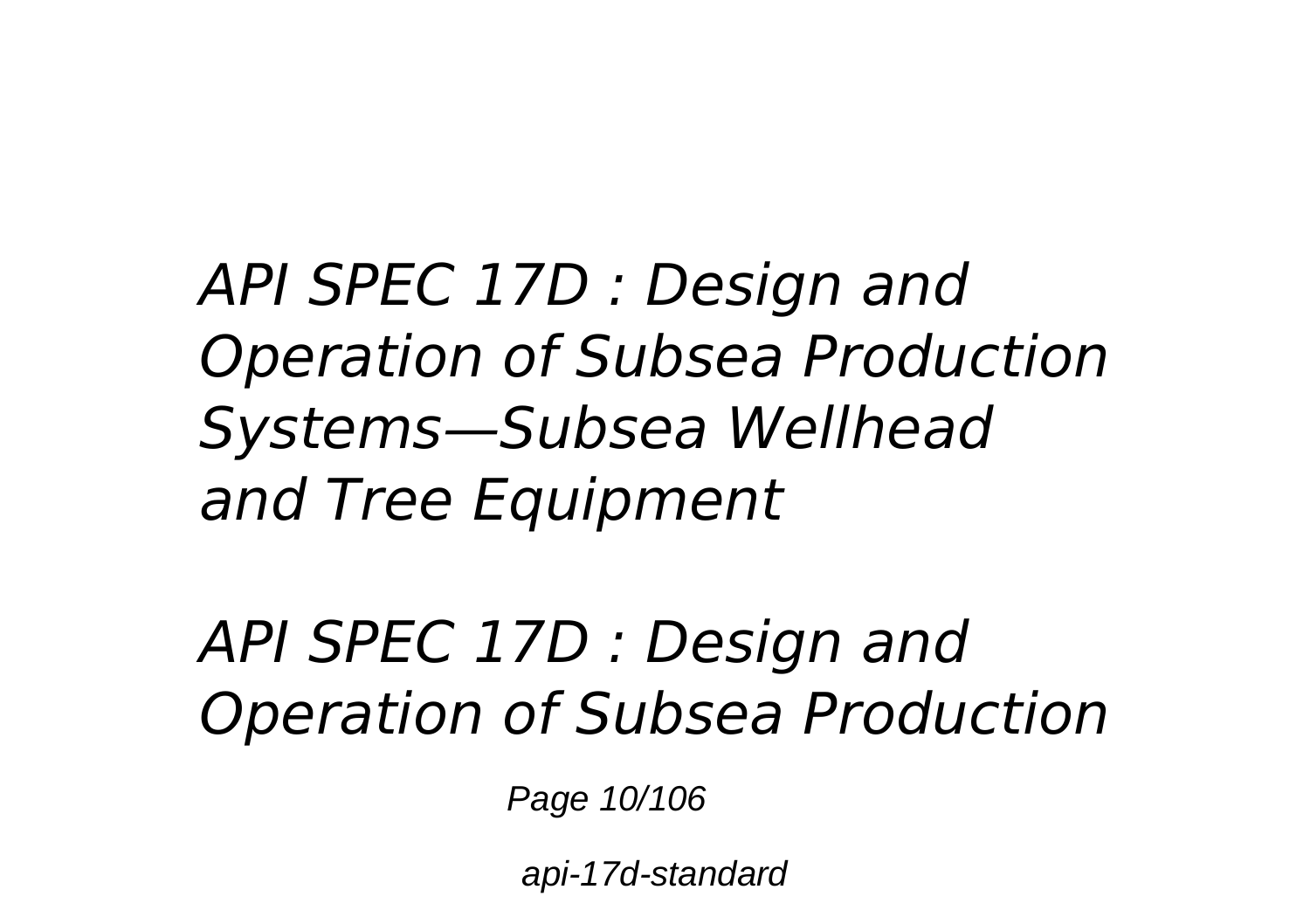*API SPEC 17D : Design and Operation of Subsea Production Systems—Subsea Wellhead and Tree Equipment*

*API SPEC 17D : Design and Operation of Subsea Production*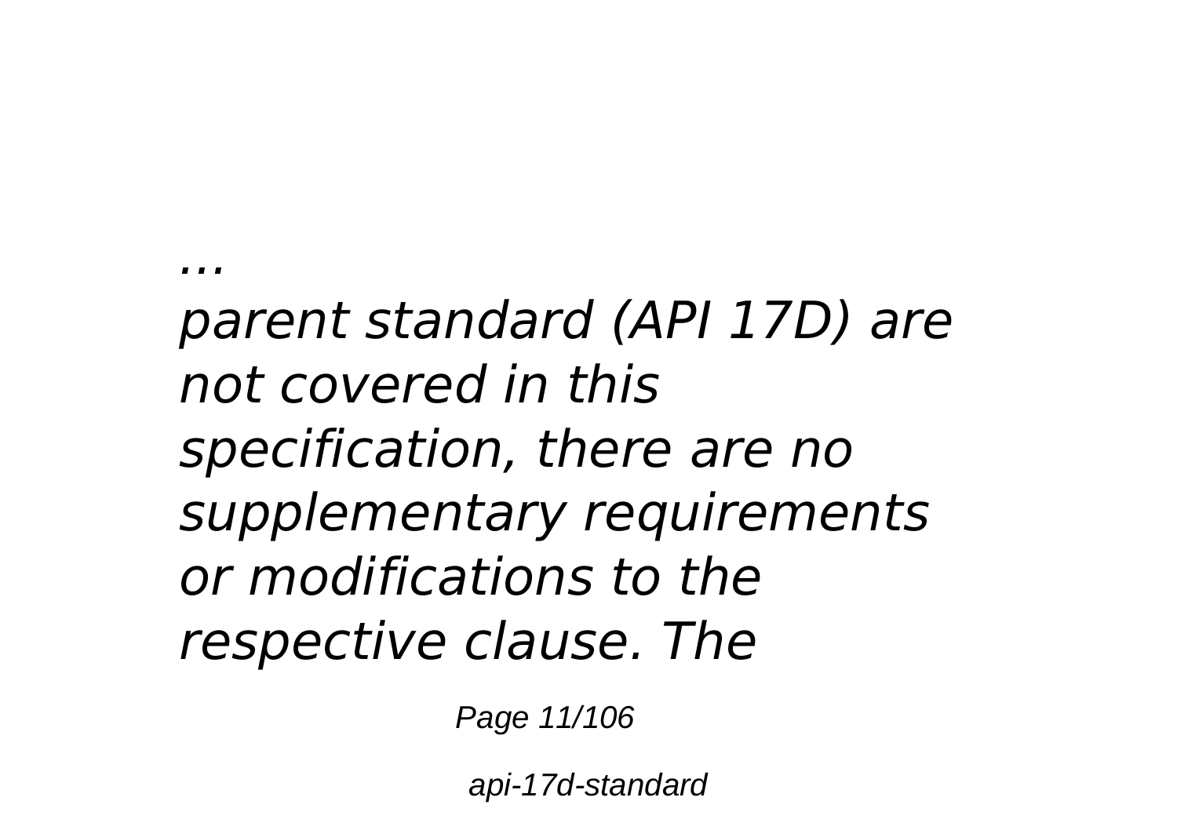*...*

*parent standard (API 17D) are not covered in this specification, there are no supplementary requirements or modifications to the respective clause. The*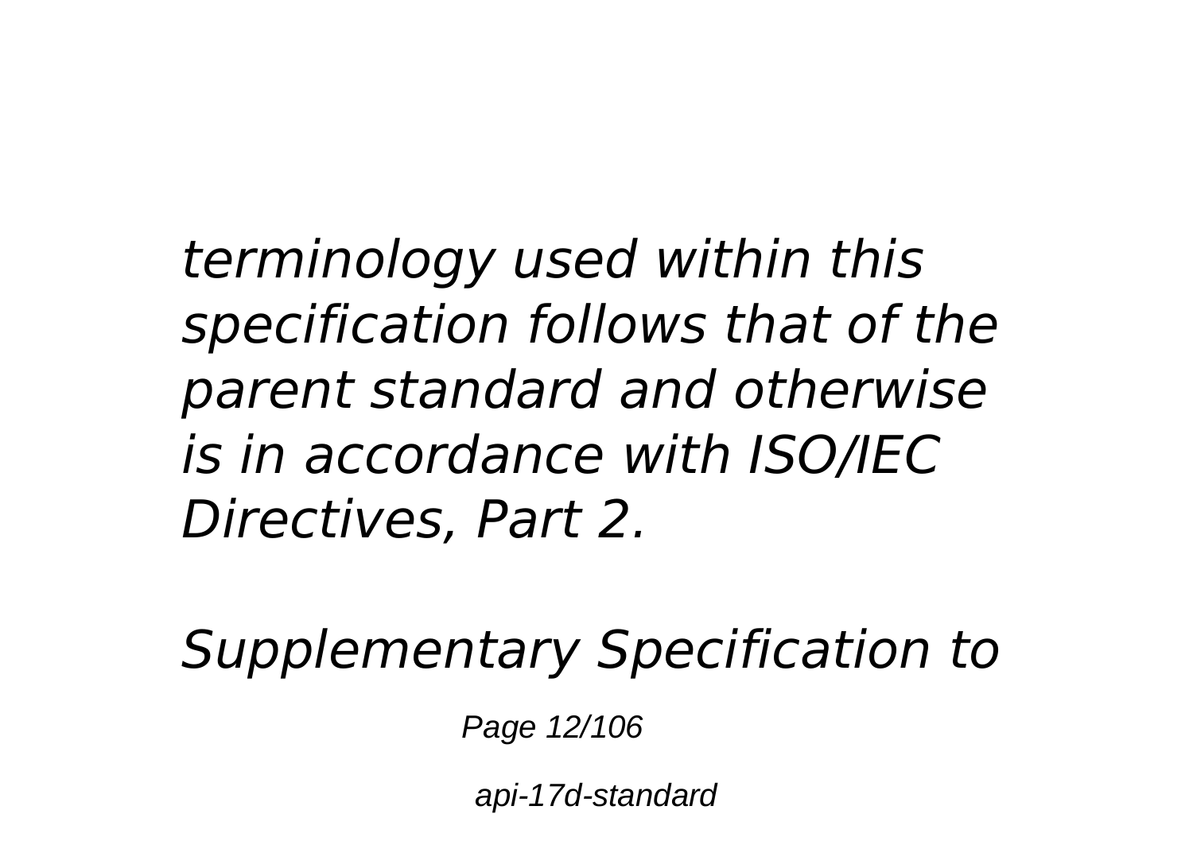*terminology used within this specification follows that of the parent standard and otherwise is in accordance with ISO/IEC Directives, Part 2.*

*Supplementary Specification to*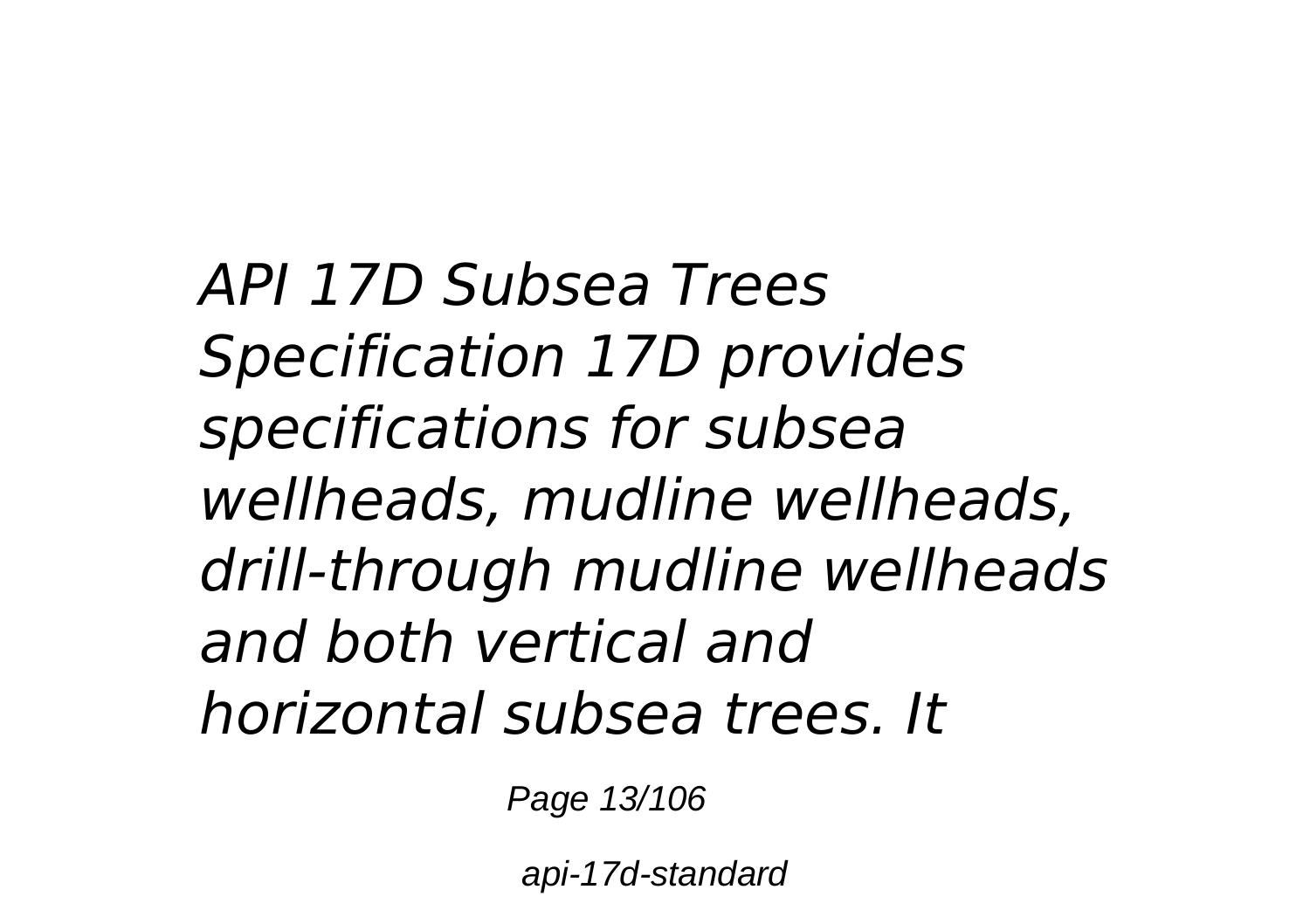*API 17D Subsea Trees Specification 17D provides specifications for subsea wellheads, mudline wellheads, drill-through mudline wellheads and both vertical and horizontal subsea trees. It*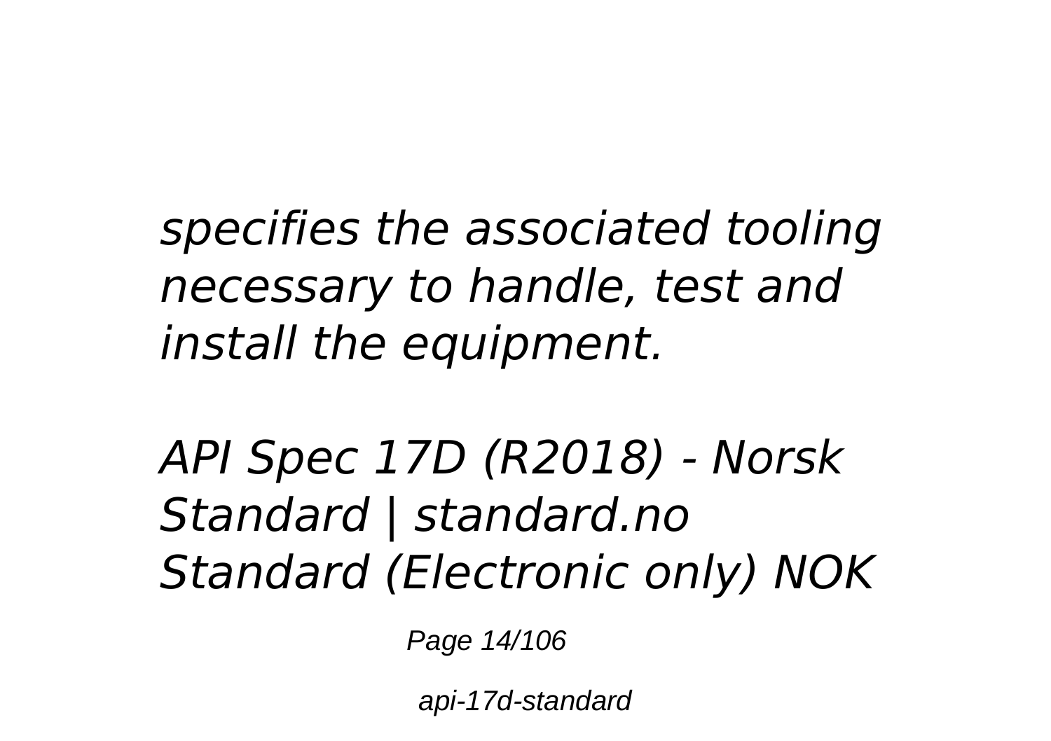*specifies the associated tooling necessary to handle, test and install the equipment.*

*API Spec 17D (R2018) - Norsk Standard | standard.no*
*Standard (Electronic only) NOK*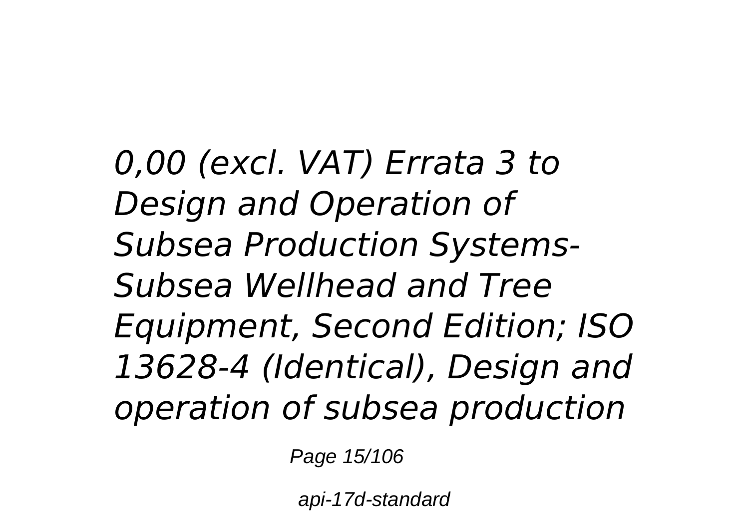*0,00 (excl. VAT) Errata 3 to Design and Operation of Subsea Production Systems-Subsea Wellhead and Tree Equipment, Second Edition; ISO 13628-4 (Identical), Design and operation of subsea production*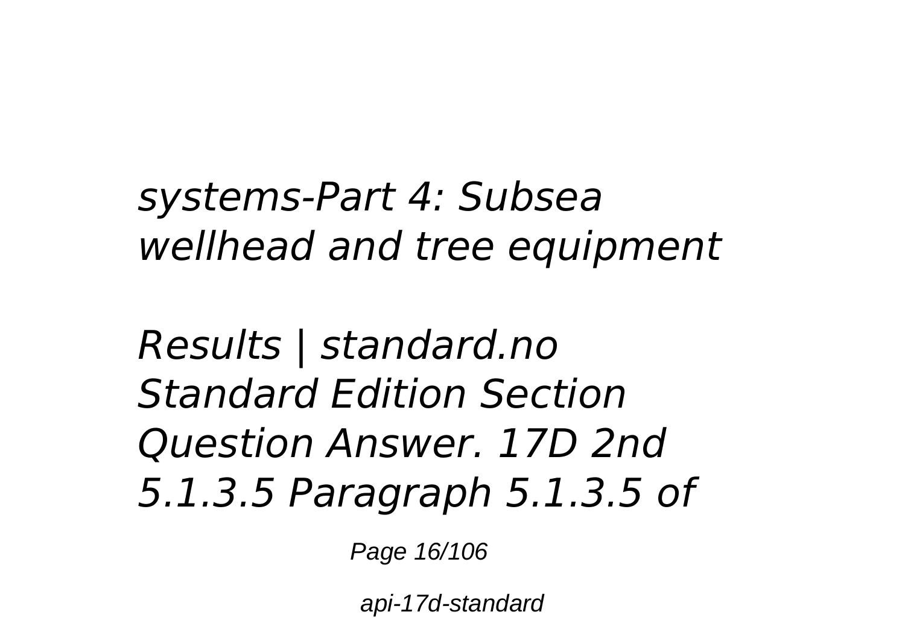*systems-Part 4: Subsea wellhead and tree equipment*

*Results | standard.no Standard Edition Section Question Answer. 17D 2nd 5.1.3.5 Paragraph 5.1.3.5 of*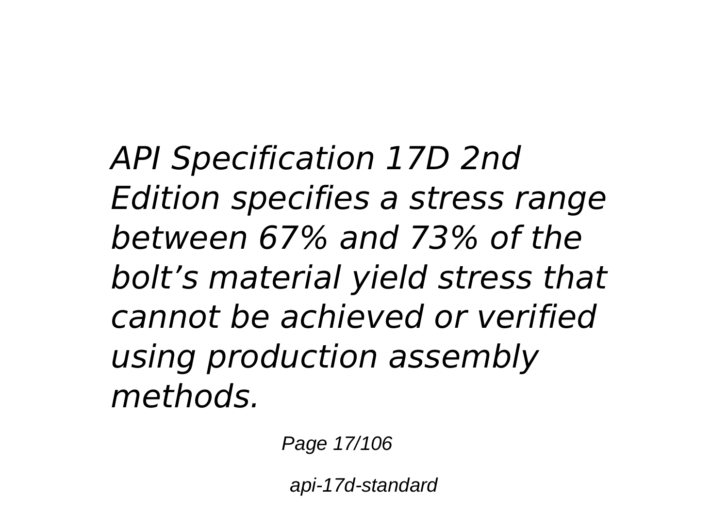*API Specification 17D 2nd Edition specifies a stress range between 67% and 73% of the bolt’s material yield stress that cannot be achieved or verified using production assembly methods.*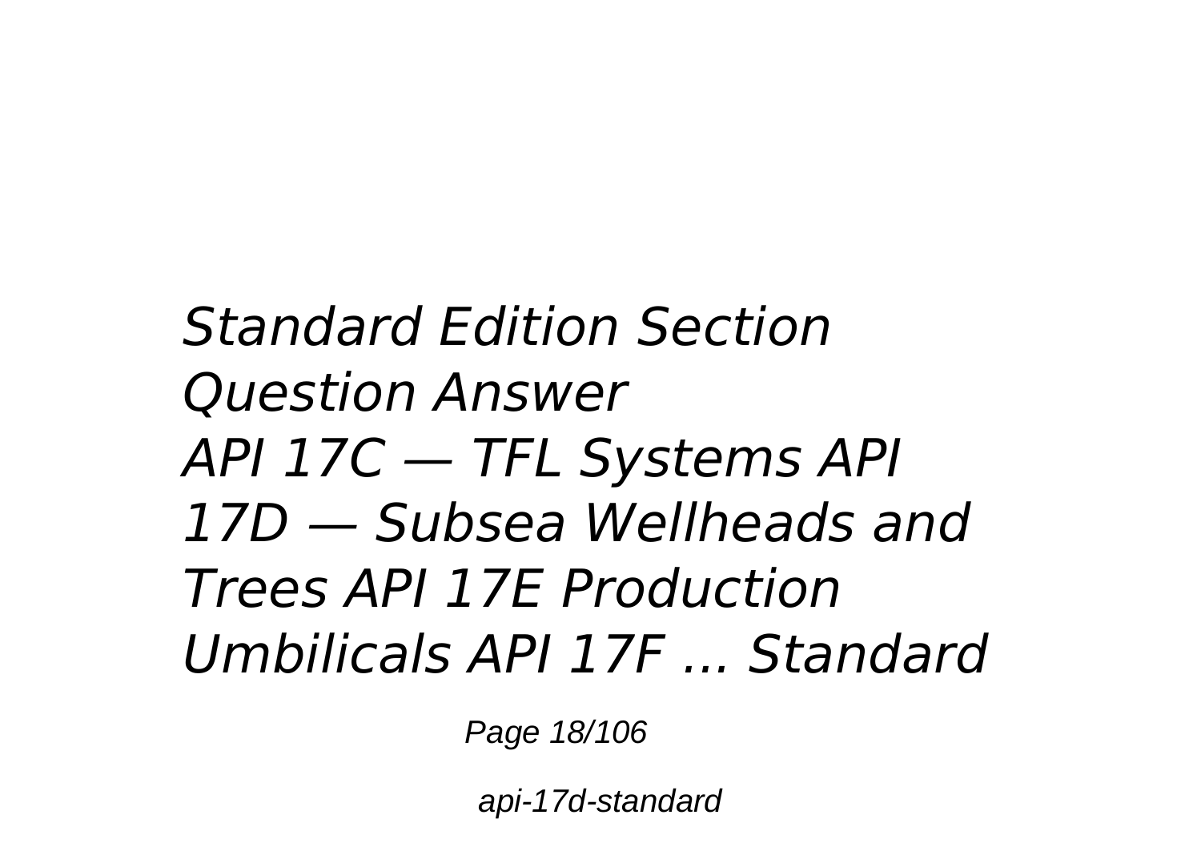*Standard Edition Section Question Answer API 17C — TFL Systems API 17D — Subsea Wellheads and Trees API 17E Production Umbilicals API 17F ... Standard*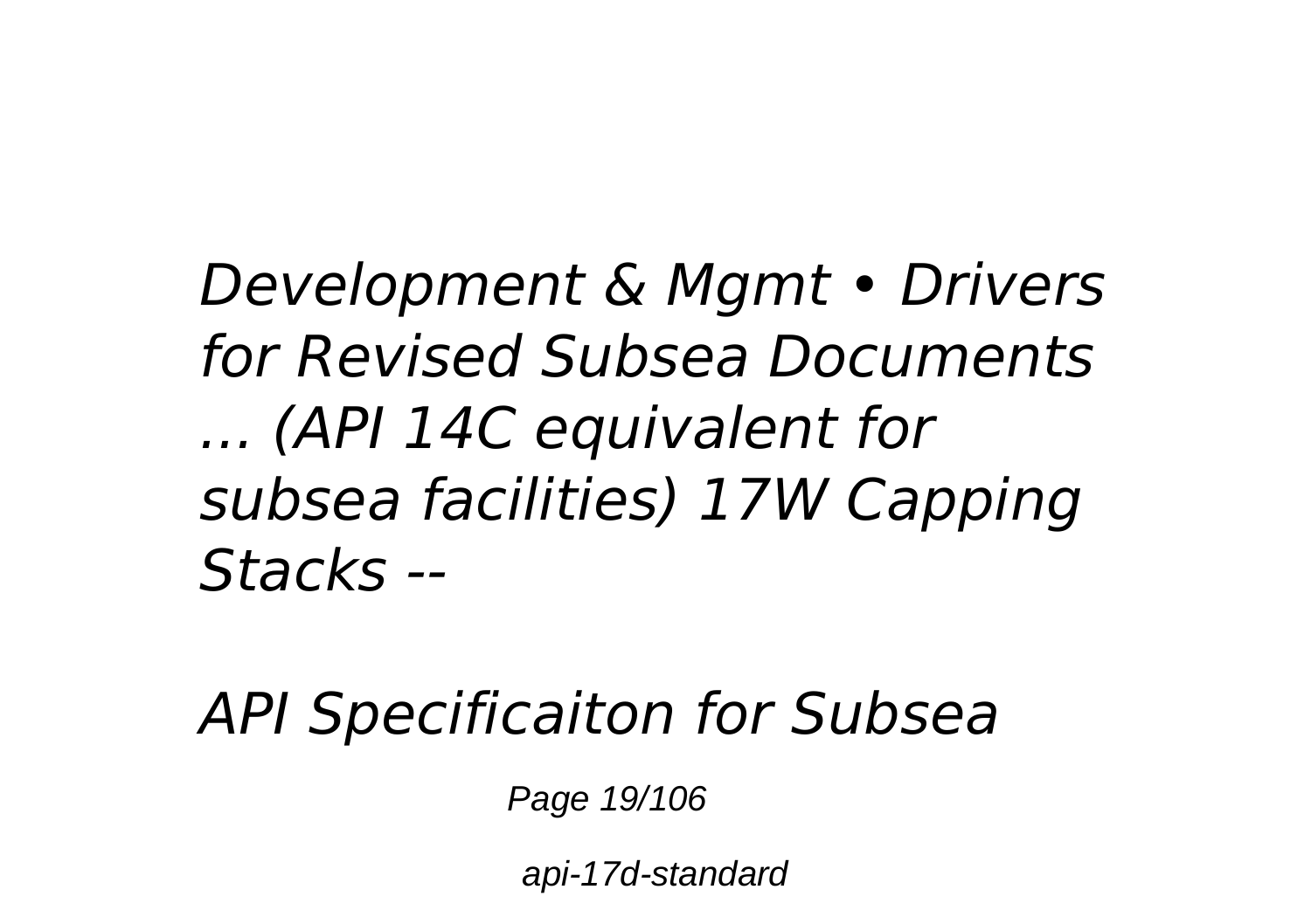*Development & Mgmt • Drivers for Revised Subsea Documents ... (API 14C equivalent for subsea facilities) 17W Capping Stacks --*

*API Specificaiton for Subsea*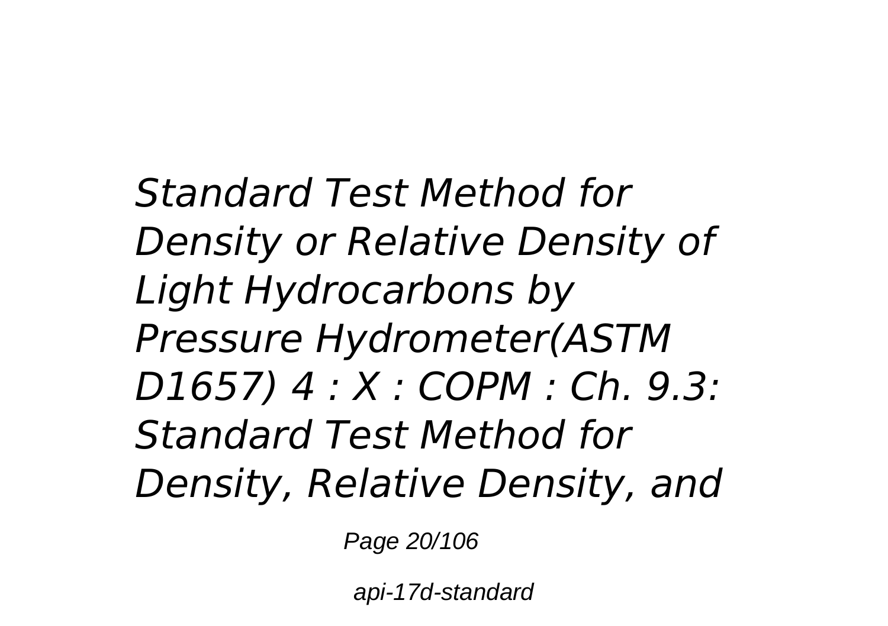*Standard Test Method for Density or Relative Density of Light Hydrocarbons by Pressure Hydrometer(ASTM D1657) 4 : X : COPM : Ch. 9.3: Standard Test Method for Density, Relative Density, and*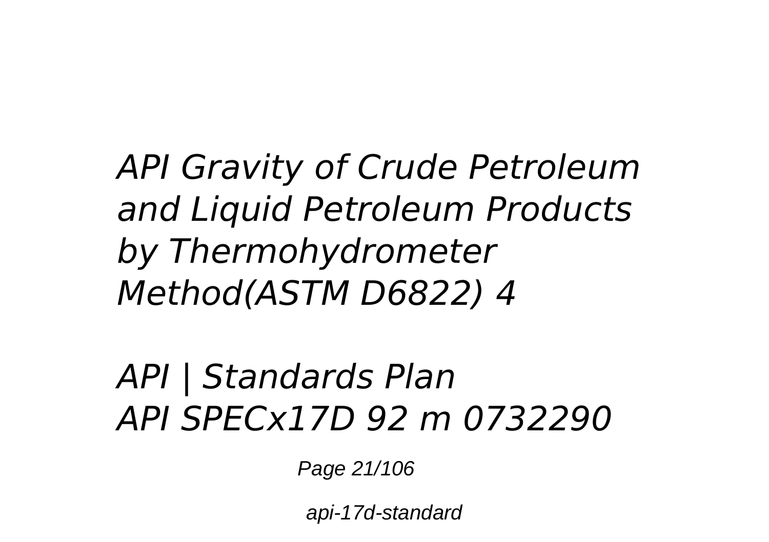*API Gravity of Crude Petroleum and Liquid Petroleum Products by Thermohydrometer Method(ASTM D6822) 4*

*API | Standards Plan*
*API SPECx17D 92 m 0732290*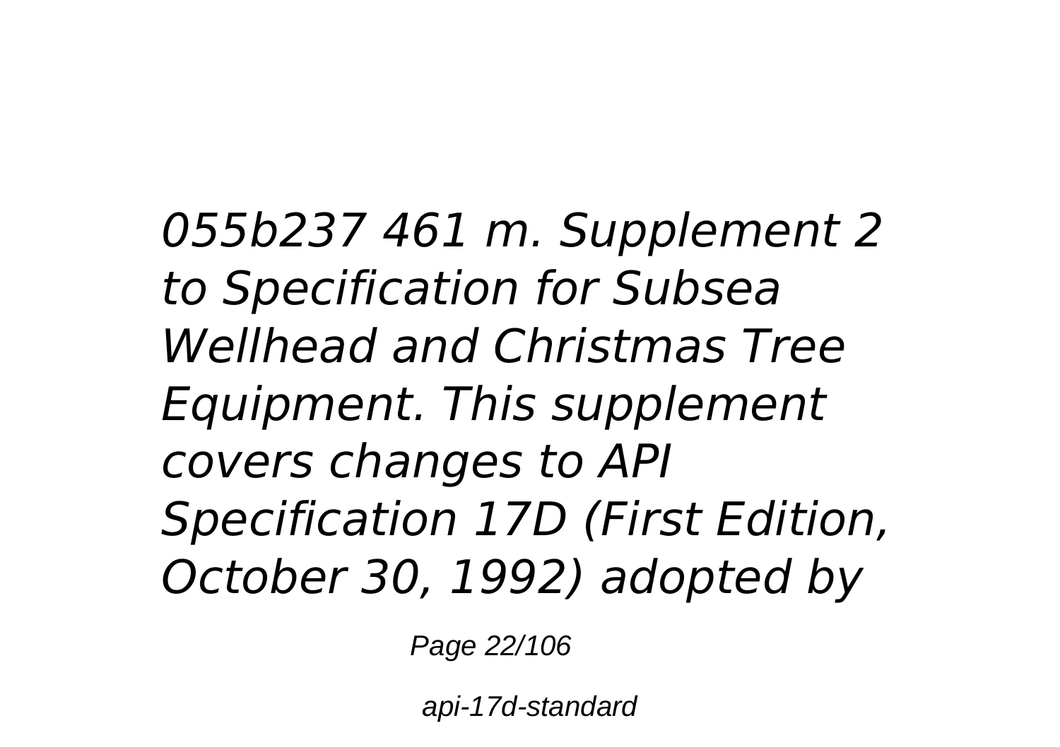*055b237 461 m. Supplement 2 to Specification for Subsea Wellhead and Christmas Tree Equipment. This supplement covers changes to API Specification 17D (First Edition, October 30, 1992) adopted by*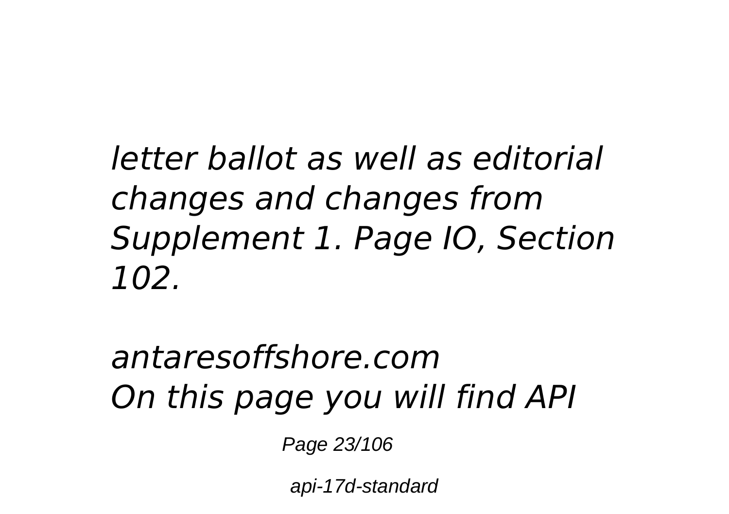*letter ballot as well as editorial changes and changes from Supplement 1. Page IO, Section 102.*

*antaresoffshore.com*
*On this page you will find API*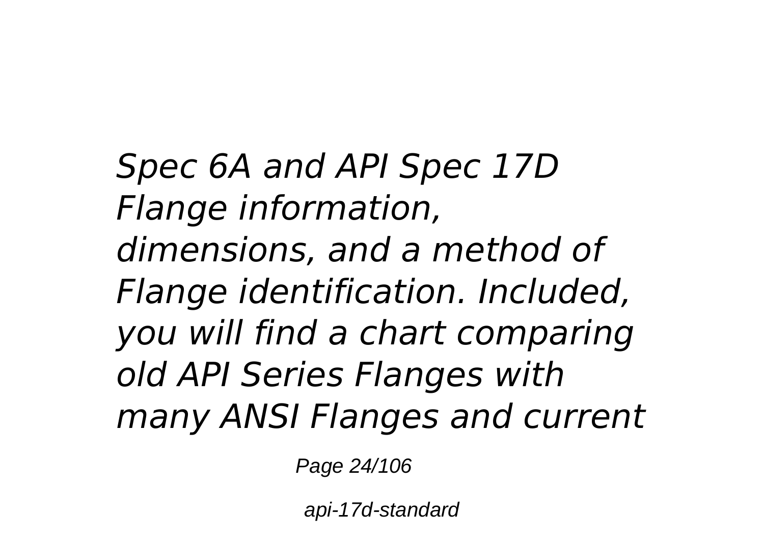*Spec 6A and API Spec 17D Flange information, dimensions, and a method of Flange identification. Included, you will find a chart comparing old API Series Flanges with many ANSI Flanges and current*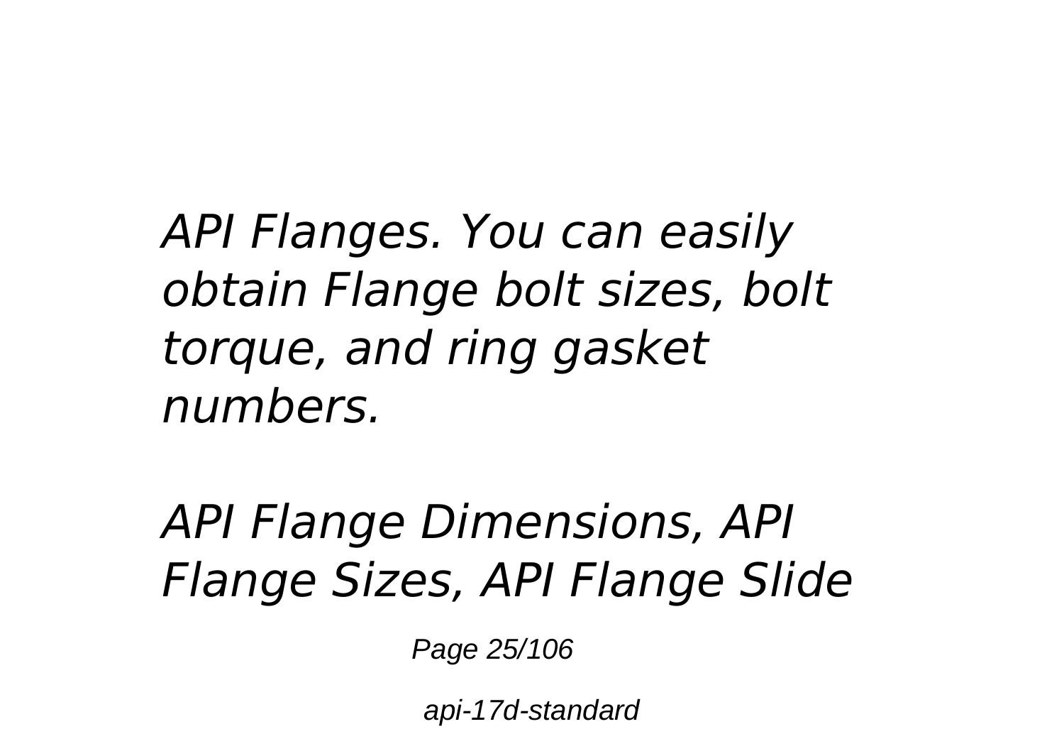*API Flanges. You can easily obtain Flange bolt sizes, bolt torque, and ring gasket numbers.*

*API Flange Dimensions, API Flange Sizes, API Flange Slide*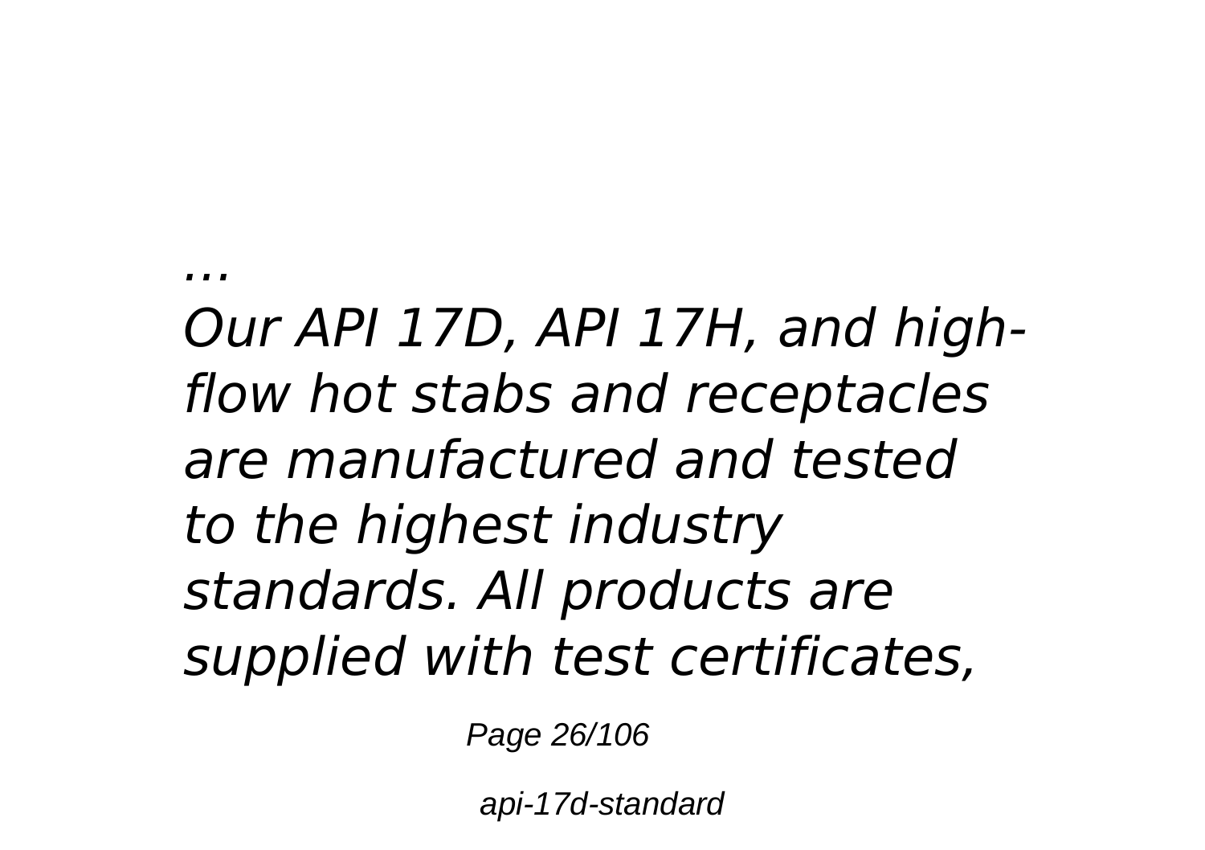*...*

*Our API 17D, API 17H, and high-flow hot stabs and receptacles are manufactured and tested to the highest industry standards. All products are supplied with test certificates,*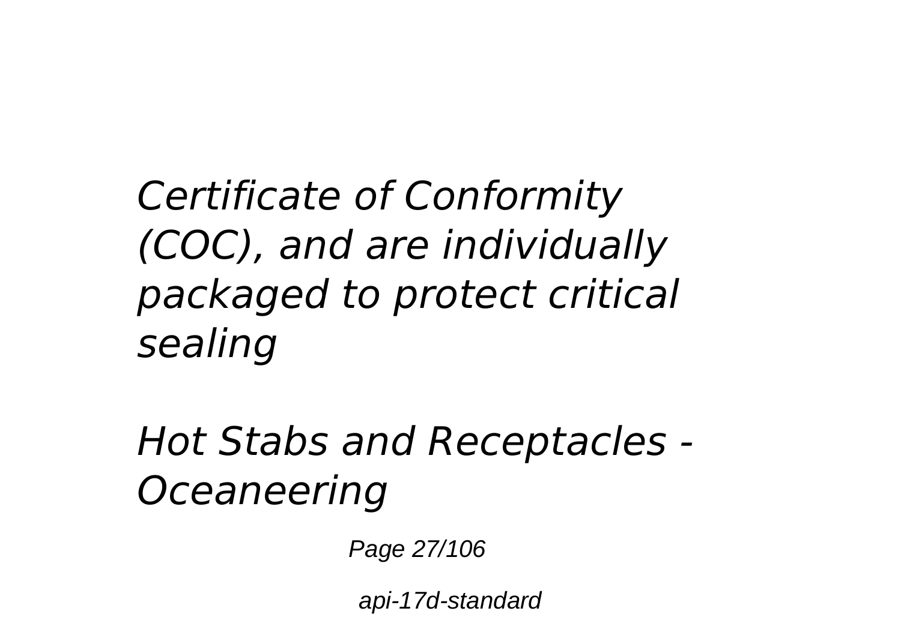*Certificate of Conformity (COC), and are individually packaged to protect critical sealing*

## *Hot Stabs and Receptacles - Oceaneering*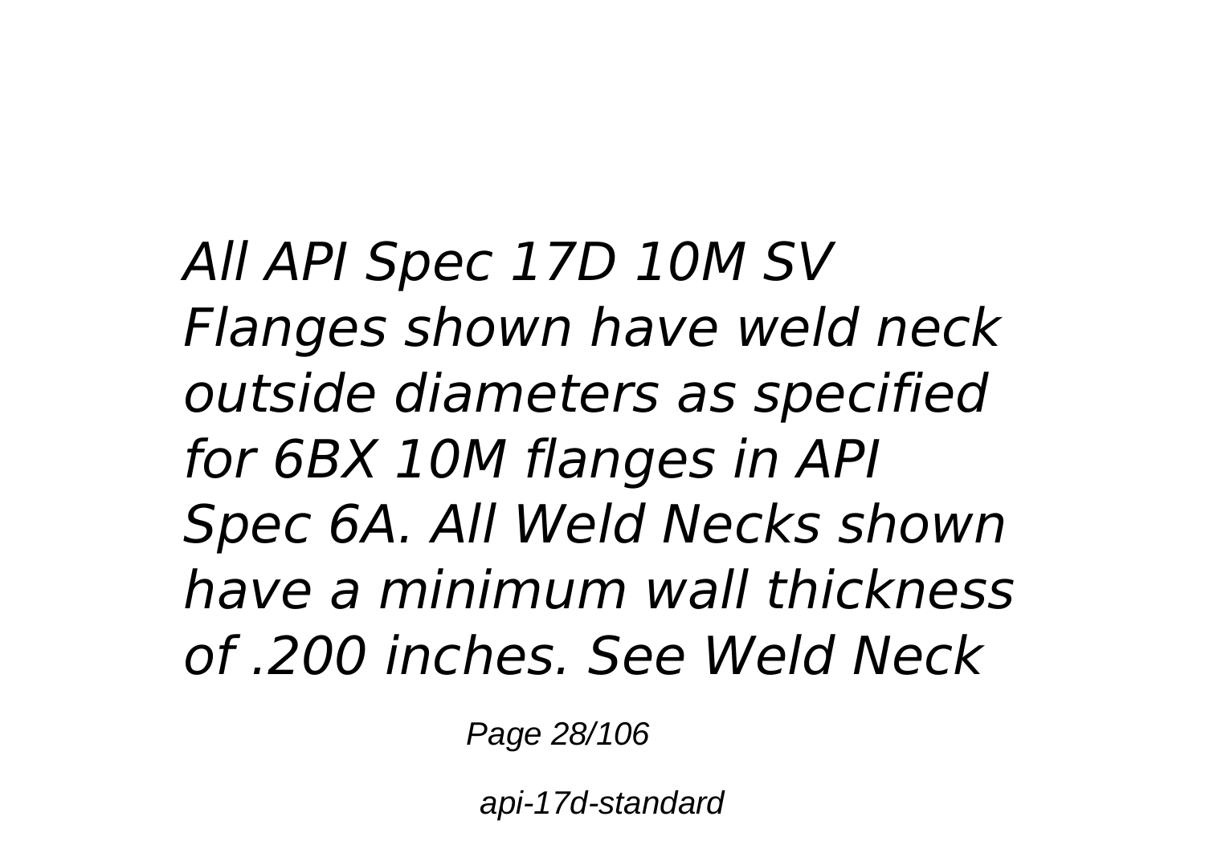*All API Spec 17D 10M SV Flanges shown have weld neck outside diameters as specified for 6BX 10M flanges in API Spec 6A. All Weld Necks shown have a minimum wall thickness of .200 inches. See Weld Neck*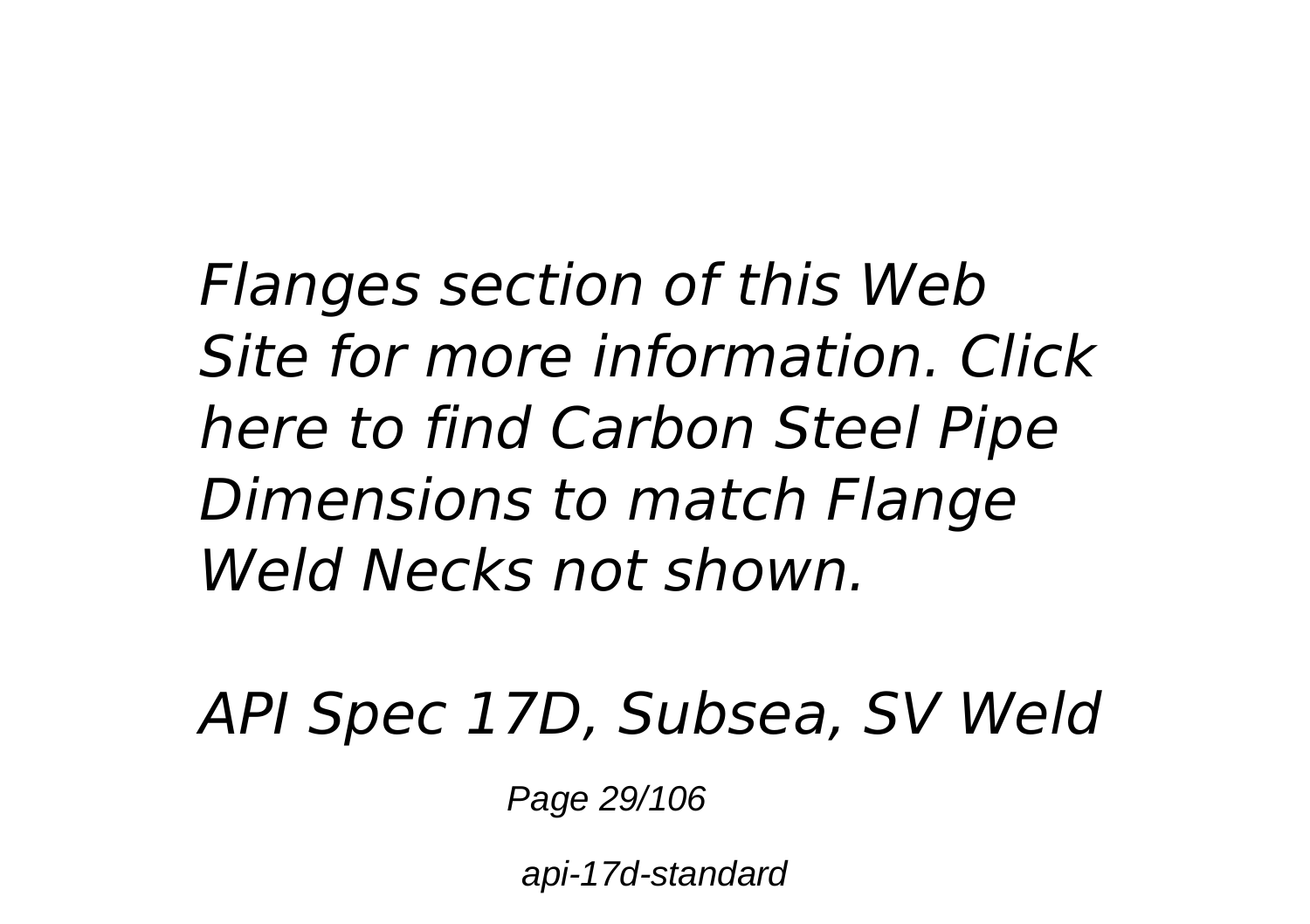*Flanges section of this Web Site for more information. Click here to find Carbon Steel Pipe Dimensions to match Flange Weld Necks not shown.*

*API Spec 17D, Subsea, SV Weld*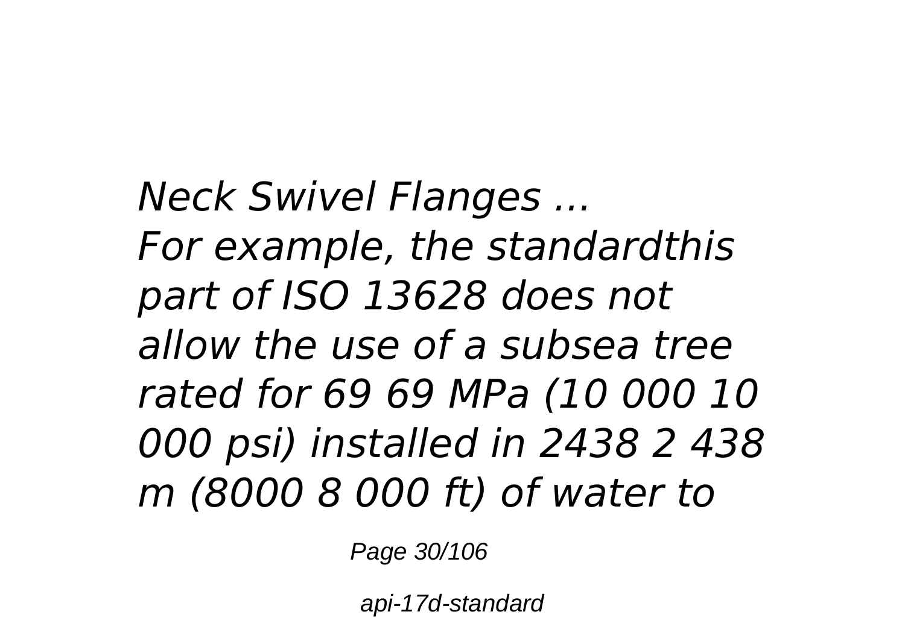*Neck Swivel Flanges ...*
*For example, the standardthis part of ISO 13628 does not allow the use of a subsea tree rated for 69 69 MPa (10 000 10 000 psi) installed in 2438 2 438 m (8000 8 000 ft) of water to*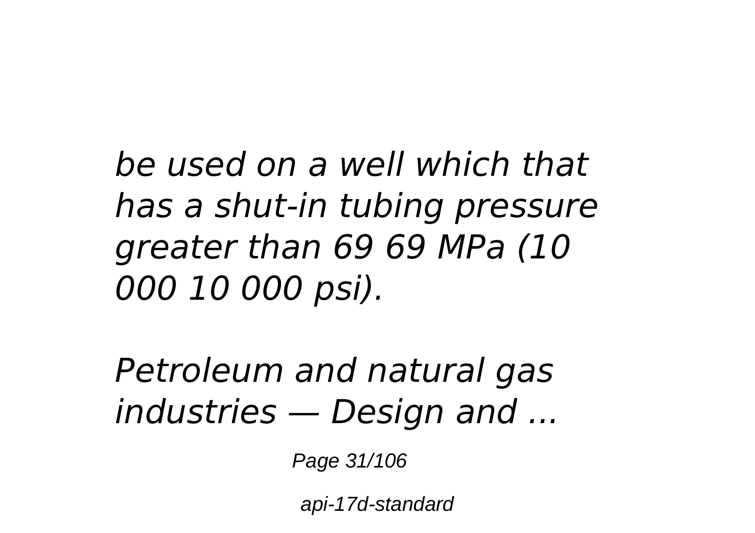*be used on a well which that has a shut-in tubing pressure greater than 69 69 MPa (10 000 10 000 psi).*

*Petroleum and natural gas industries — Design and ...*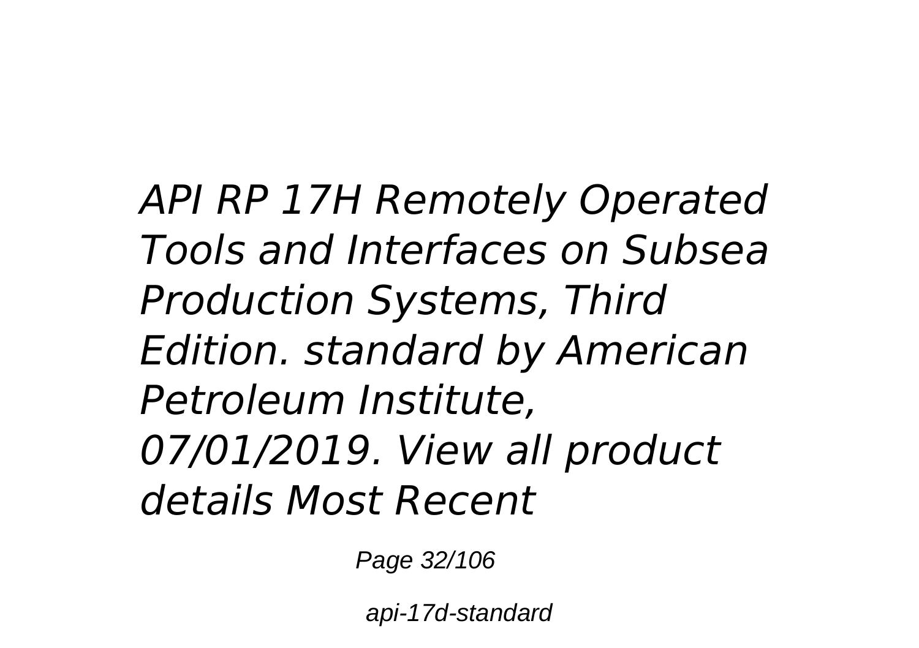*API RP 17H Remotely Operated Tools and Interfaces on Subsea Production Systems, Third Edition. standard by American Petroleum Institute, 07/01/2019. View all product details Most Recent*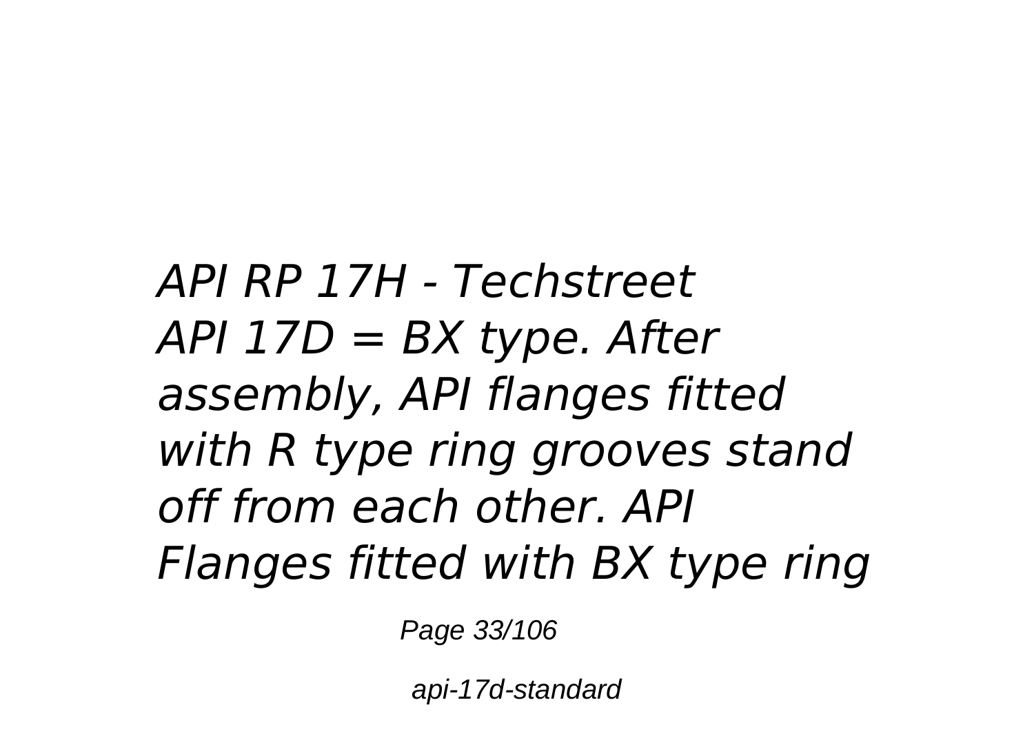*API RP 17H - Techstreet*
*API 17D = BX type. After assembly, API flanges fitted with R type ring grooves stand off from each other. API Flanges fitted with BX type ring*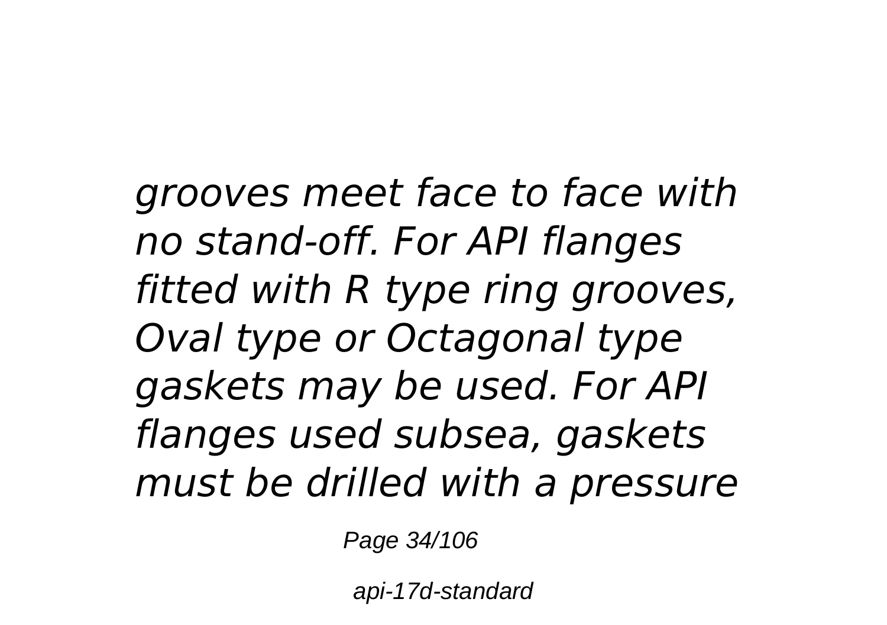*grooves meet face to face with no stand-off. For API flanges fitted with R type ring grooves, Oval type or Octagonal type gaskets may be used. For API flanges used subsea, gaskets must be drilled with a pressure*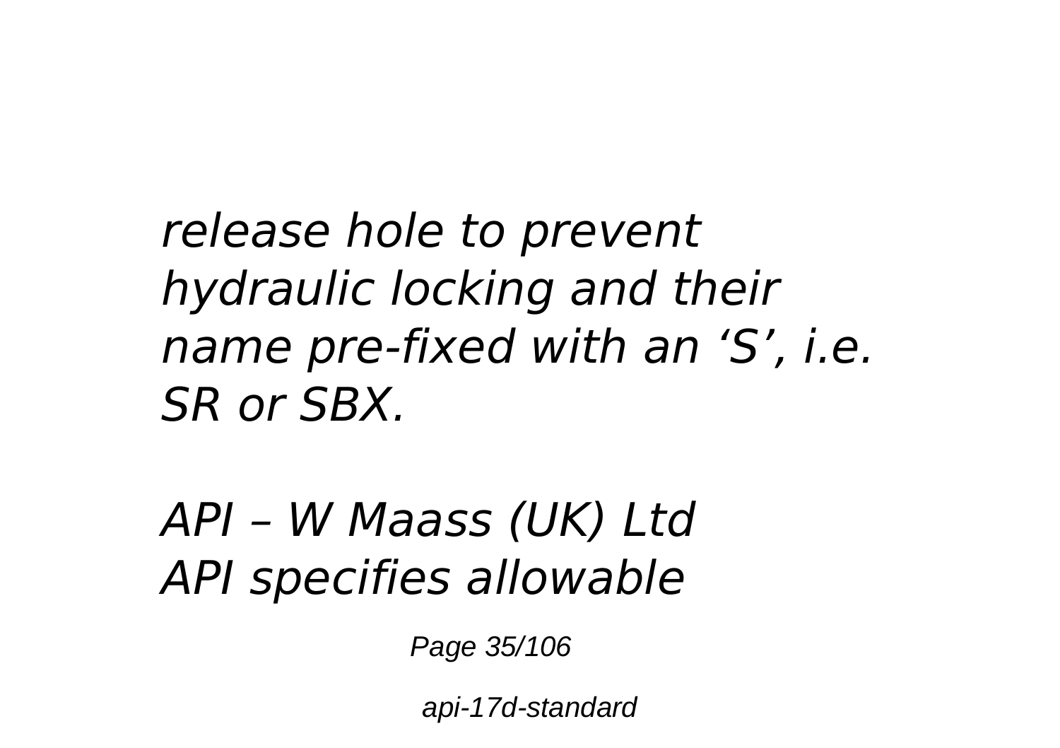*release hole to prevent hydraulic locking and their name pre-fixed with an ‘S’, i.e. SR or SBX.*

*API – W Maass (UK) Ltd*
*API specifies allowable*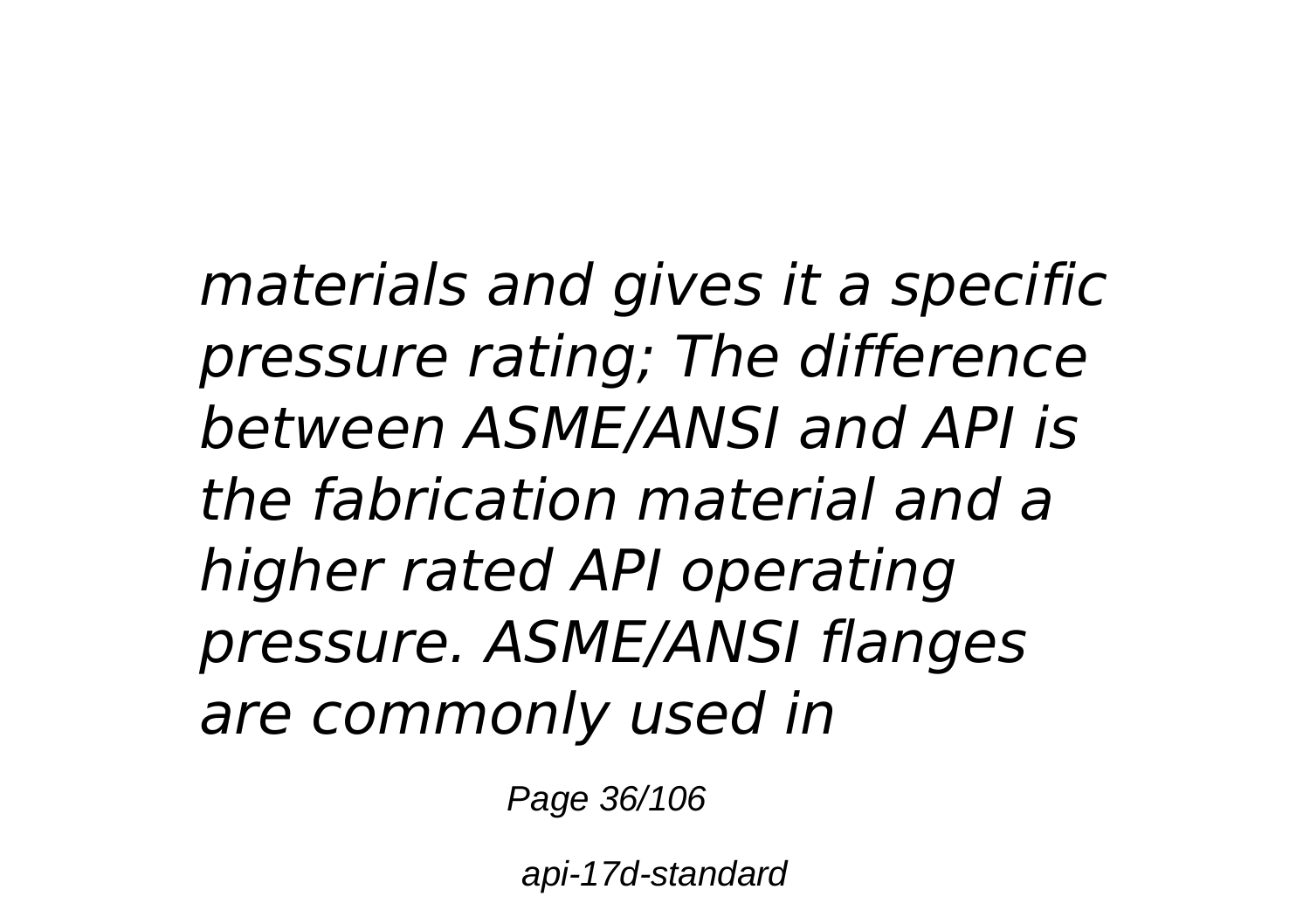*materials and gives it a specific pressure rating; The difference between ASME/ANSI and API is the fabrication material and a higher rated API operating pressure. ASME/ANSI flanges are commonly used in*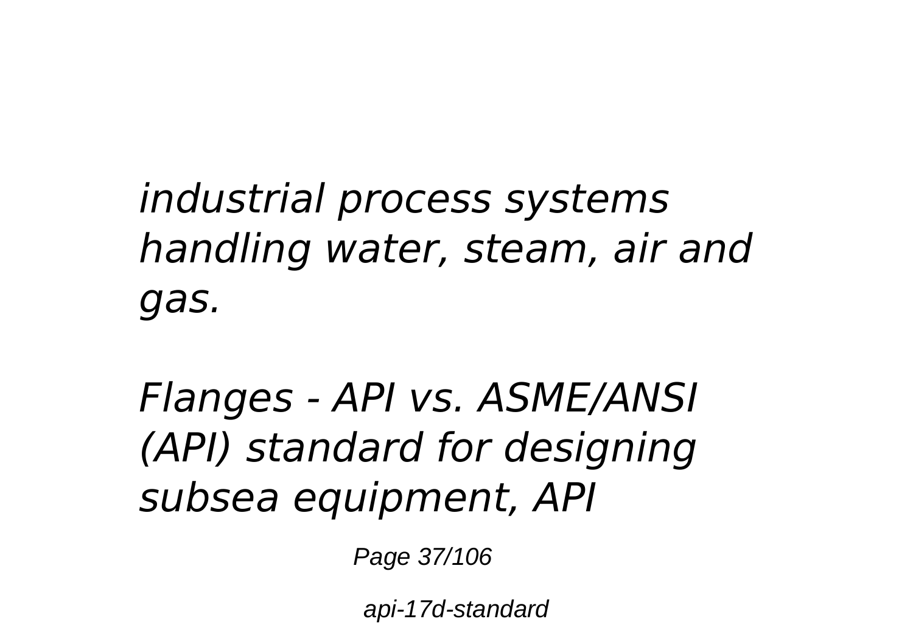*industrial process systems handling water, steam, air and gas.*

*Flanges - API vs. ASME/ANSI (API) standard for designing subsea equipment, API*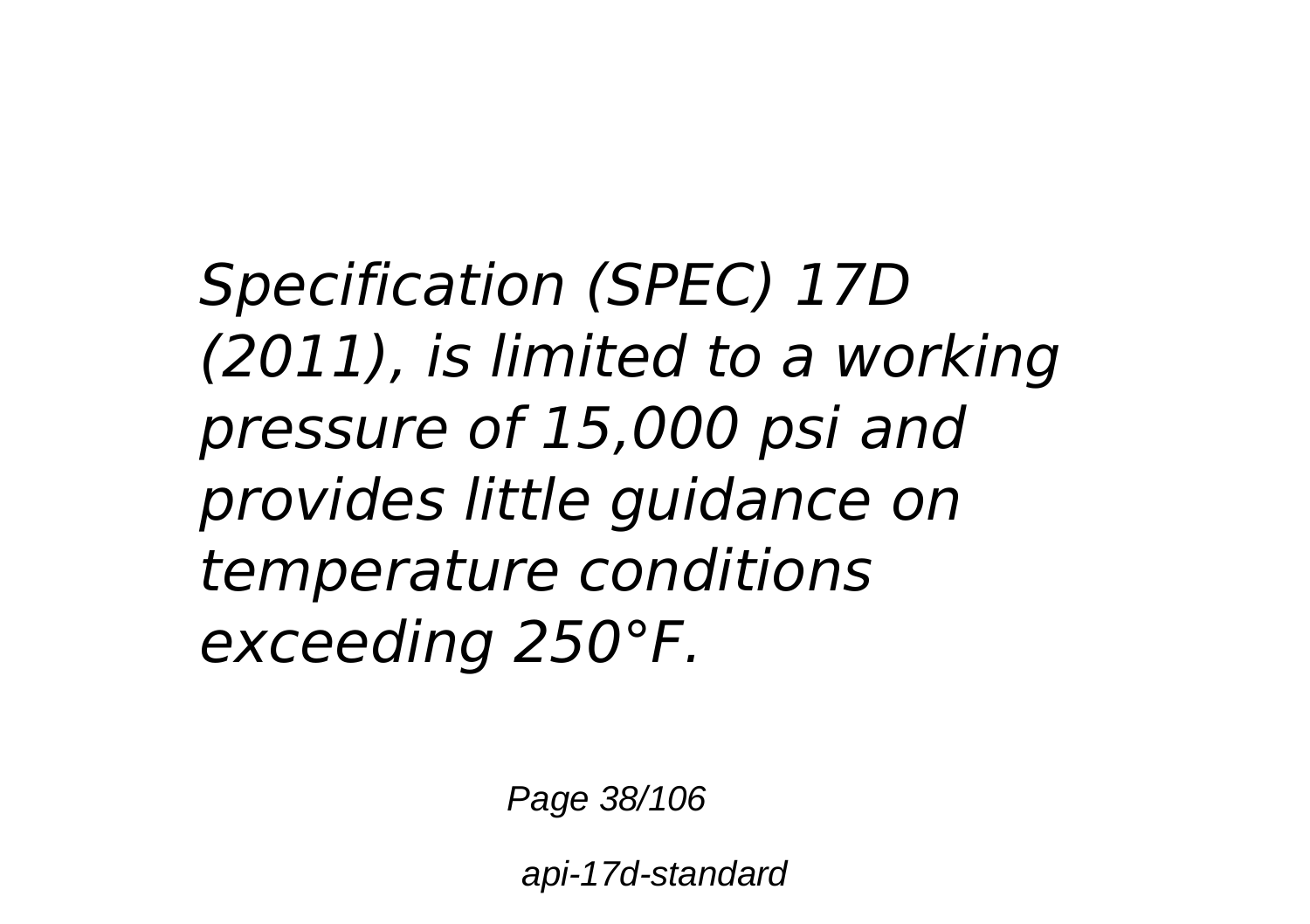*Specification (SPEC) 17D (2011), is limited to a working pressure of 15,000 psi and provides little guidance on temperature conditions exceeding 250°F.*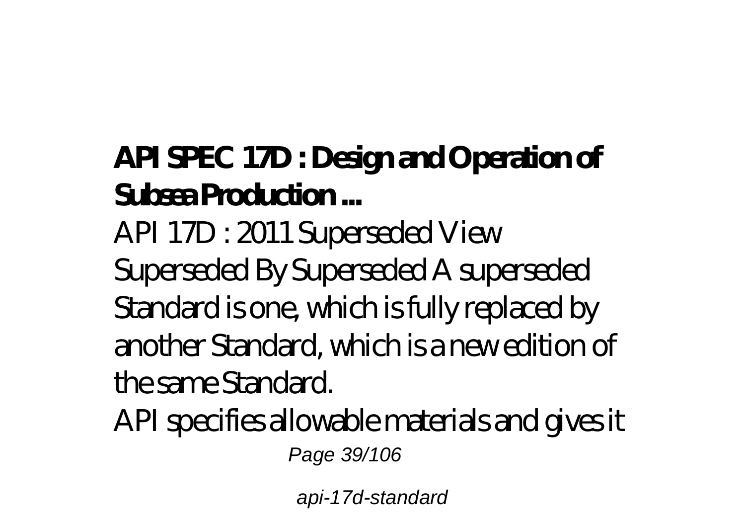**API SPEC 17D : Design and Operation of Subsea Production ...**

API 17D : 2011 Superseded View Superseded By Superseded A superseded Standard is one, which is fully replaced by another Standard, which is a new edition of the same Standard.

API specifies allowable materials and gives it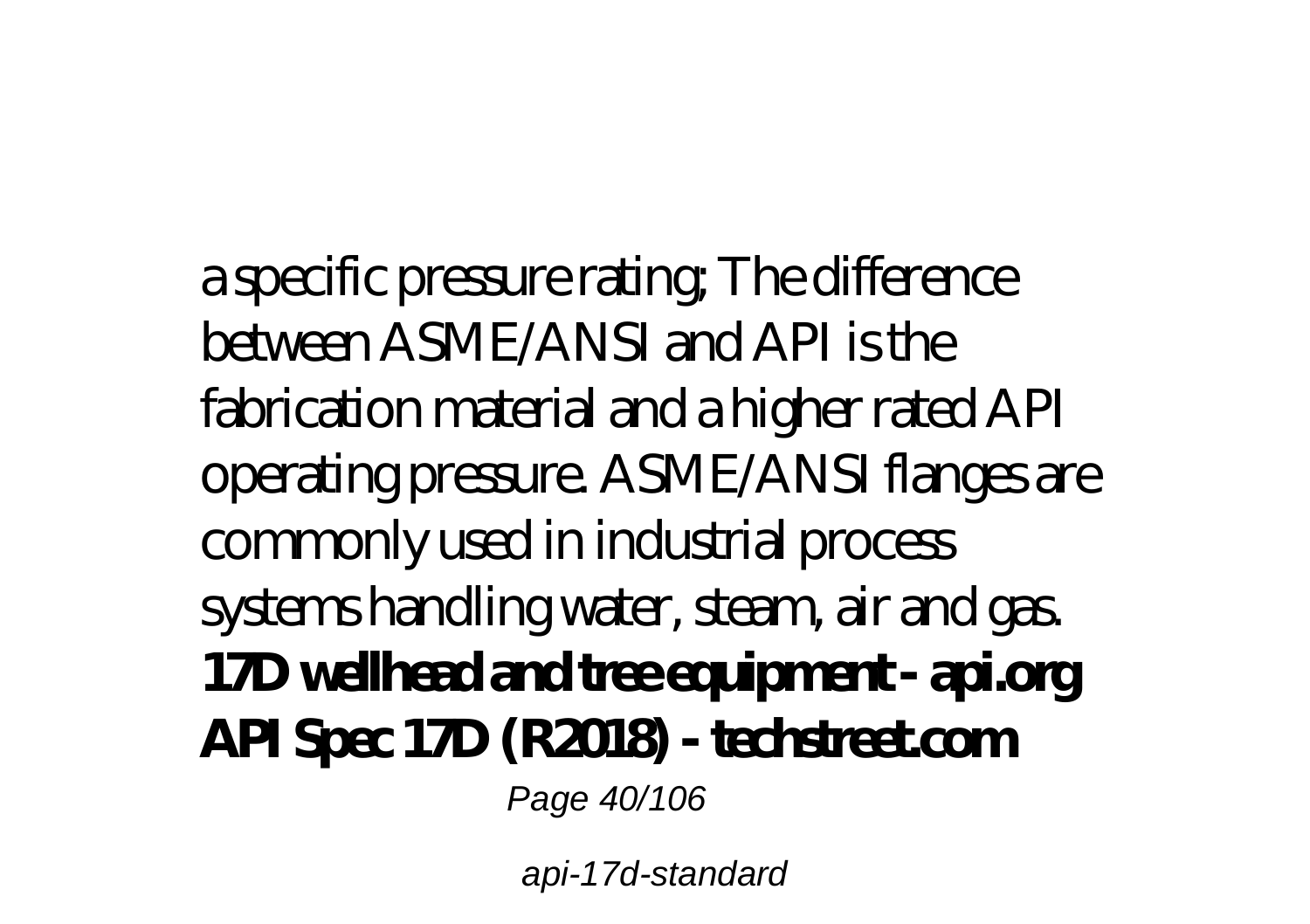a specific pressure rating; The difference between ASME/ANSI and API is the fabrication material and a higher rated API operating pressure. ASME/ANSI flanges are commonly used in industrial process systems handling water, steam, air and gas.
**17D wellhead and tree equipment - api.org**
**API Spec 17D (R2018) - techstreet.com**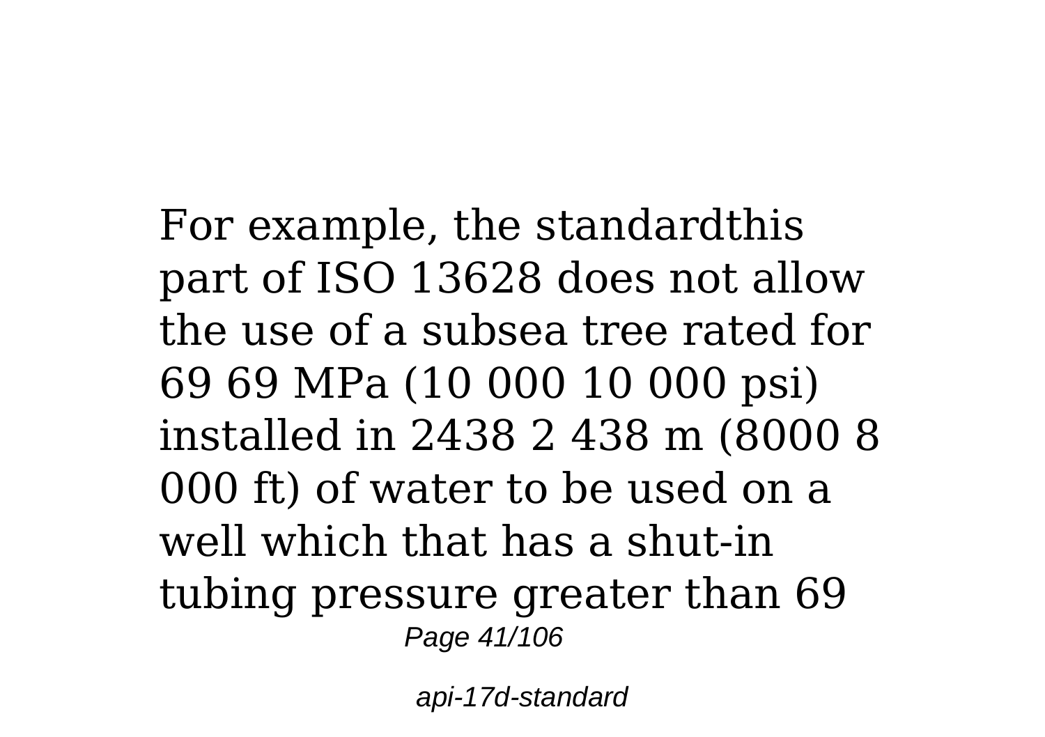For example, the standardthis part of ISO 13628 does not allow the use of a subsea tree rated for 69 69 MPa (10 000 10 000 psi) installed in 2438 2 438 m (8000 8 000 ft) of water to be used on a well which that has a shut-in tubing pressure greater than 69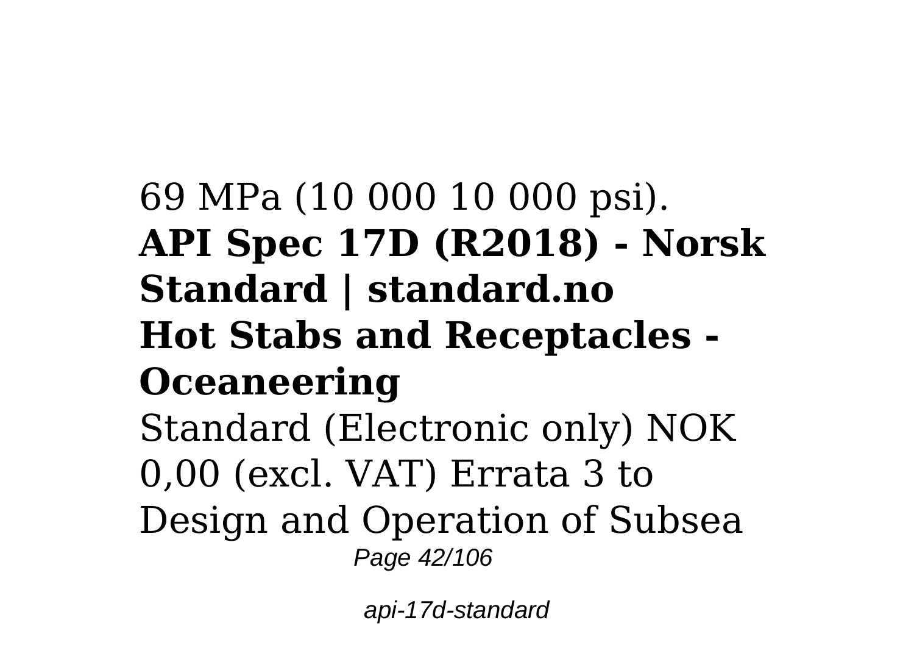69 MPa (10 000 10 000 psi).

**API Spec 17D (R2018) - Norsk Standard | standard.no**

**Hot Stabs and Receptacles - Oceaneering**

Standard (Electronic only) NOK 0,00 (excl. VAT) Errata 3 to Design and Operation of Subsea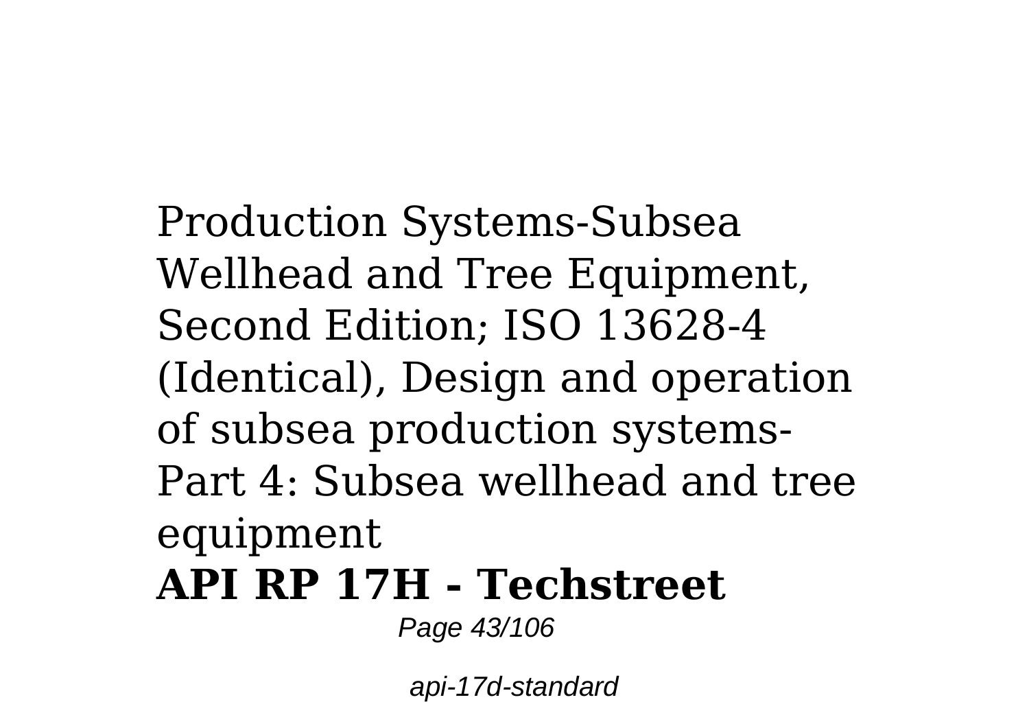Production Systems-Subsea Wellhead and Tree Equipment, Second Edition; ISO 13628-4 (Identical), Design and operation of subsea production systems-Part 4: Subsea wellhead and tree equipment

**API RP 17H - Techstreet**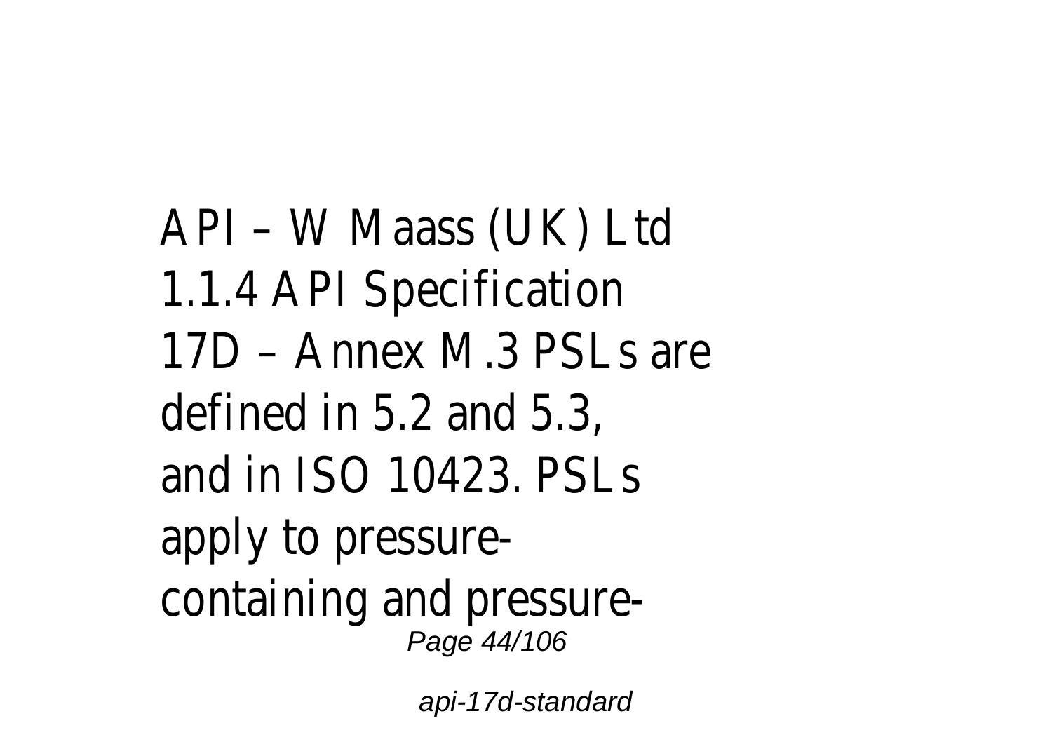API – W Maass (UK) Ltd 1.1.4 API Specification 17D – Annex M.3 PSLs are defined in 5.2 and 5.3, and in ISO 10423. PSLs apply to pressure-containing and pressure-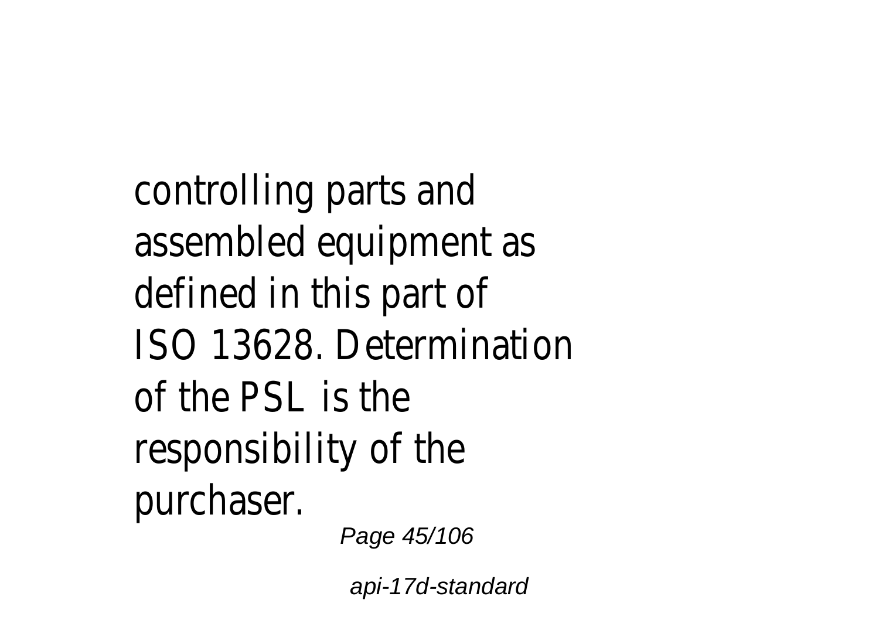controlling parts and assembled equipment as defined in this part of ISO 13628. Determination of the PSL is the responsibility of the purchaser.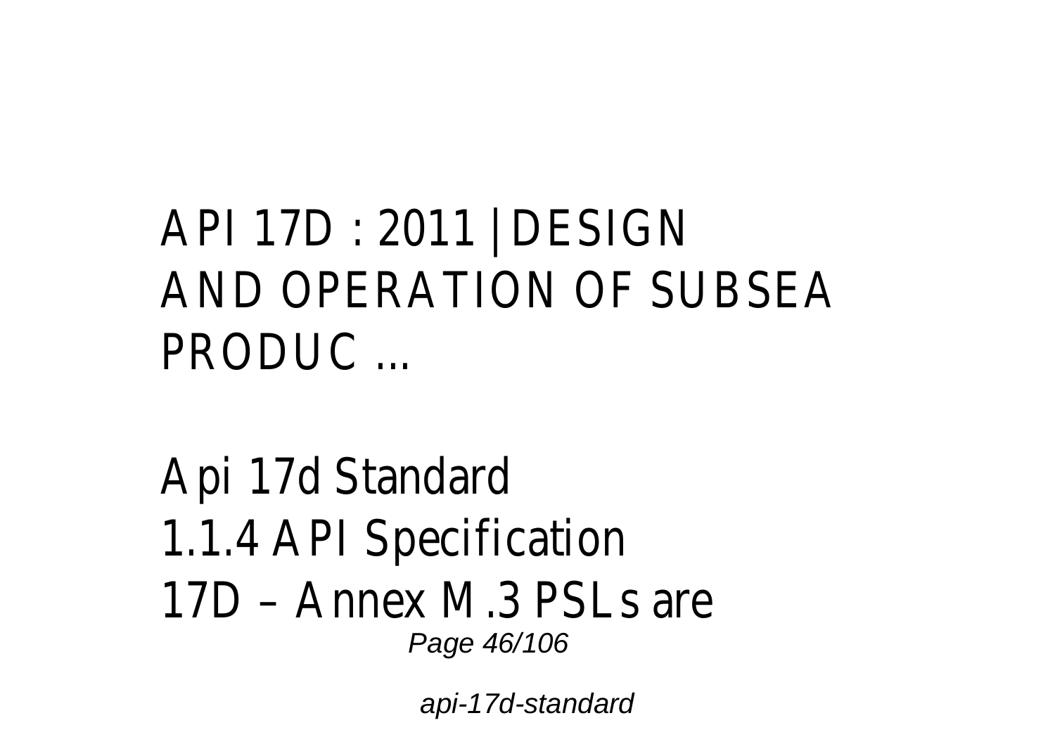API 17D : 2011 | DESIGN AND OPERATION OF SUBSEA PRODUC ...

Api 17d Standard
1.1.4 API Specification 17D – Annex M.3 PSLs are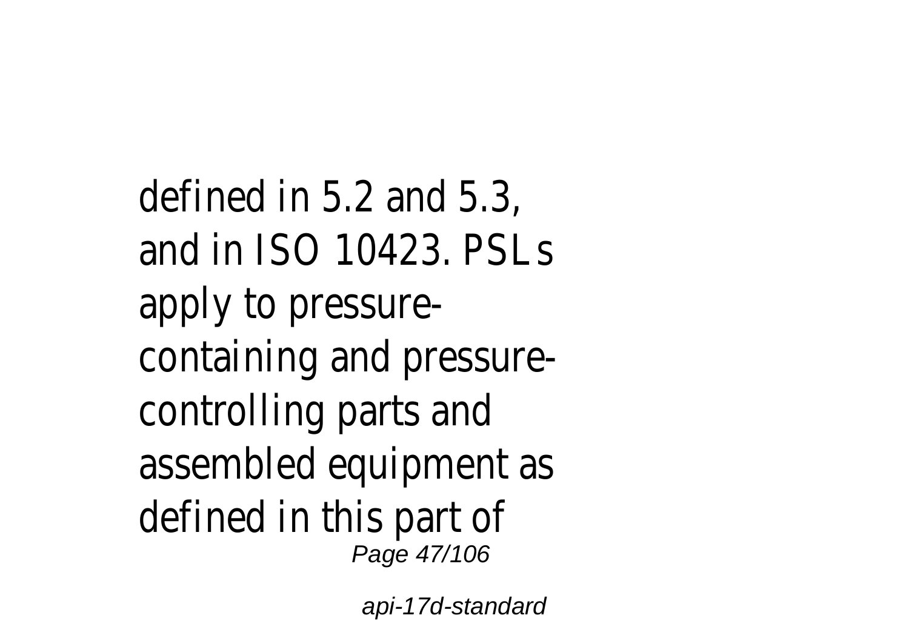defined in 5.2 and 5.3, and in ISO 10423. PSLs apply to pressure-containing and pressure-controlling parts and assembled equipment as defined in this part of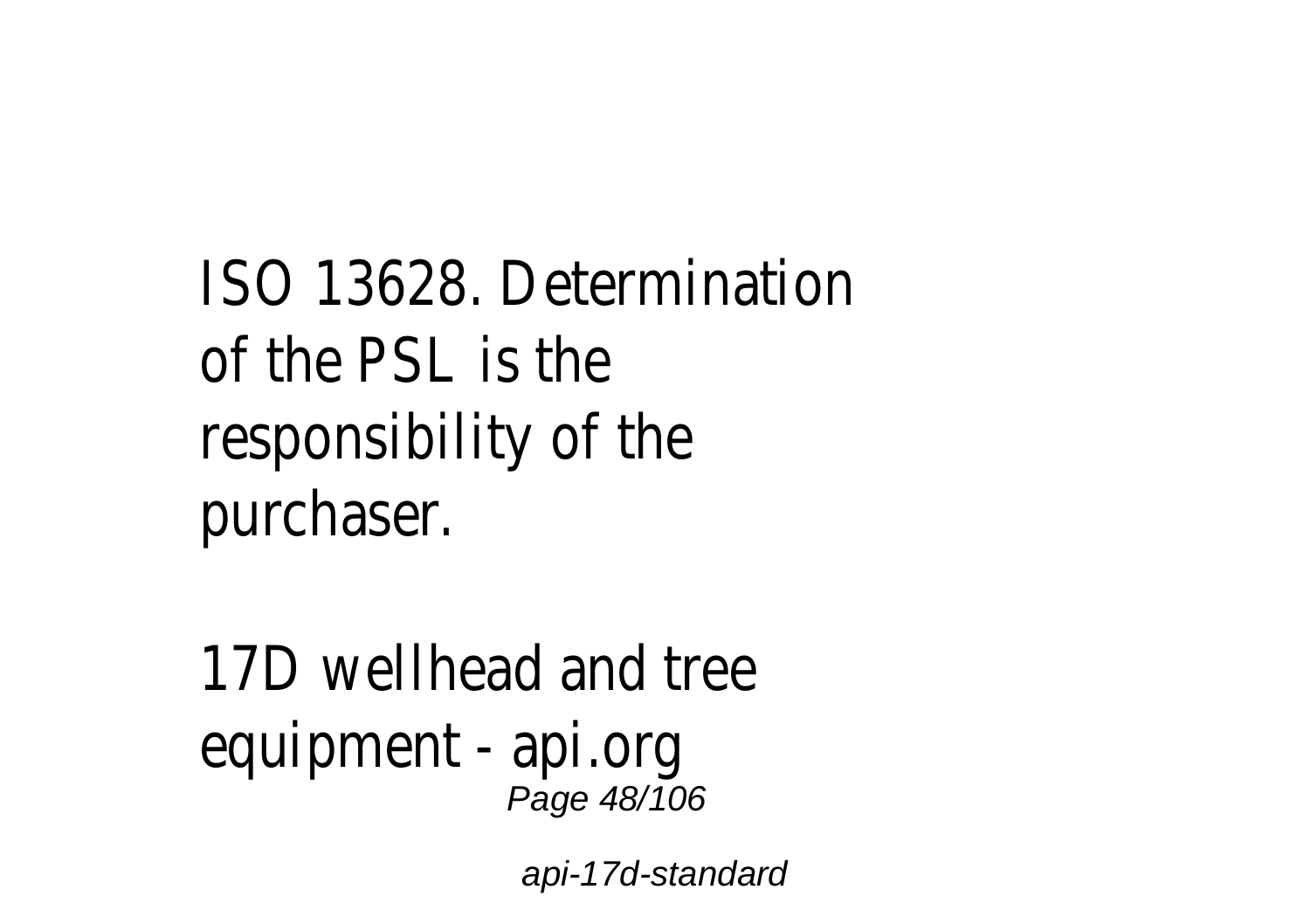ISO 13628. Determination of the PSL is the responsibility of the purchaser.

17D wellhead and tree equipment - api.org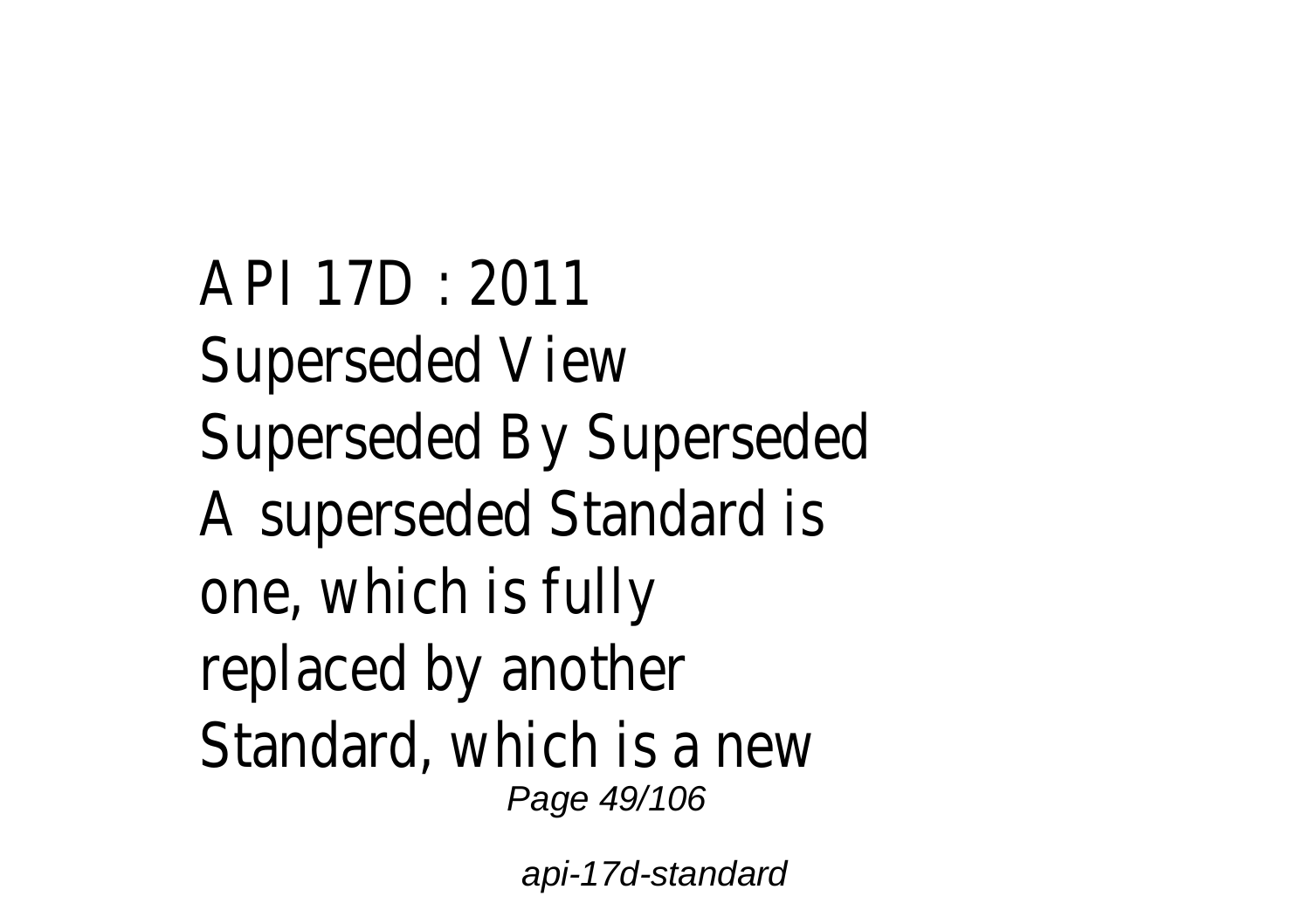API 17D : 2011
Superseded View
Superseded By Superseded
A superseded Standard is
one, which is fully
replaced by another
Standard, which is a new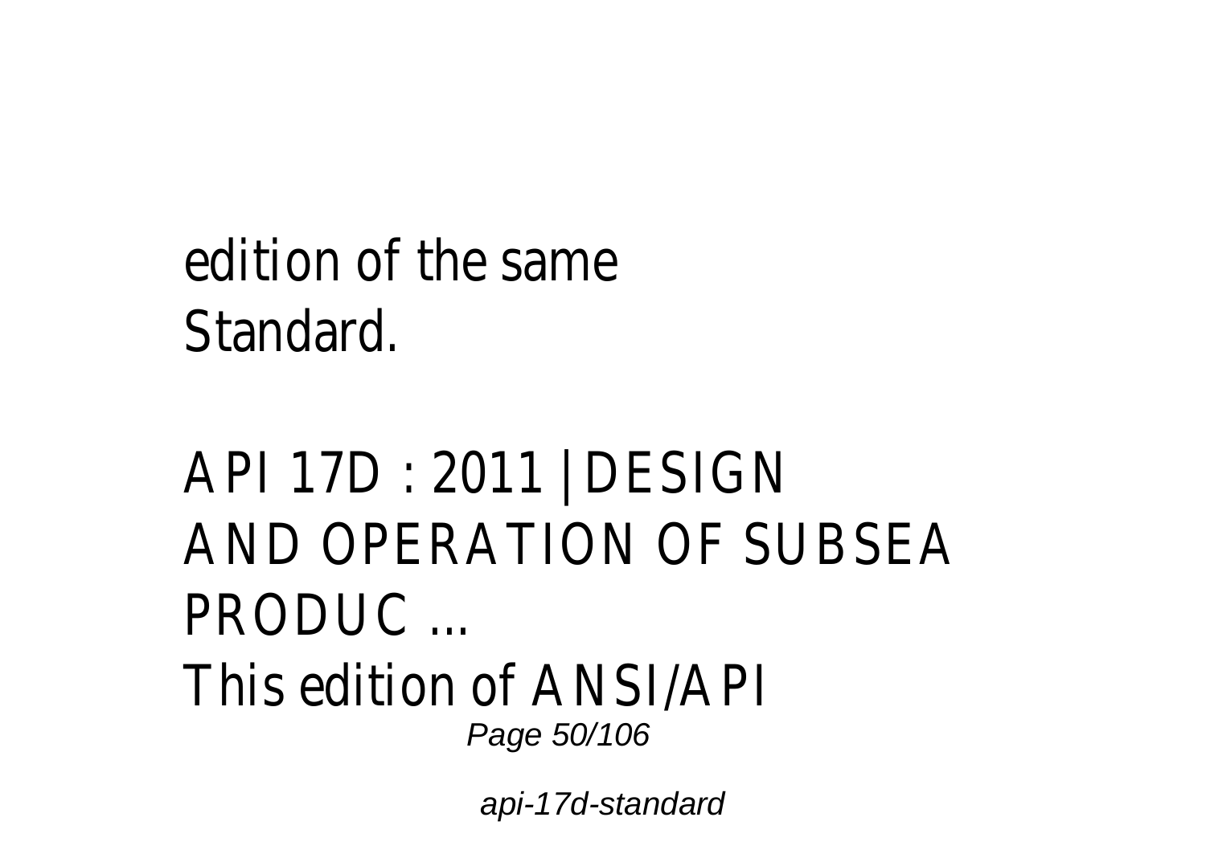edition of the same Standard.

## API 17D : 2011 | DESIGN AND OPERATION OF SUBSEA PRODUC ...

This edition of ANSI/API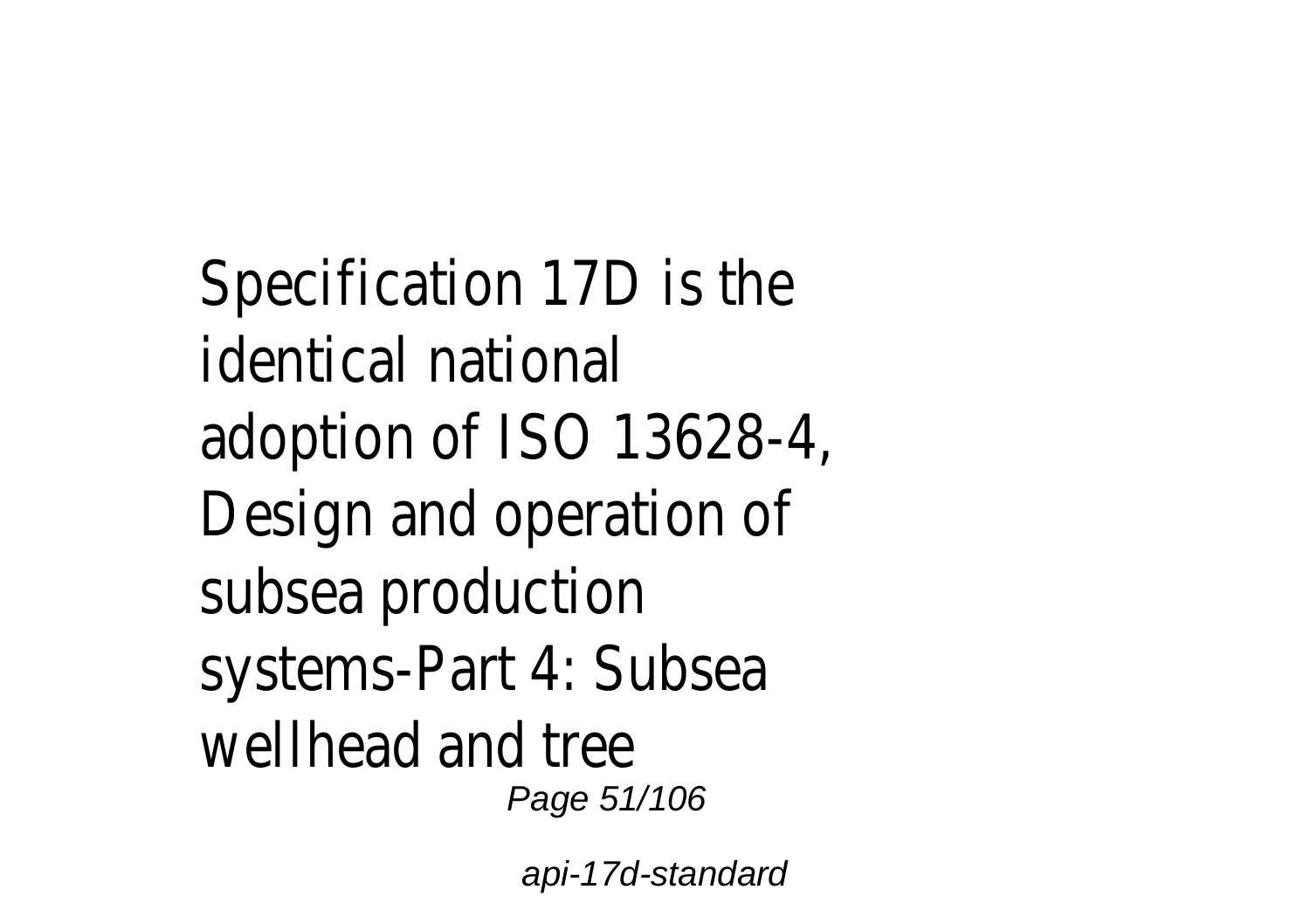Specification 17D is the identical national adoption of ISO 13628-4, Design and operation of subsea production systems-Part 4: Subsea wellhead and tree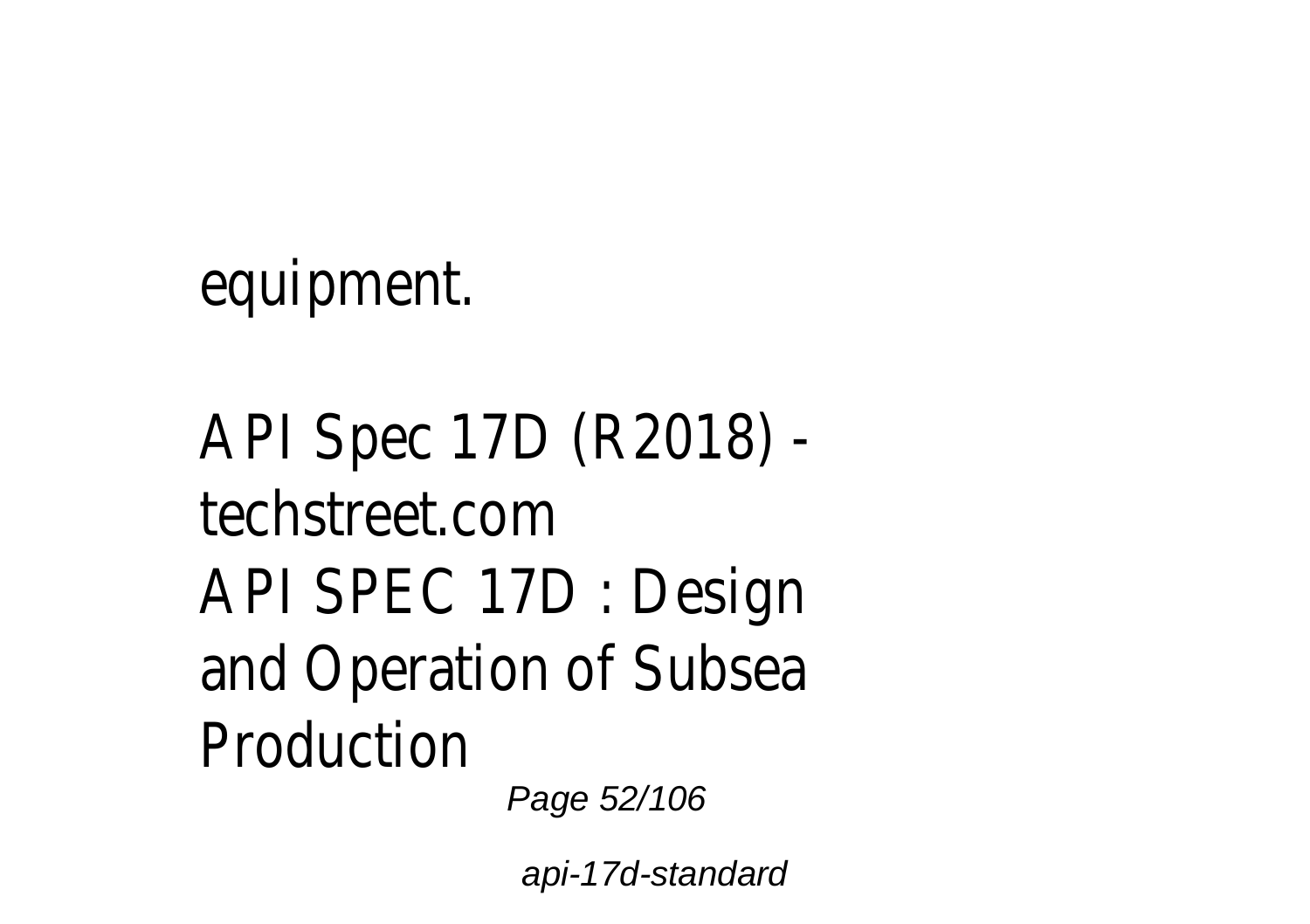equipment.

API Spec 17D (R2018) - techstreet.com
API SPEC 17D : Design and Operation of Subsea Production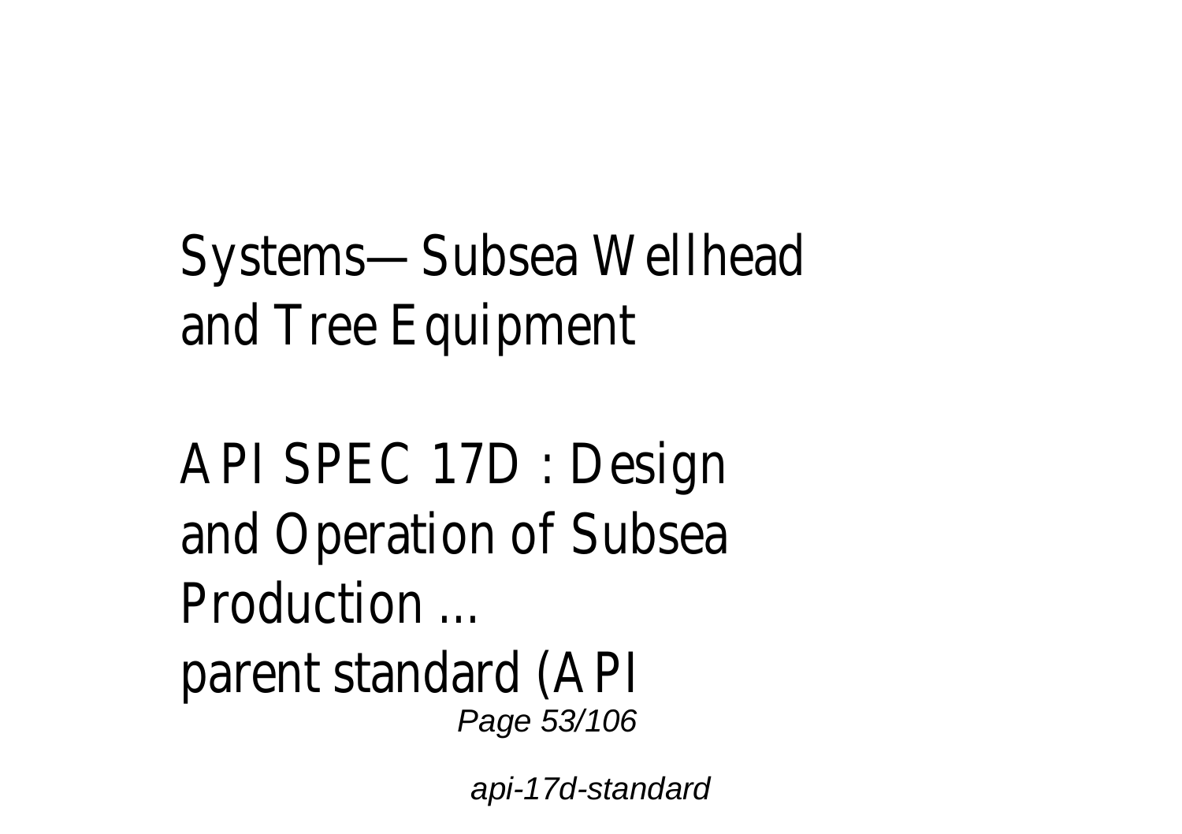Systems— Subsea Wellhead and Tree Equipment

API SPEC 17D : Design and Operation of Subsea Production ...

parent standard (API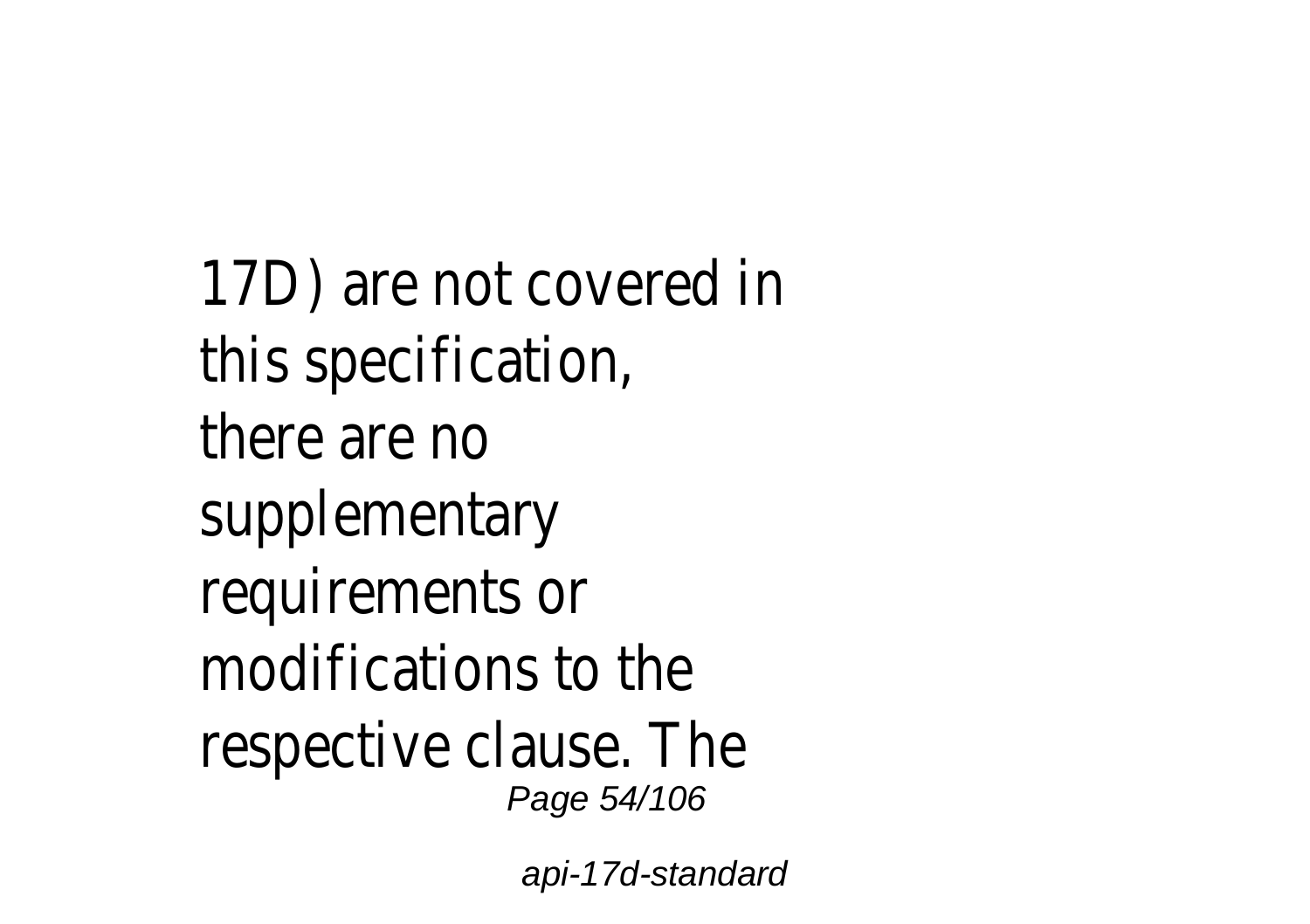17D) are not covered in this specification, there are no supplementary requirements or modifications to the respective clause. The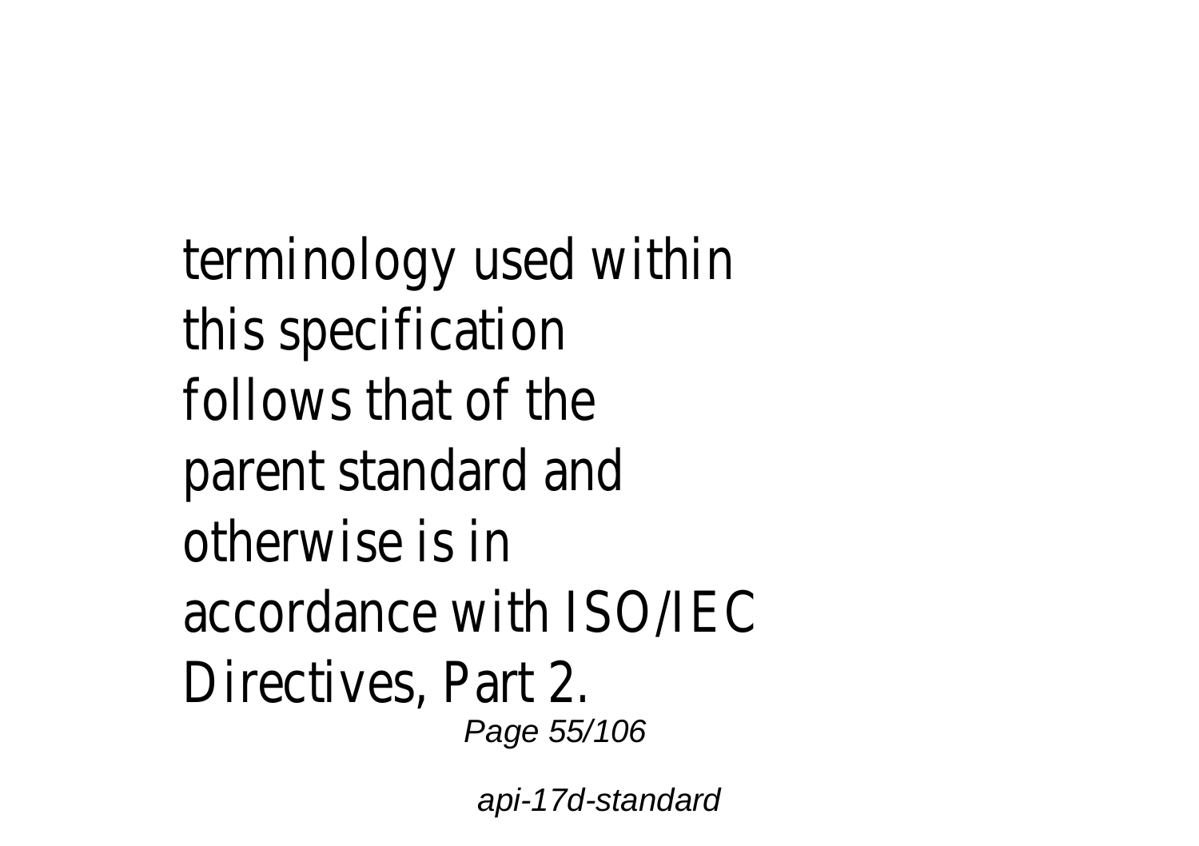terminology used within this specification follows that of the parent standard and otherwise is in accordance with ISO/IEC Directives, Part 2.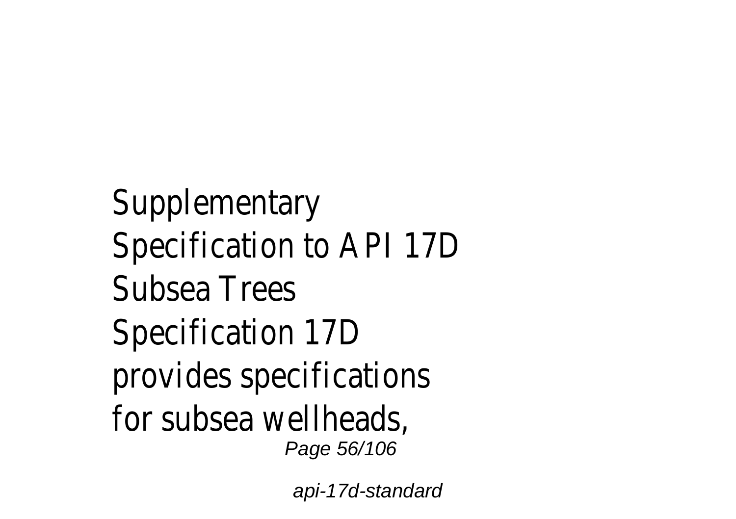Supplementary Specification to API 17D Subsea Trees
Specification 17D provides specifications for subsea wellheads,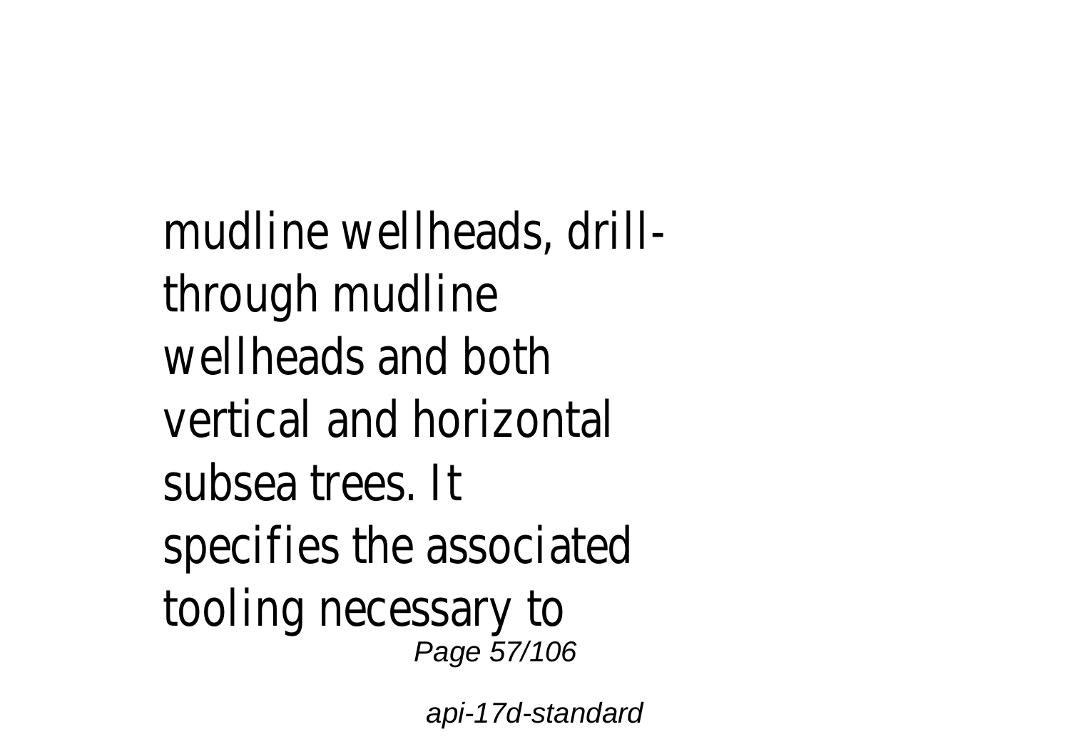mudline wellheads, drill-through mudline wellheads and both vertical and horizontal subsea trees. It specifies the associated tooling necessary to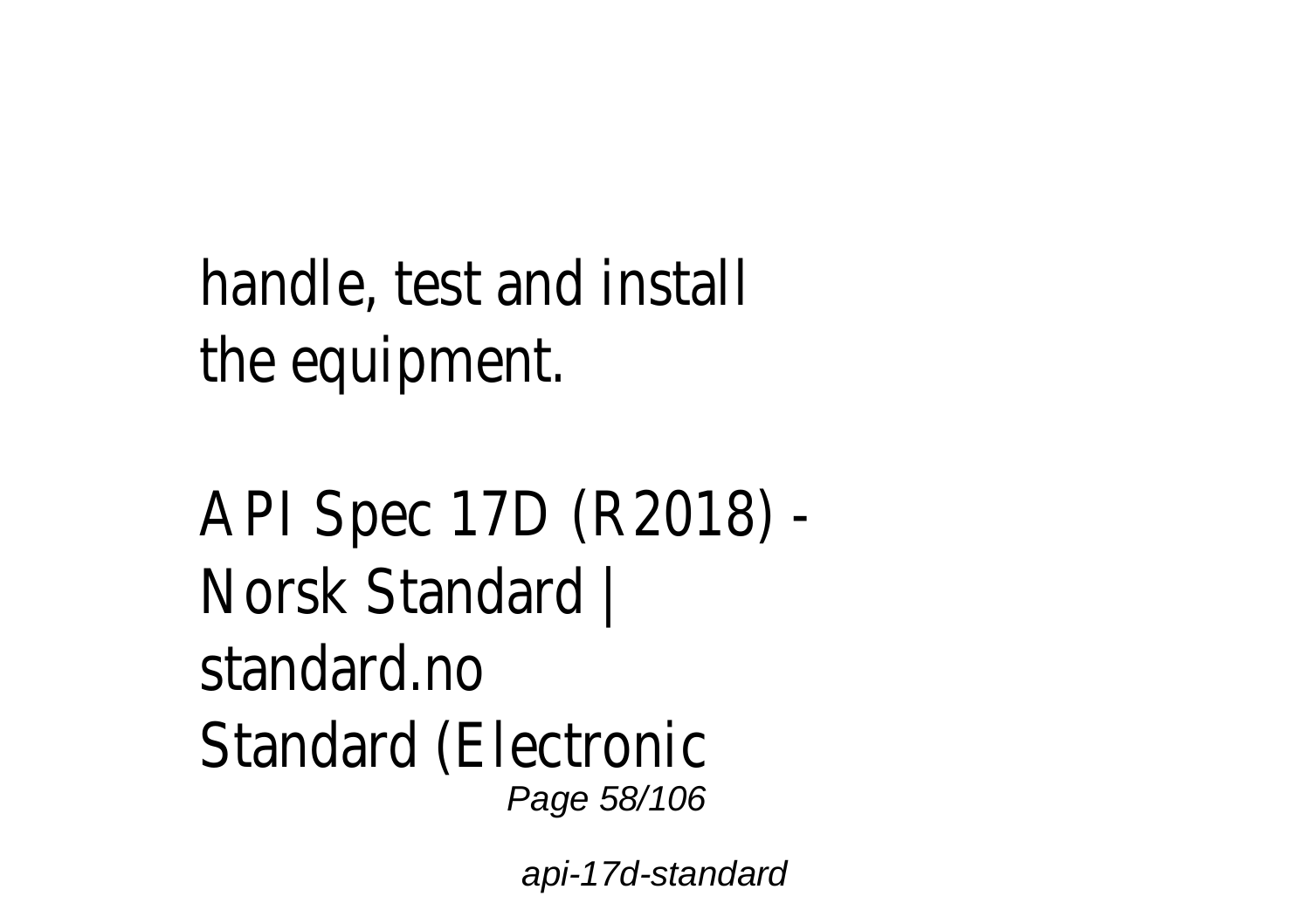handle, test and install the equipment.

API Spec 17D (R2018) - Norsk Standard | standard.no

Standard (Electronic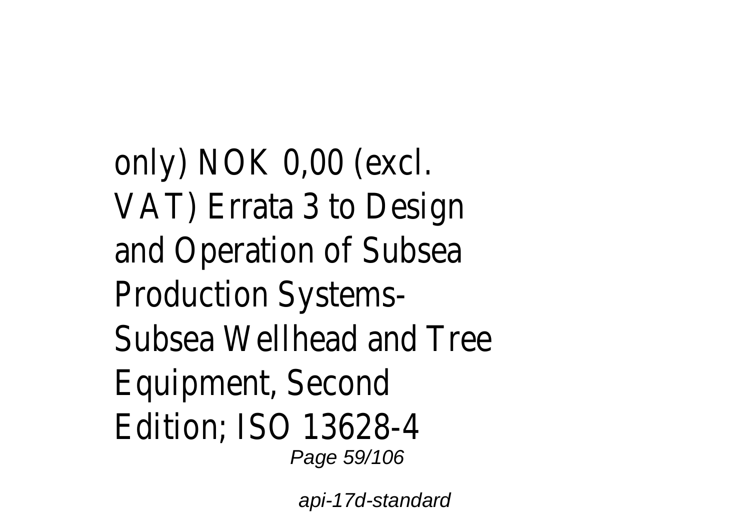only) NOK 0,00 (excl. VAT) Errata 3 to Design and Operation of Subsea Production Systems-Subsea Wellhead and Tree Equipment, Second Edition; ISO 13628-4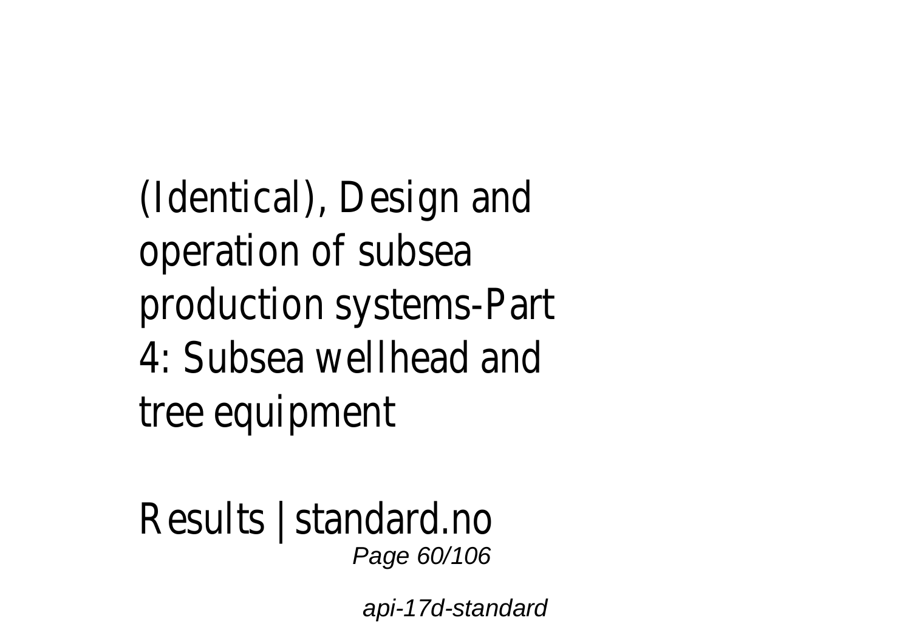(Identical), Design and operation of subsea production systems-Part 4: Subsea wellhead and tree equipment

Results | standard.no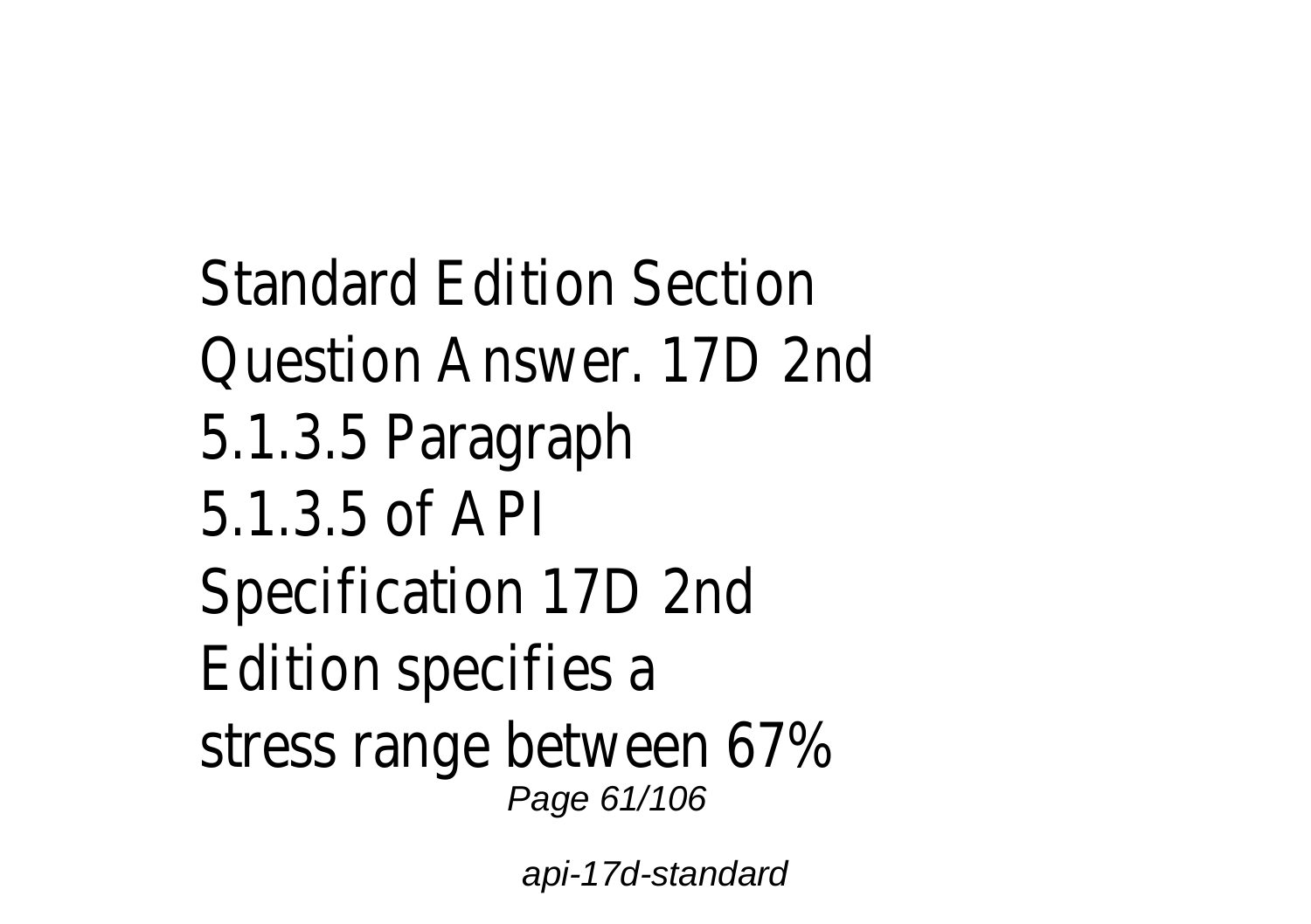Standard Edition Section Question Answer. 17D 2nd 5.1.3.5 Paragraph 5.1.3.5 of API Specification 17D 2nd Edition specifies a stress range between 67%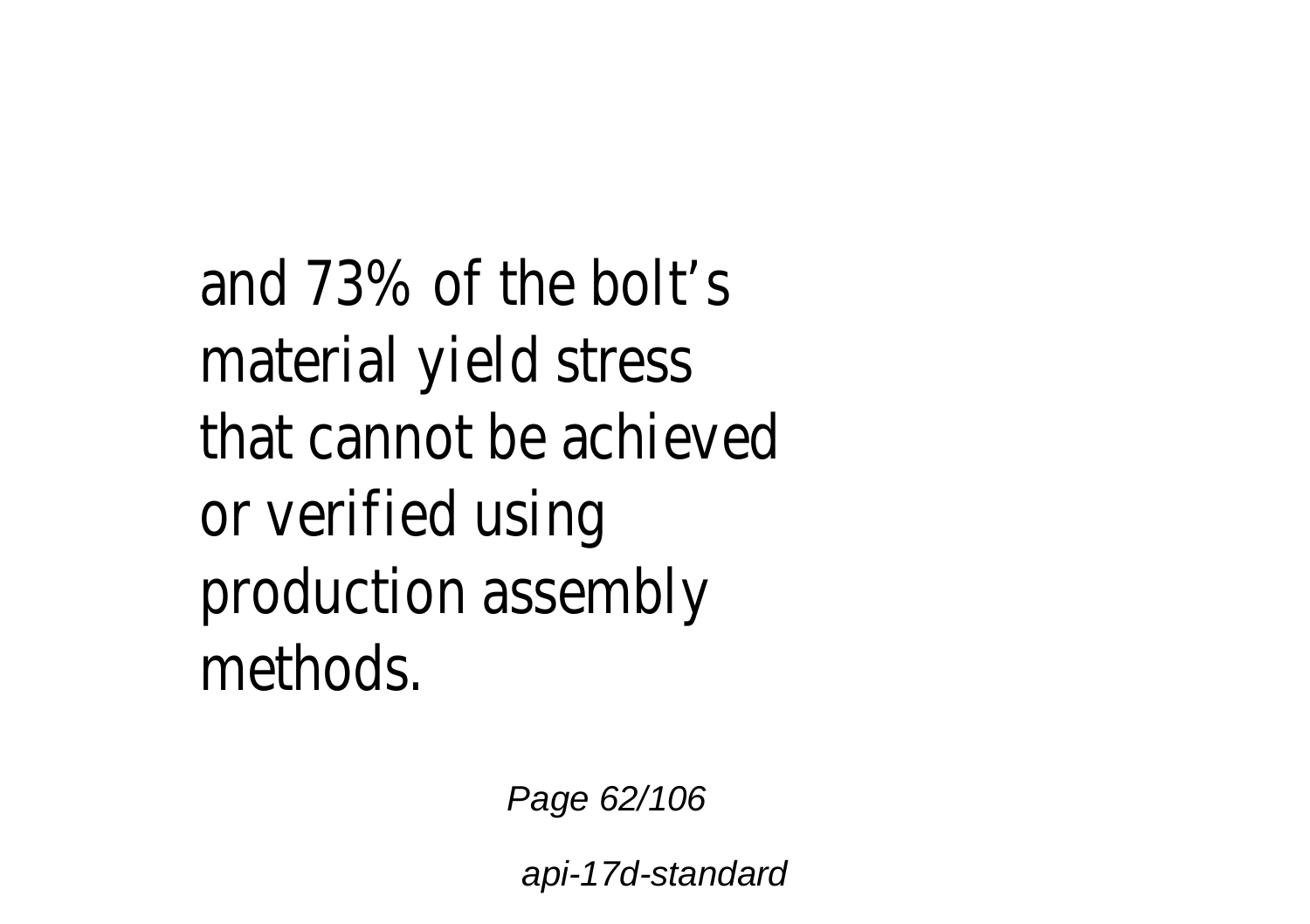and 73% of the bolt’s material yield stress that cannot be achieved or verified using production assembly methods.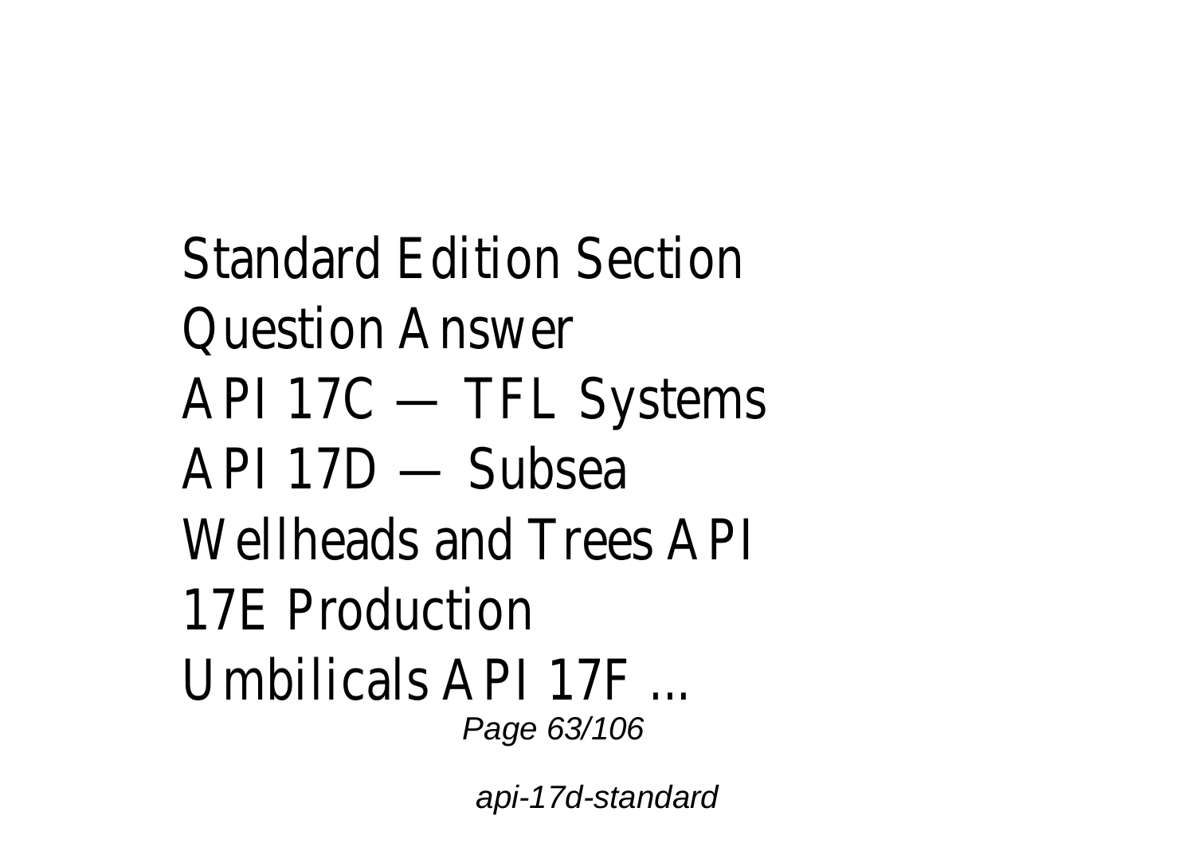Standard Edition Section Question Answer API 17C — TFL Systems API 17D — Subsea Wellheads and Trees API 17E Production Umbilicals API 17F ...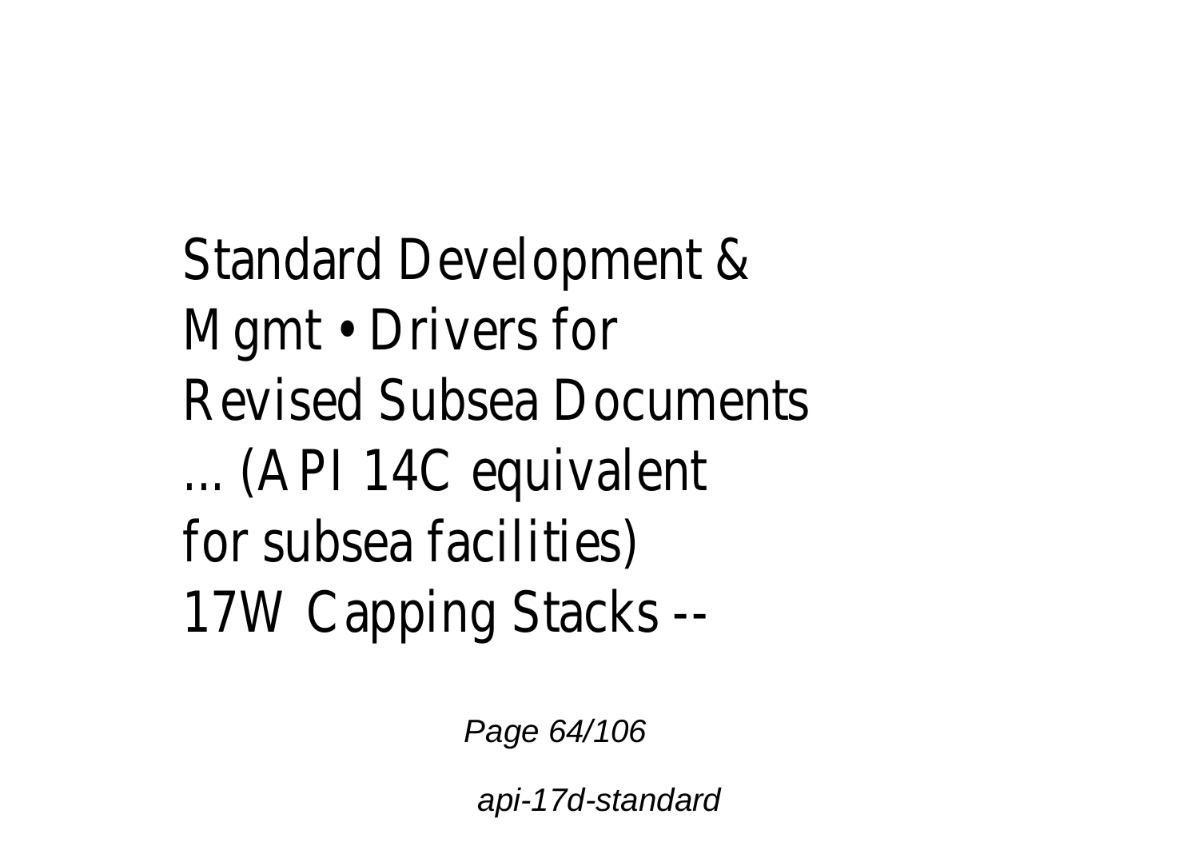Standard Development & Mgmt • Drivers for Revised Subsea Documents ... (API 14C equivalent for subsea facilities) 17W Capping Stacks --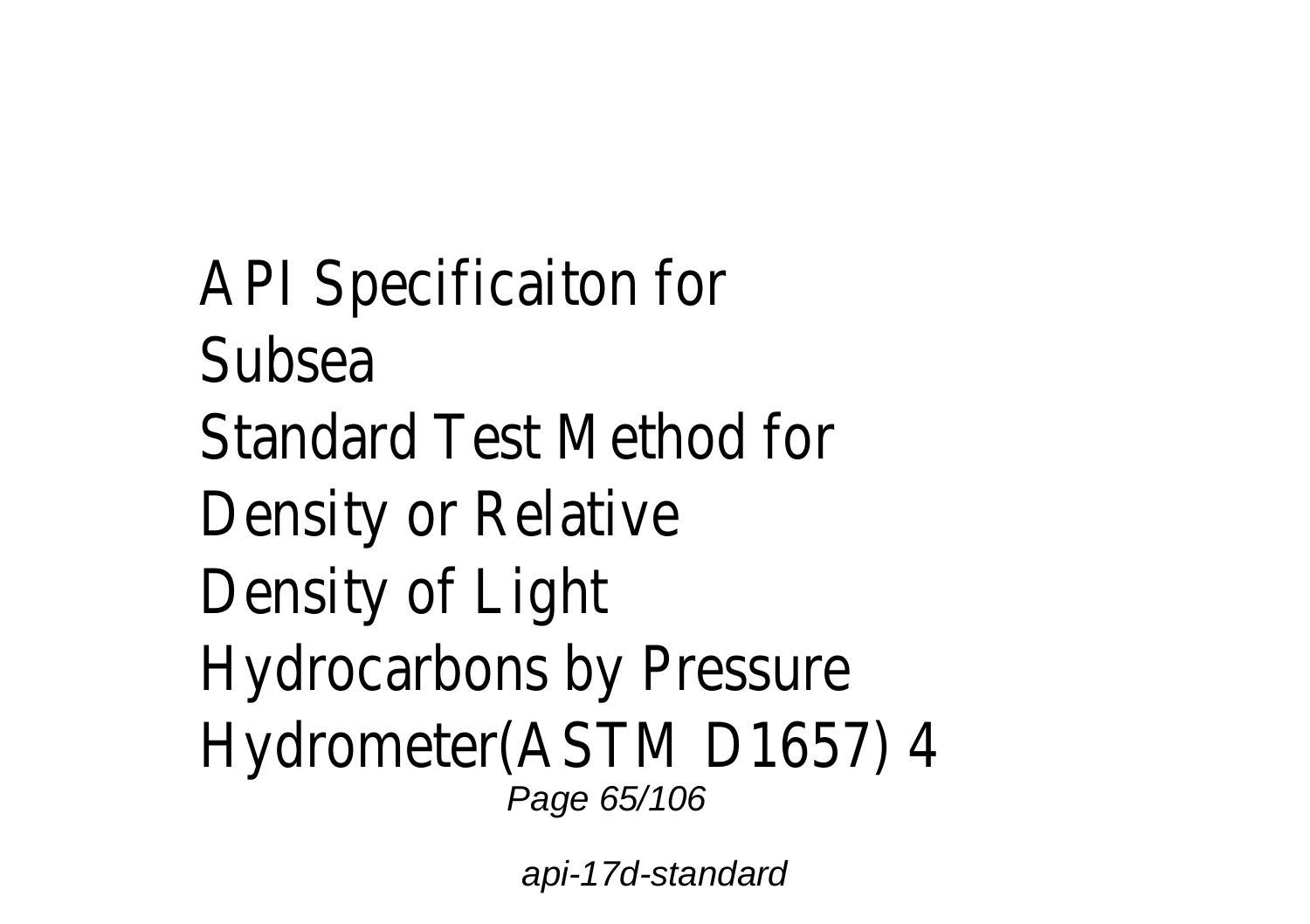API Specificaiton for Subsea
Standard Test Method for Density or Relative Density of Light Hydrocarbons by Pressure Hydrometer(ASTM D1657) 4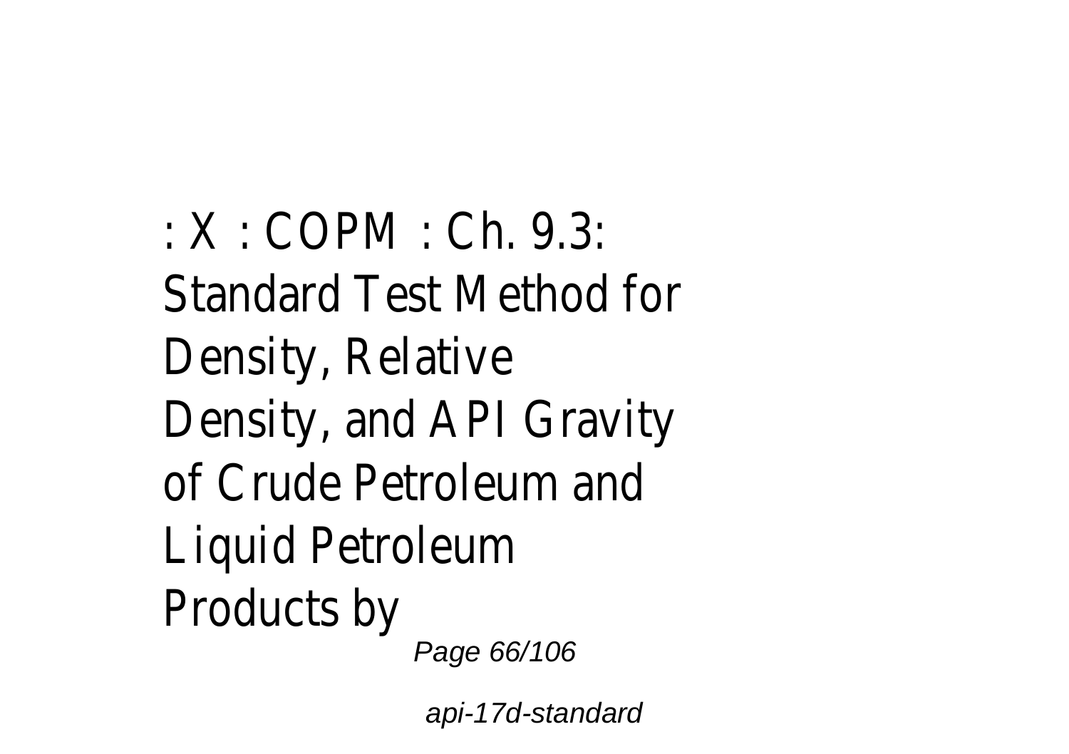: X : COPM : Ch. 9.3: Standard Test Method for Density, Relative Density, and API Gravity of Crude Petroleum and Liquid Petroleum Products by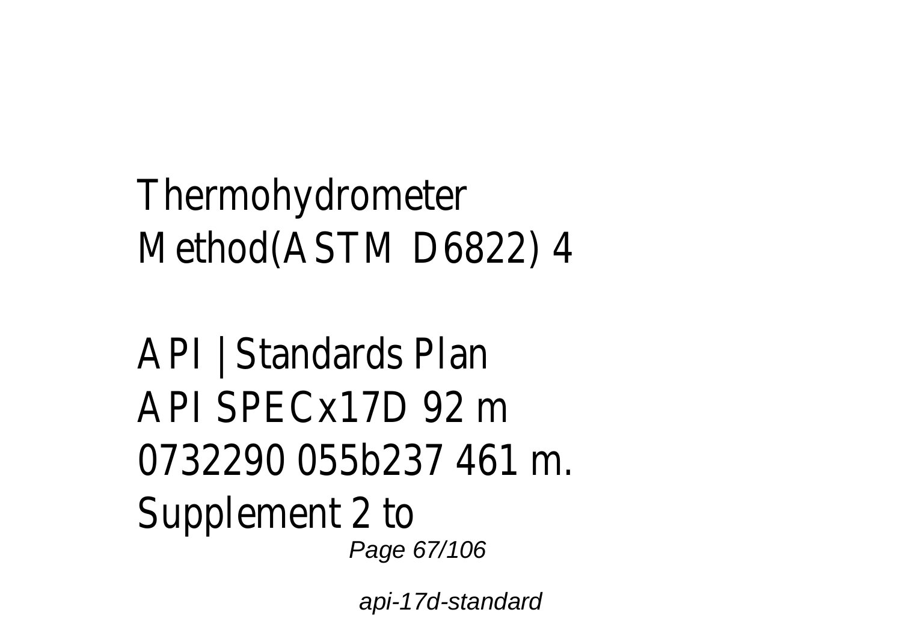Thermohydrometer Method(ASTM D6822) 4

API | Standards Plan API SPECx17D 92 m 0732290 055b237 461 m. Supplement 2 to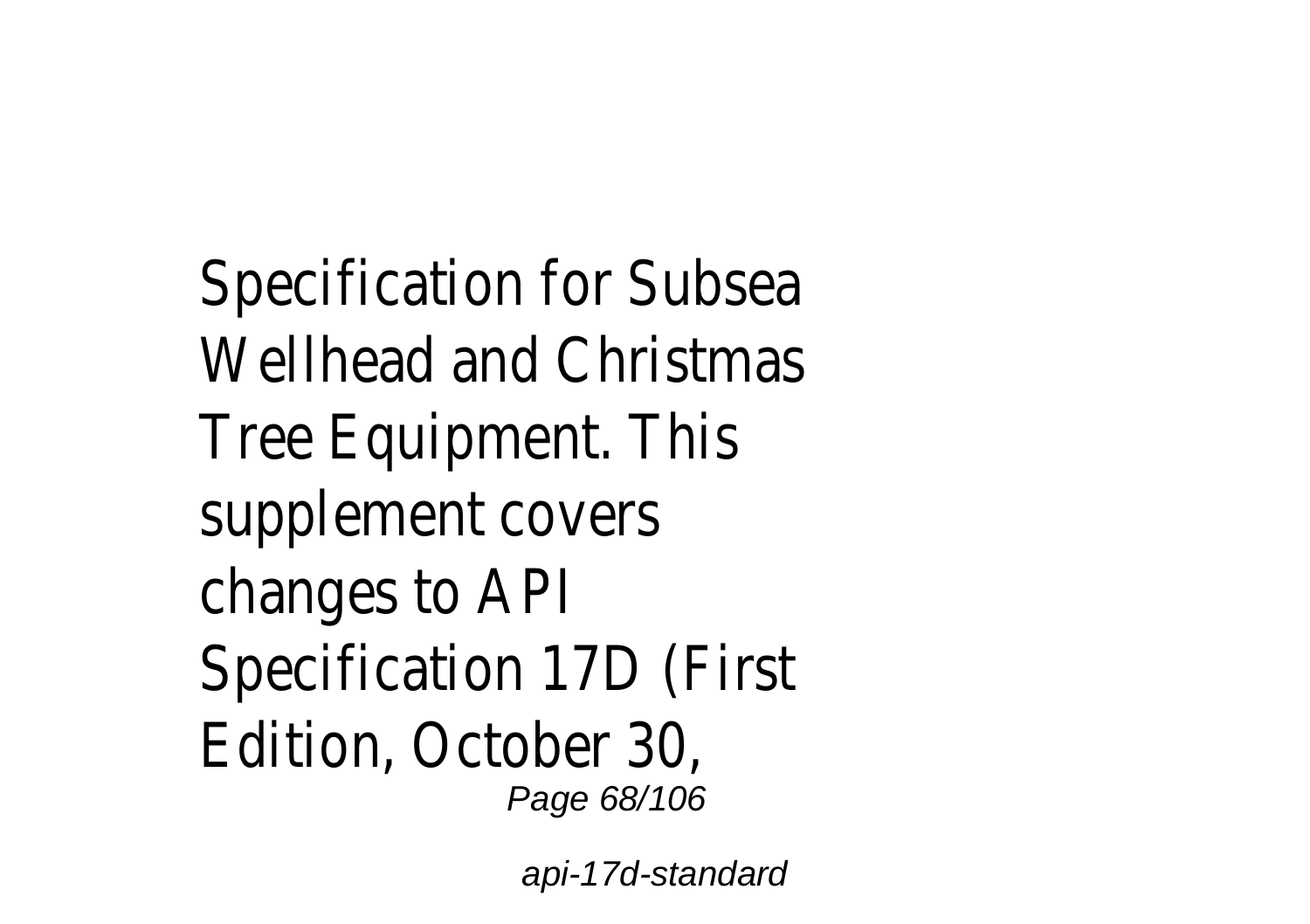Specification for Subsea Wellhead and Christmas Tree Equipment. This supplement covers changes to API Specification 17D (First Edition, October 30,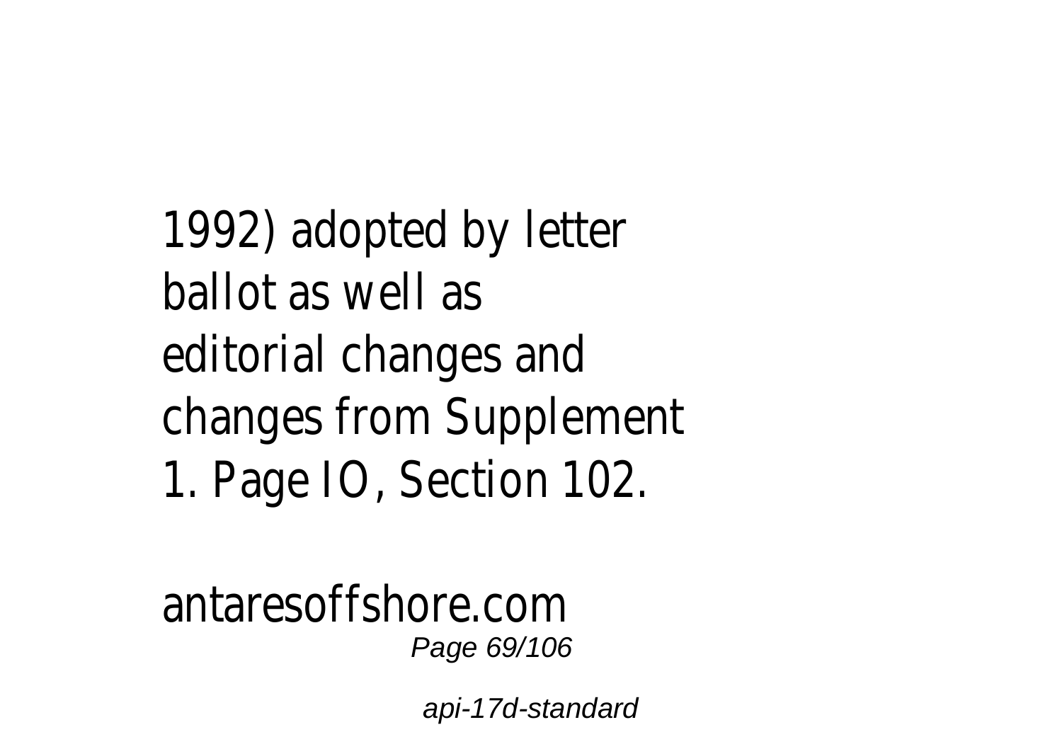1992) adopted by letter ballot as well as editorial changes and changes from Supplement 1. Page IO, Section 102.

antaresoffshore.com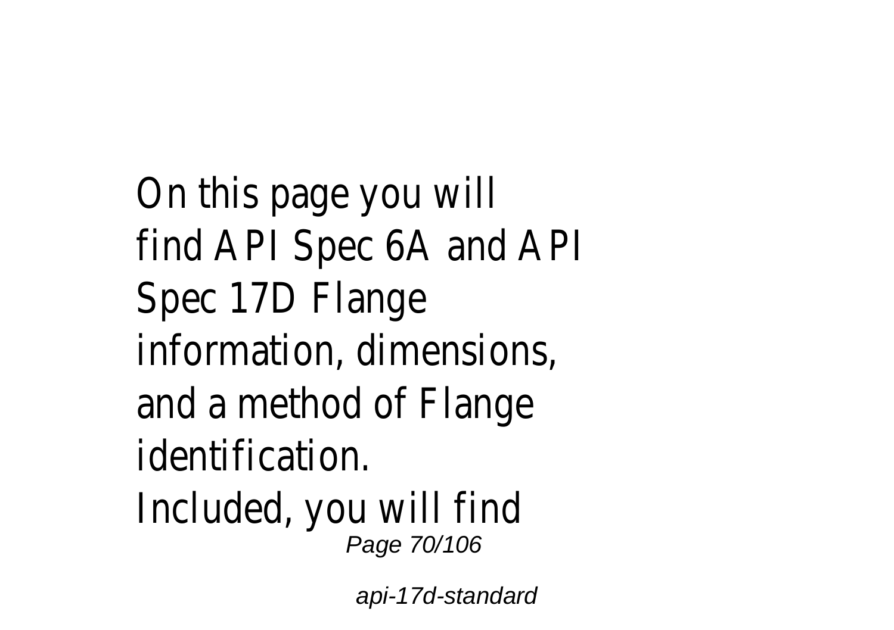On this page you will find API Spec 6A and API Spec 17D Flange information, dimensions, and a method of Flange identification.

Included, you will find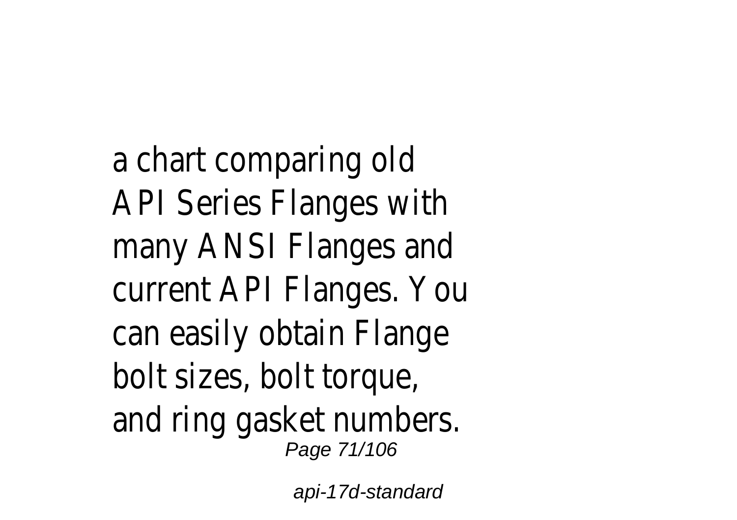a chart comparing old API Series Flanges with many ANSI Flanges and current API Flanges. You can easily obtain Flange bolt sizes, bolt torque, and ring gasket numbers.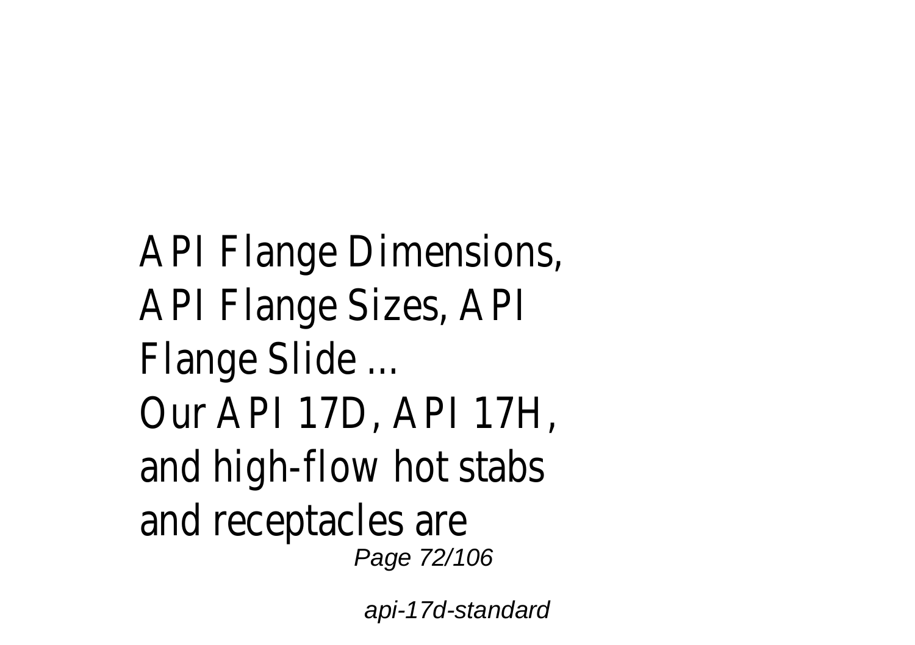API Flange Dimensions, API Flange Sizes, API Flange Slide ...

Our API 17D, API 17H, and high-flow hot stabs and receptacles are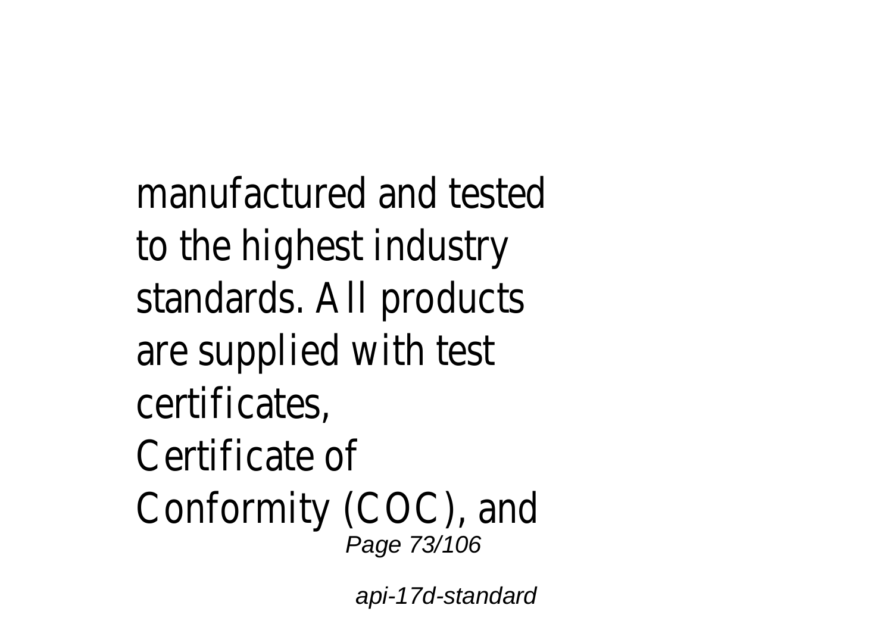manufactured and tested to the highest industry standards. All products are supplied with test certificates, Certificate of Conformity (COC), and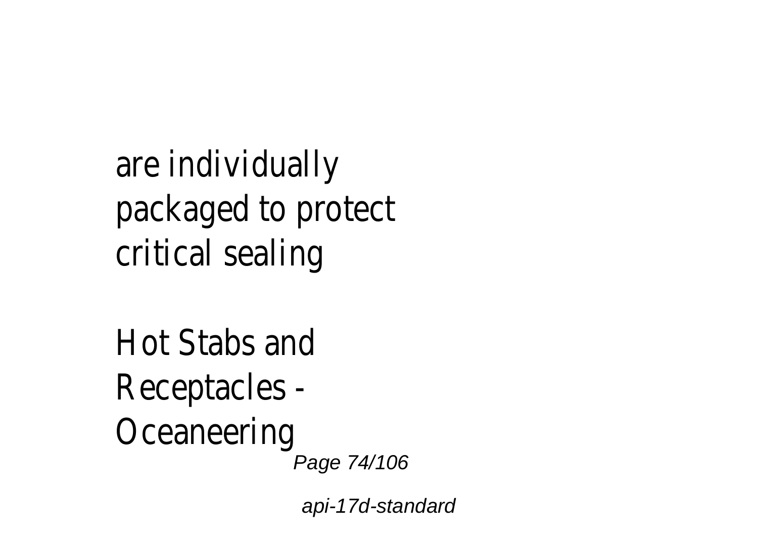are individually packaged to protect critical sealing

Hot Stabs and Receptacles - Oceaneering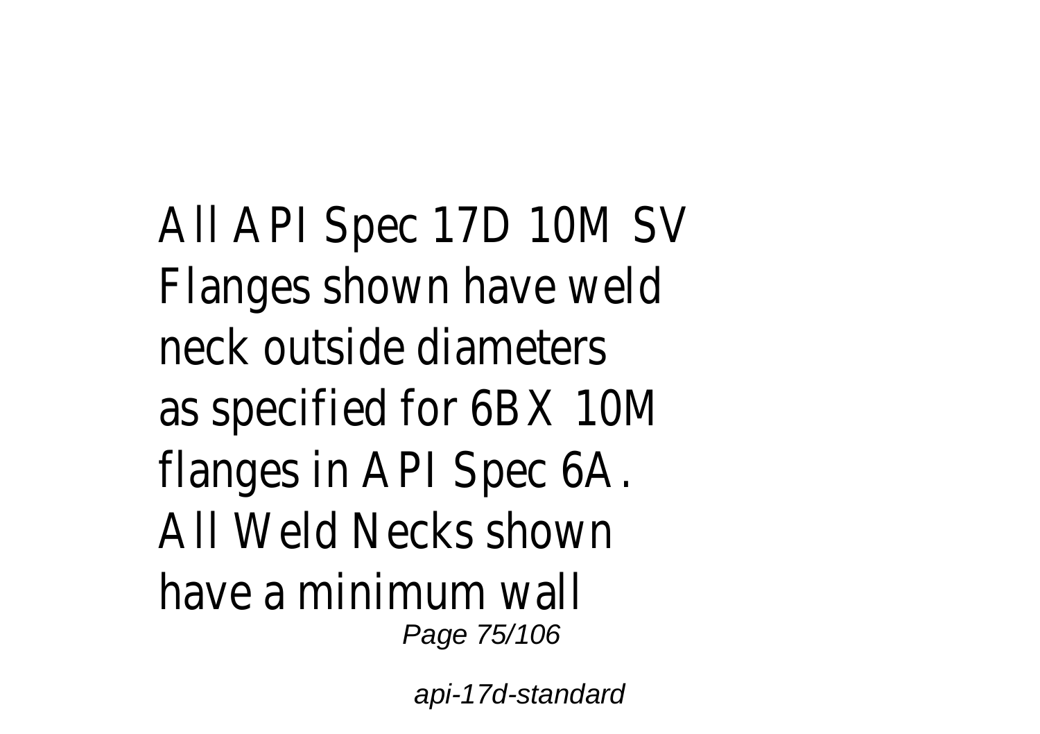All API Spec 17D 10M SV Flanges shown have weld neck outside diameters as specified for 6BX 10M flanges in API Spec 6A. All Weld Necks shown have a minimum wall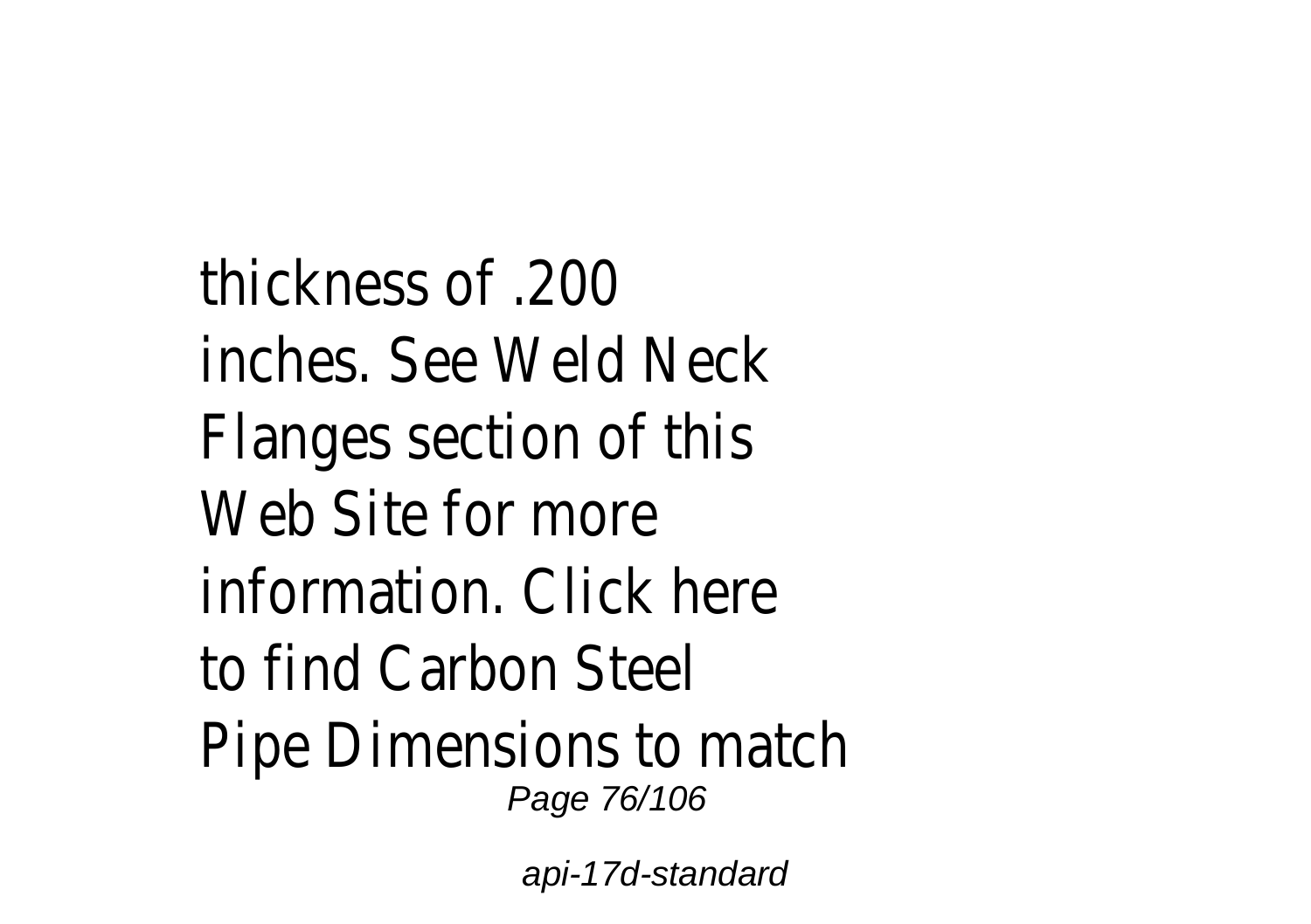thickness of .200 inches. See Weld Neck Flanges section of this Web Site for more information. Click here to find Carbon Steel Pipe Dimensions to match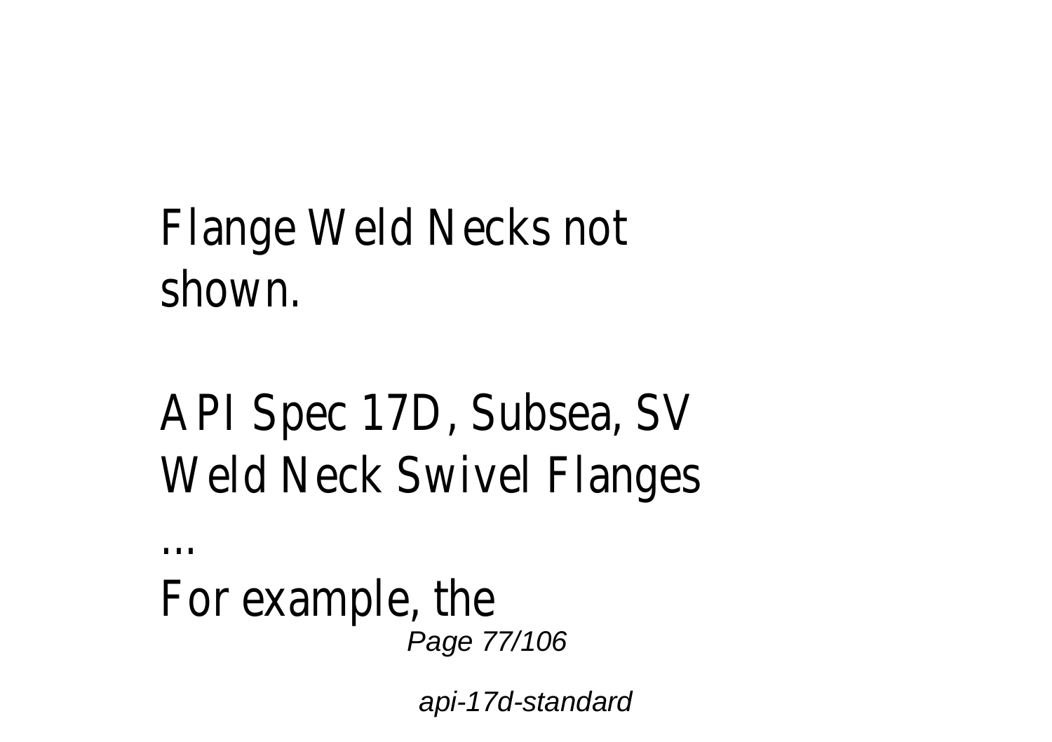Flange Weld Necks not shown.

API Spec 17D, Subsea, SV Weld Neck Swivel Flanges ...

For example, the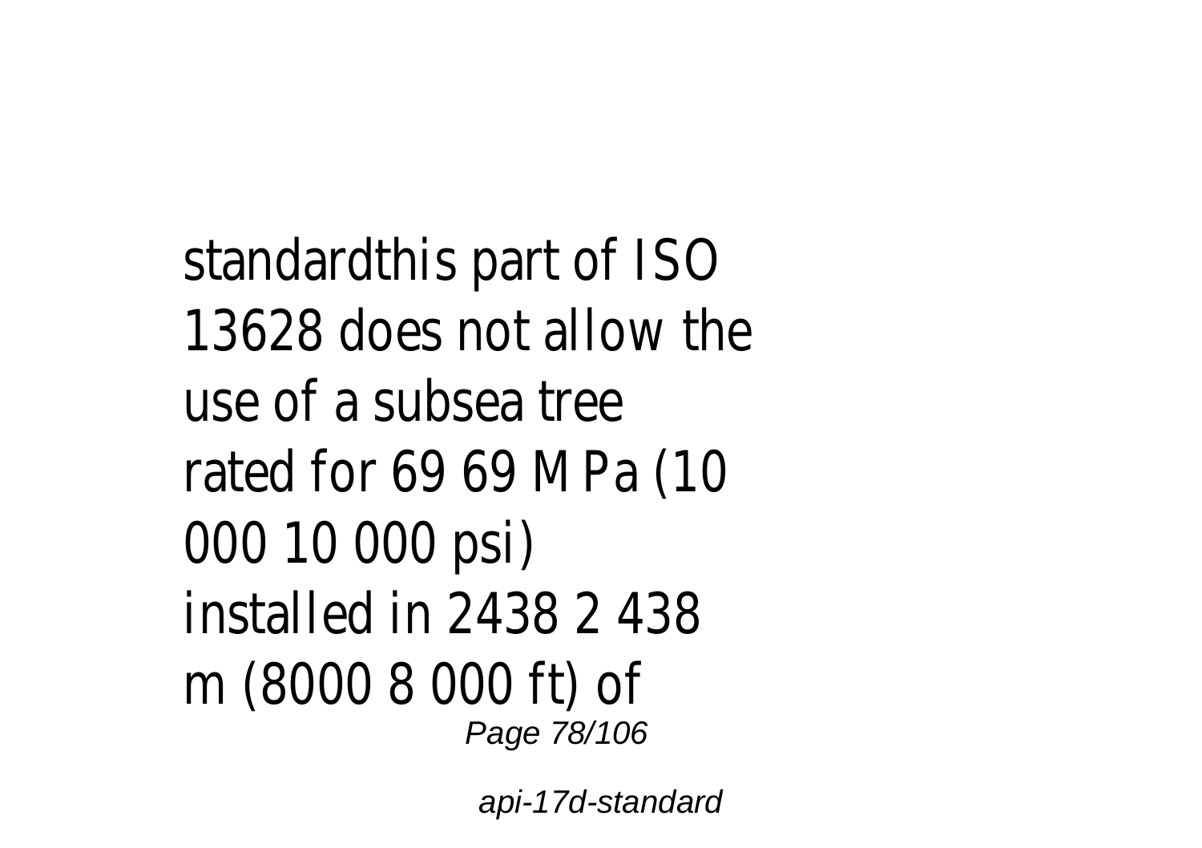standardthis part of ISO 13628 does not allow the use of a subsea tree rated for 69 69 MPa (10 000 10 000 psi) installed in 2438 2 438 m (8000 8 000 ft) of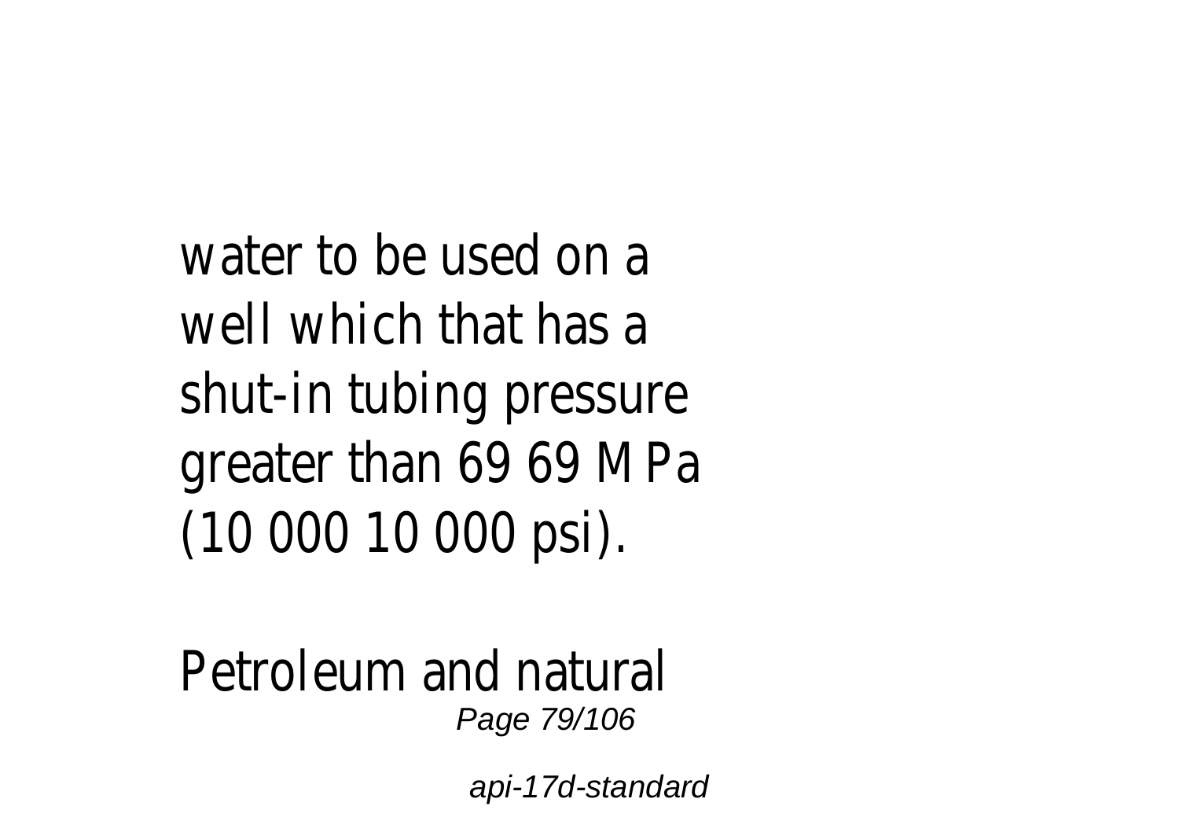water to be used on a well which that has a shut-in tubing pressure greater than 69 69 MPa (10 000 10 000 psi).

Petroleum and natural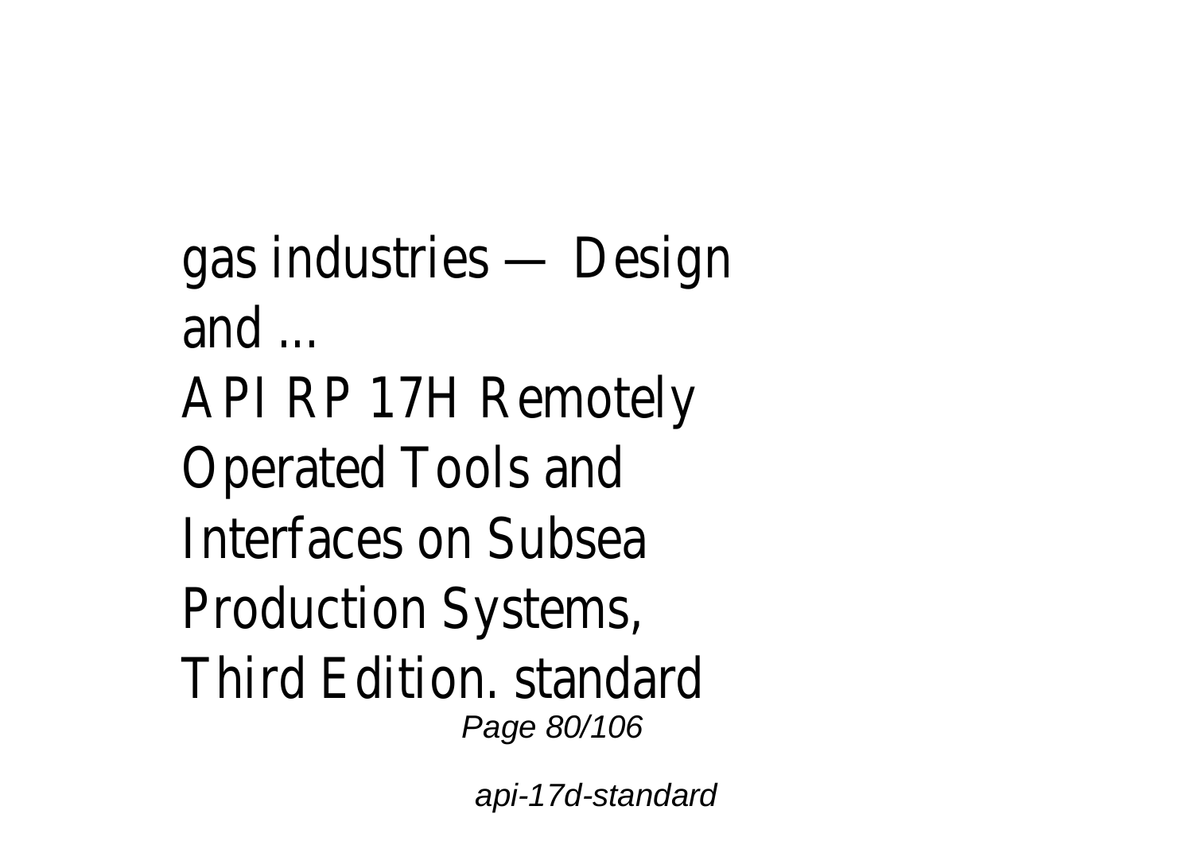gas industries — Design and ...

API RP 17H Remotely Operated Tools and Interfaces on Subsea Production Systems, Third Edition. standard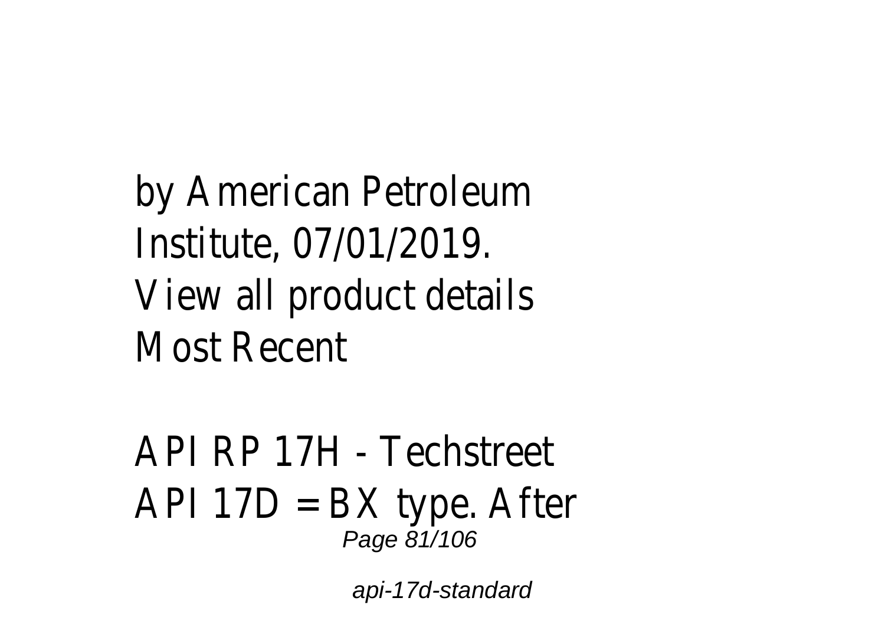by American Petroleum Institute, 07/01/2019.
View all product details
Most Recent

API RP 17H - Techstreet
API 17D = BX type. After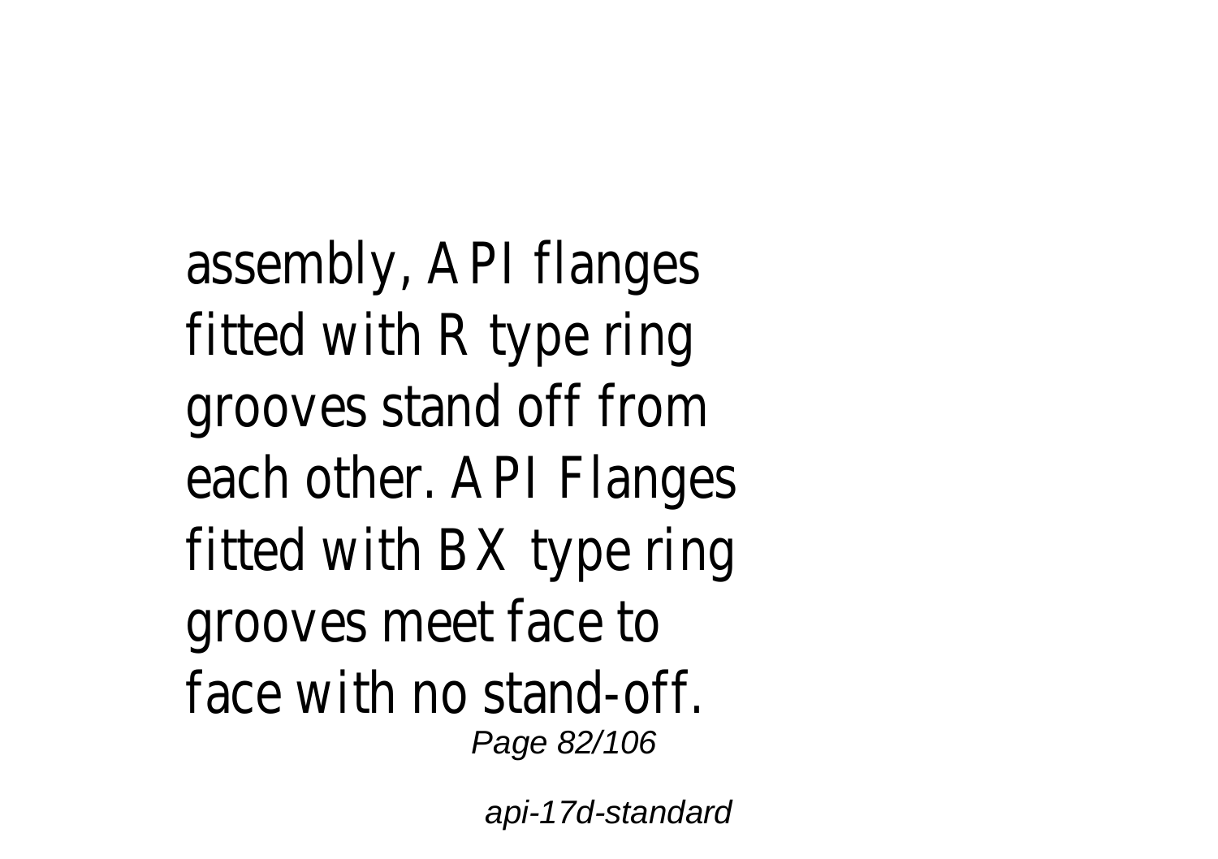assembly, API flanges fitted with R type ring grooves stand off from each other. API Flanges fitted with BX type ring grooves meet face to face with no stand-off.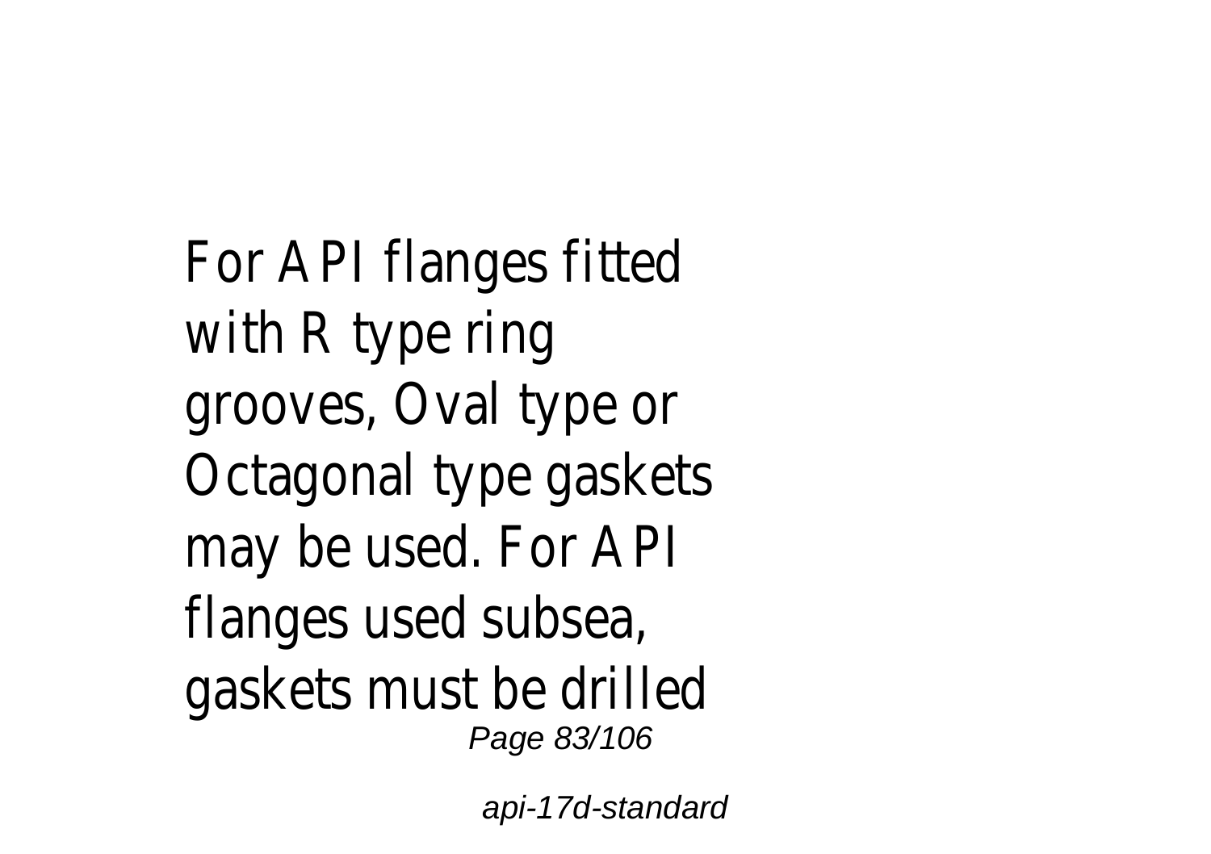For API flanges fitted with R type ring grooves, Oval type or Octagonal type gaskets may be used. For API flanges used subsea, gaskets must be drilled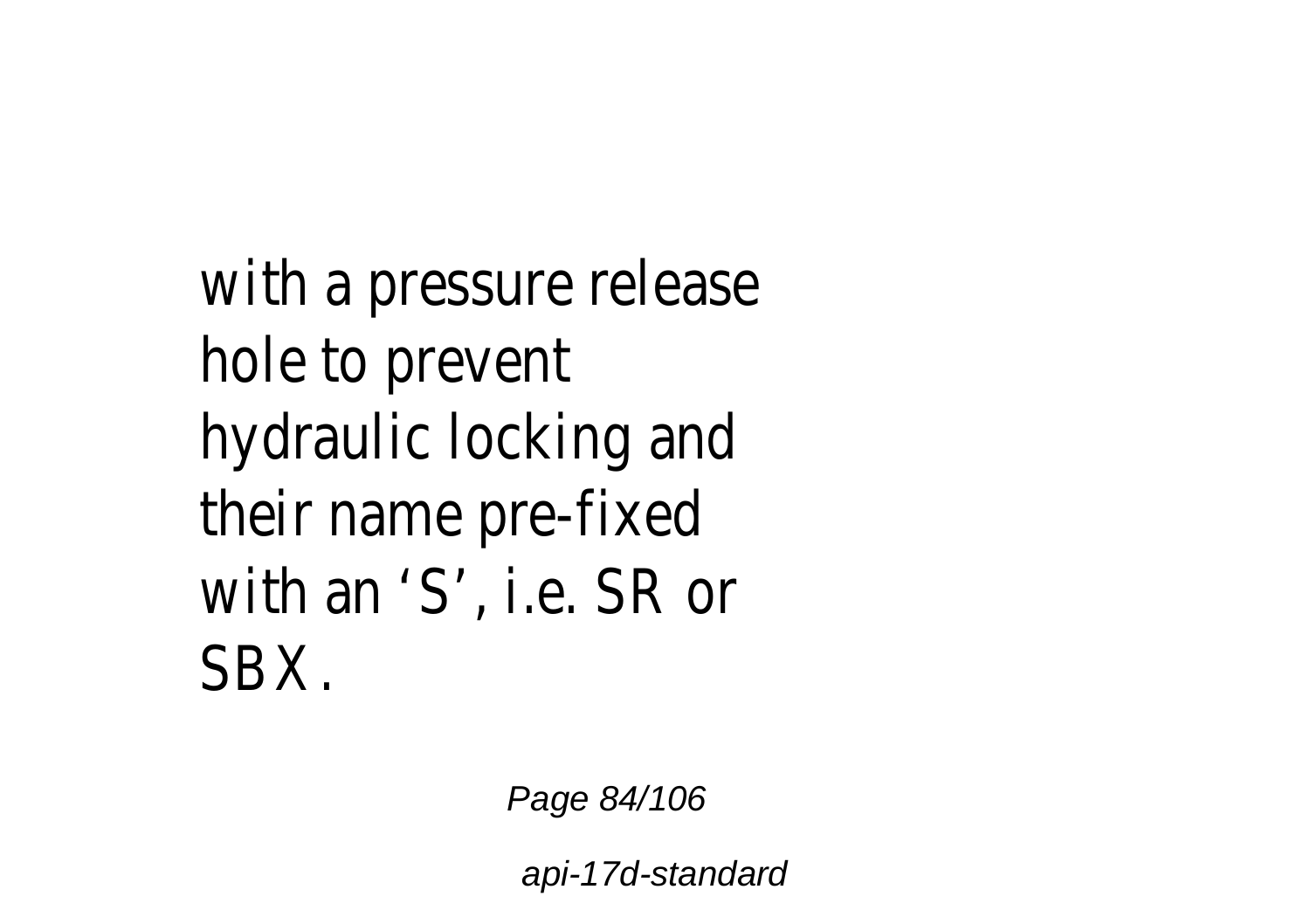with a pressure release hole to prevent hydraulic locking and their name pre-fixed with an ‘S’, i.e. SR or SBX.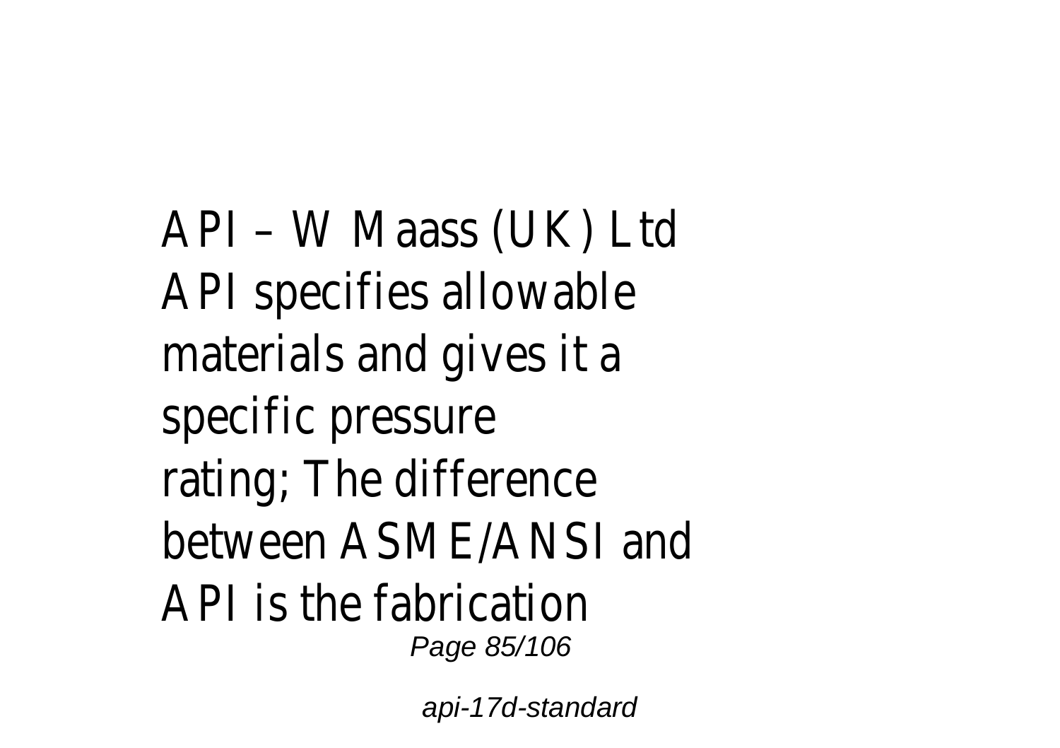API – W Maass (UK) Ltd
API specifies allowable materials and gives it a specific pressure rating; The difference between ASME/ANSI and API is the fabrication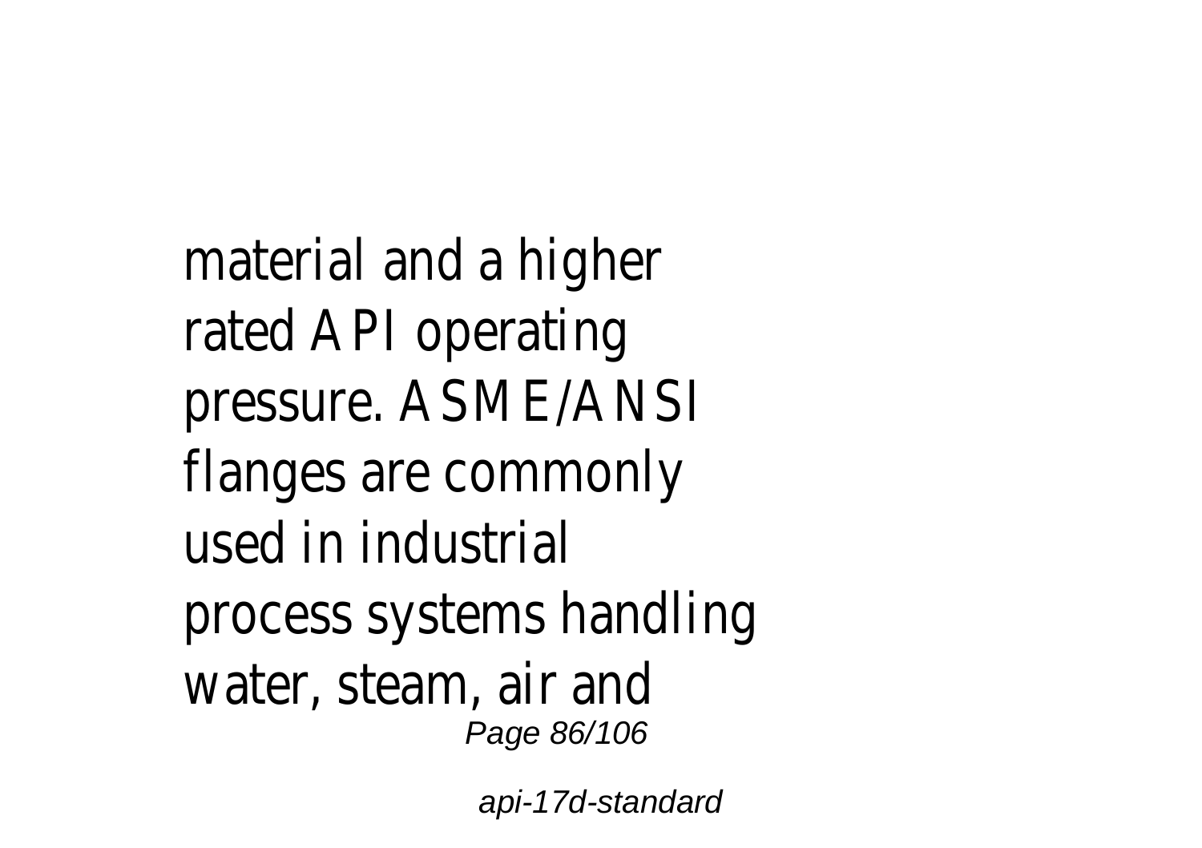material and a higher rated API operating pressure. ASME/ANSI flanges are commonly used in industrial process systems handling water, steam, air and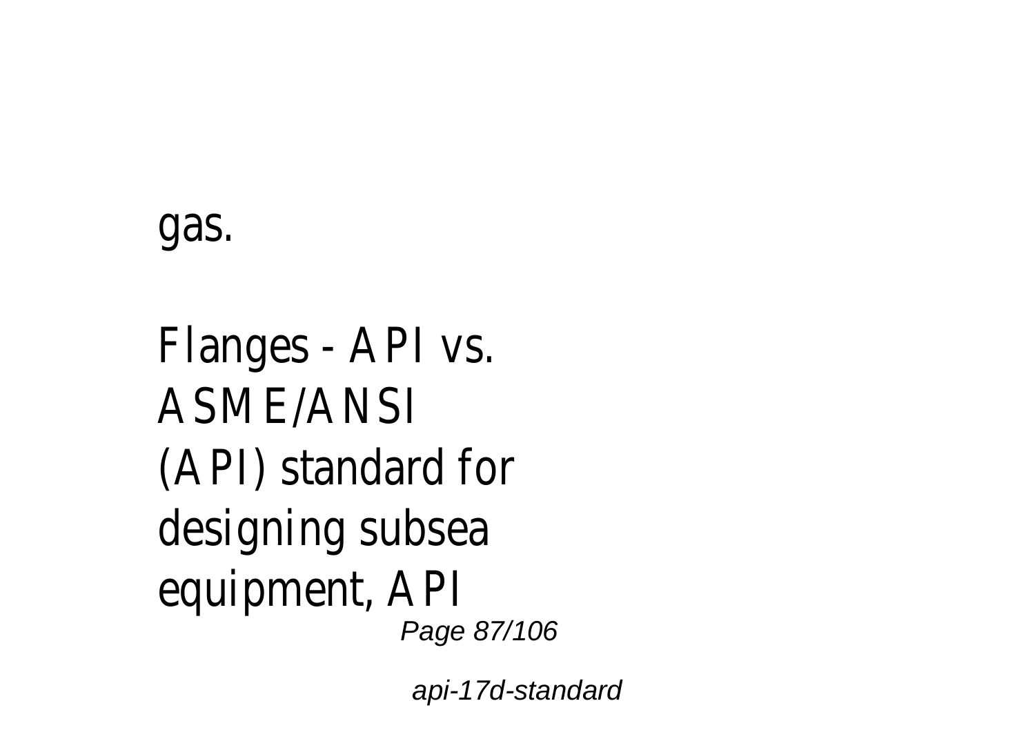gas.

Flanges - API vs. ASME/ANSI (API) standard for designing subsea equipment, API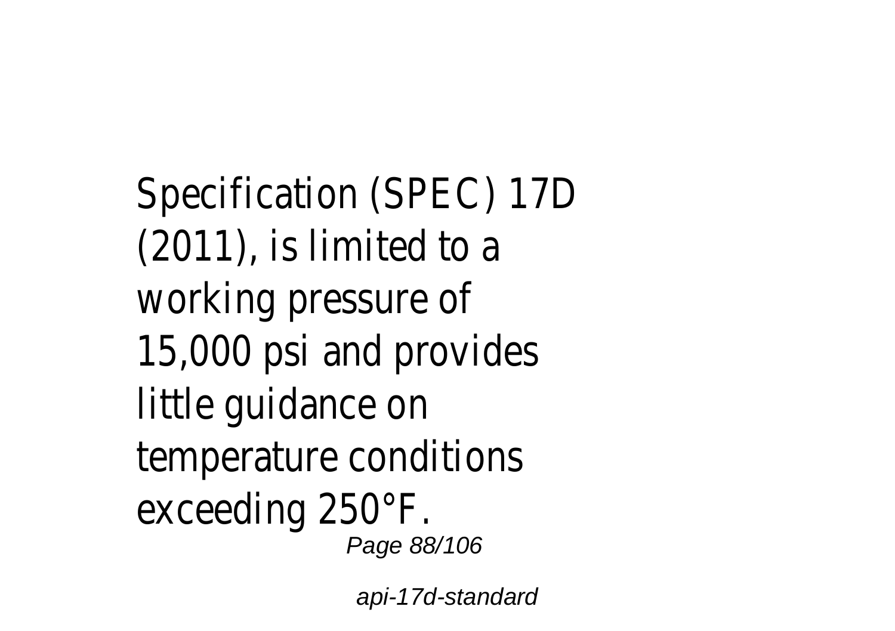Specification (SPEC) 17D (2011), is limited to a working pressure of 15,000 psi and provides little guidance on temperature conditions exceeding 250°F.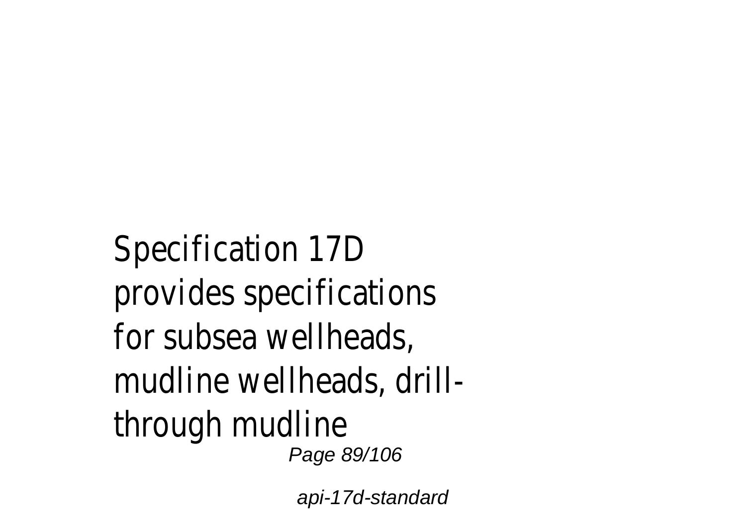Specification 17D provides specifications for subsea wellheads, mudline wellheads, drill-through mudline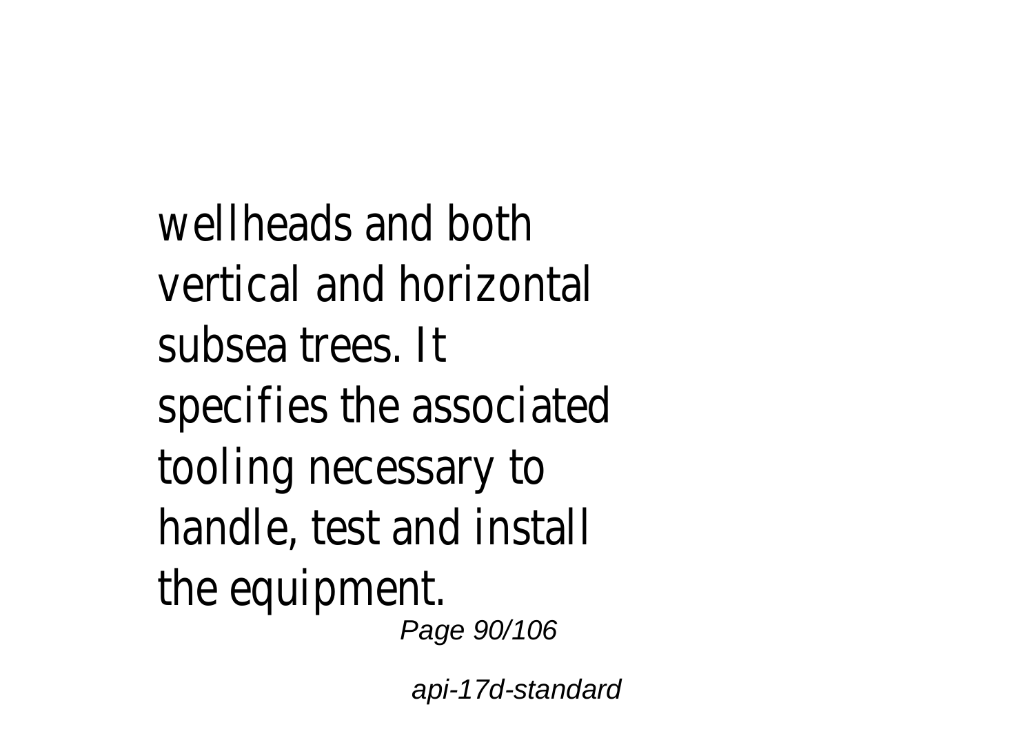wellheads and both vertical and horizontal subsea trees. It specifies the associated tooling necessary to handle, test and install the equipment.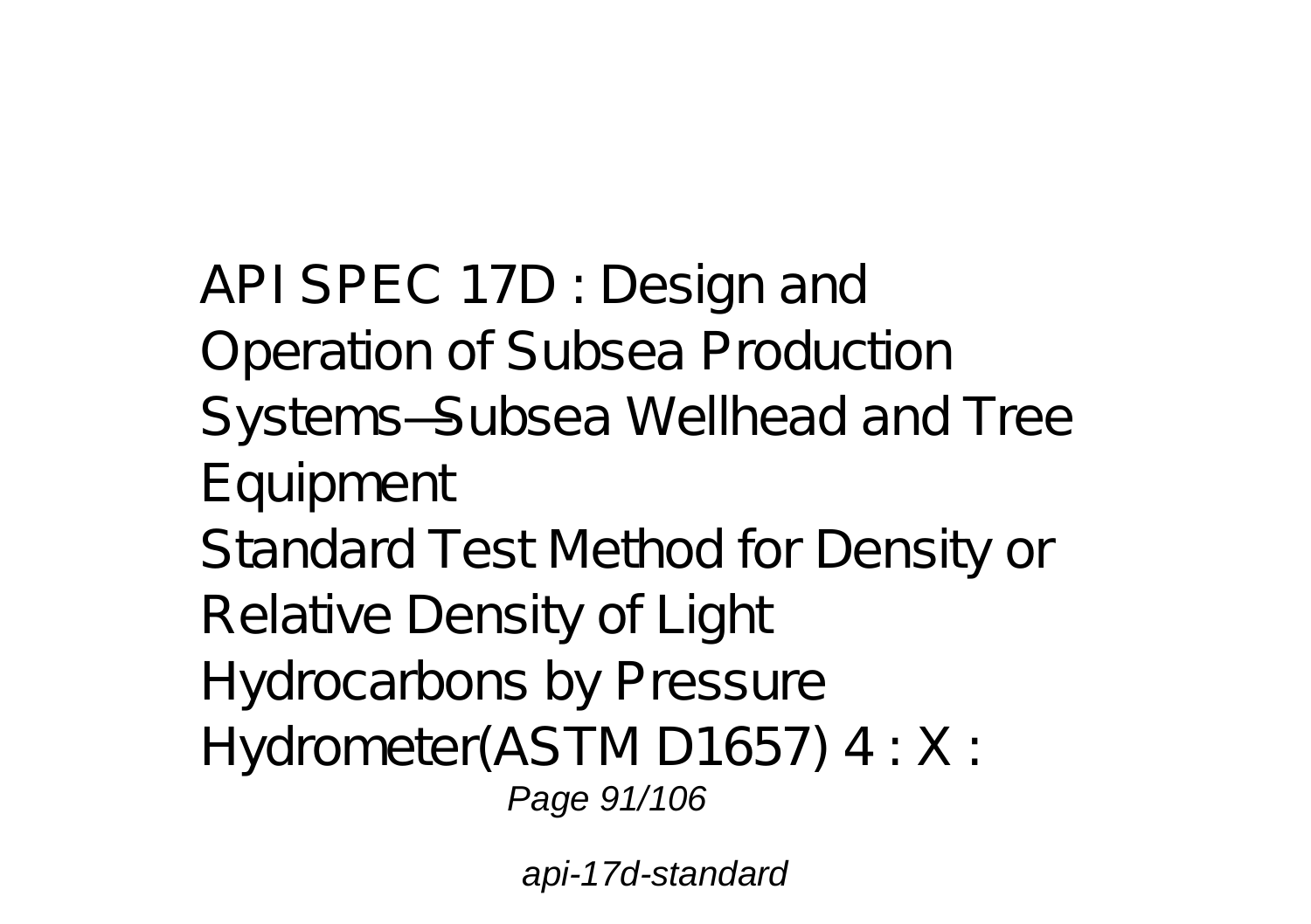API SPEC 17D : Design and Operation of Subsea Production Systems—Subsea Wellhead and Tree Equipment

Standard Test Method for Density or Relative Density of Light Hydrocarbons by Pressure Hydrometer(ASTM D1657) 4 : X :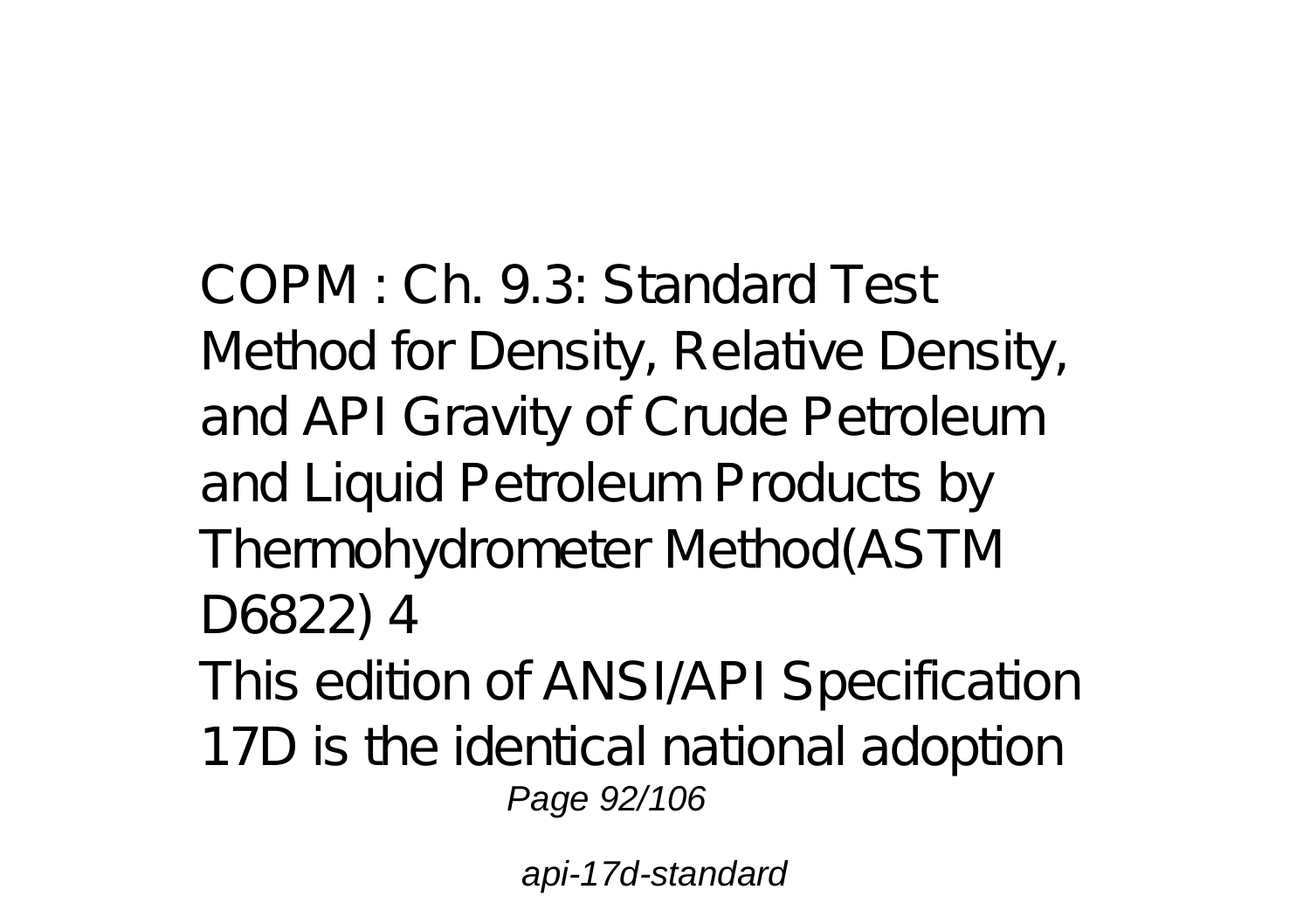COPM : Ch. 9.3: Standard Test Method for Density, Relative Density, and API Gravity of Crude Petroleum and Liquid Petroleum Products by Thermohydrometer Method(ASTM D6822) 4

This edition of ANSI/API Specification 17D is the identical national adoption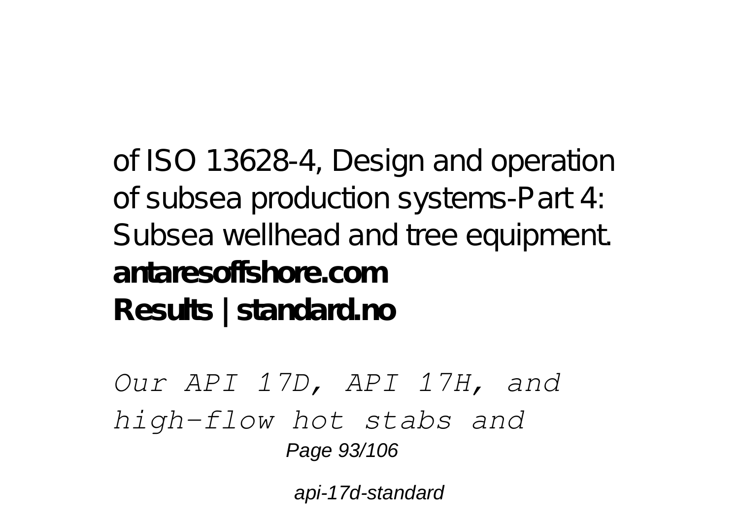of ISO 13628-4, Design and operation of subsea production systems-Part 4: Subsea wellhead and tree equipment.

**antaresoffshore.com**

**Results | standard.no**

*Our API 17D, API 17H, and high-flow hot stabs and*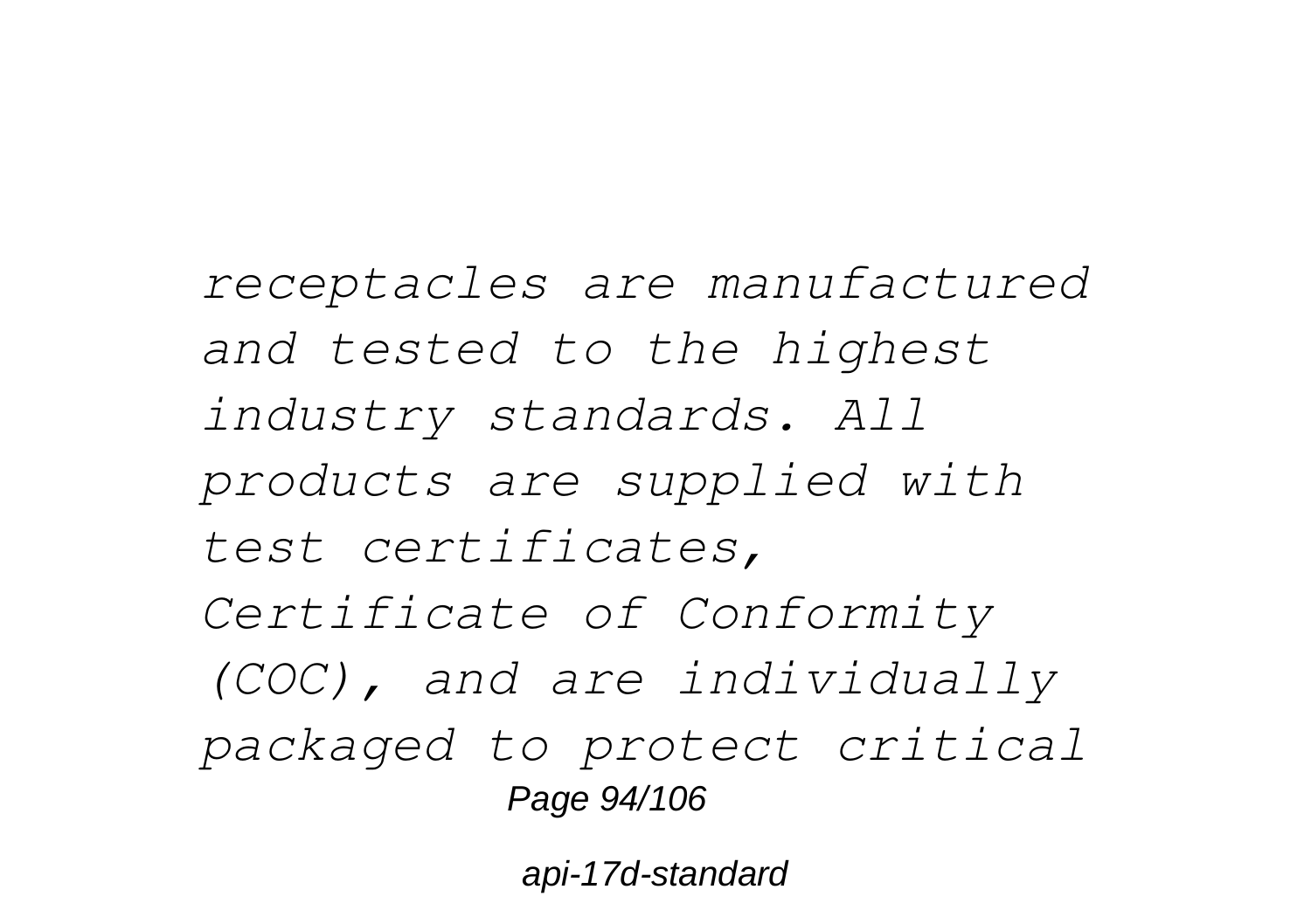*receptacles are manufactured and tested to the highest industry standards. All products are supplied with test certificates, Certificate of Conformity (COC), and are individually packaged to protect critical*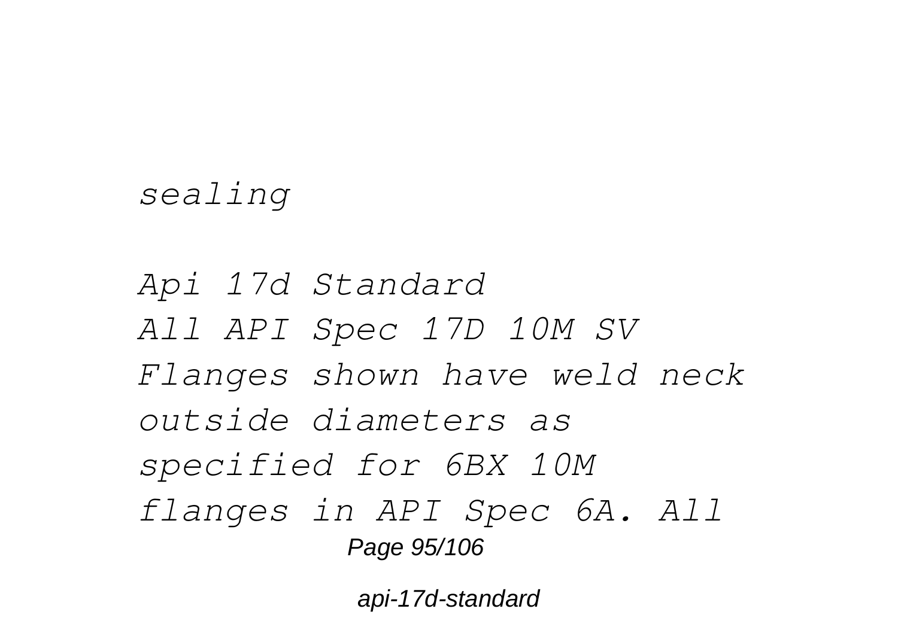*sealing*

*Api 17d Standard*
*All API Spec 17D 10M SV Flanges shown have weld neck outside diameters as specified for 6BX 10M flanges in API Spec 6A. All*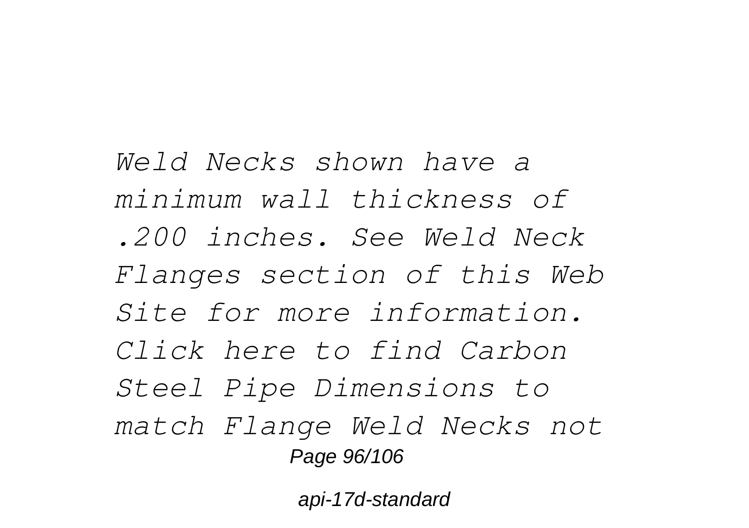*Weld Necks shown have a minimum wall thickness of .200 inches. See Weld Neck Flanges section of this Web Site for more information. Click here to find Carbon Steel Pipe Dimensions to match Flange Weld Necks not*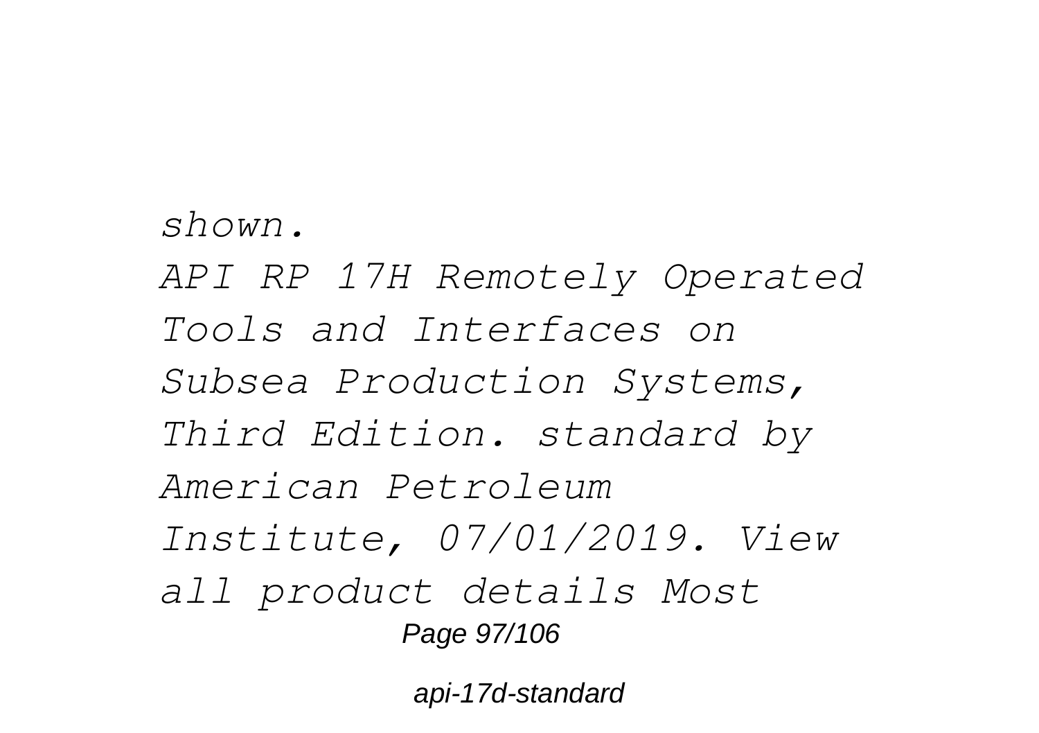*shown.*

*API RP 17H Remotely Operated Tools and Interfaces on Subsea Production Systems, Third Edition. standard by American Petroleum Institute, 07/01/2019. View all product details Most*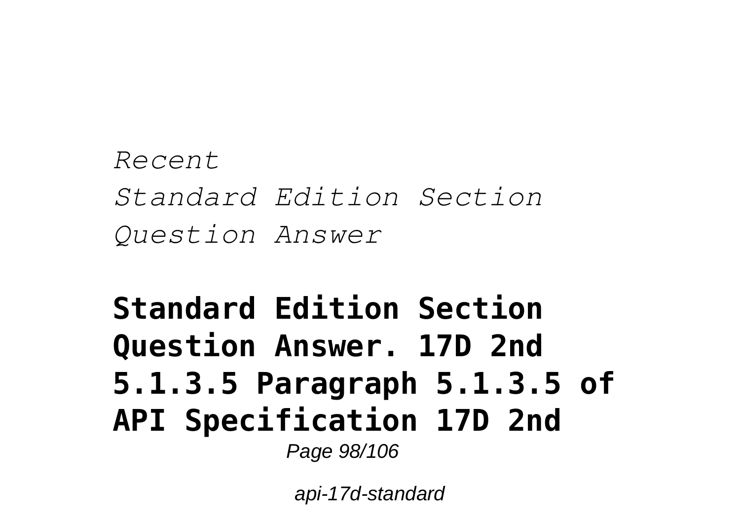*Recent*
*Standard Edition Section*
*Question Answer*

**Standard Edition Section Question Answer. 17D 2nd 5.1.3.5 Paragraph 5.1.3.5 of API Specification 17D 2nd**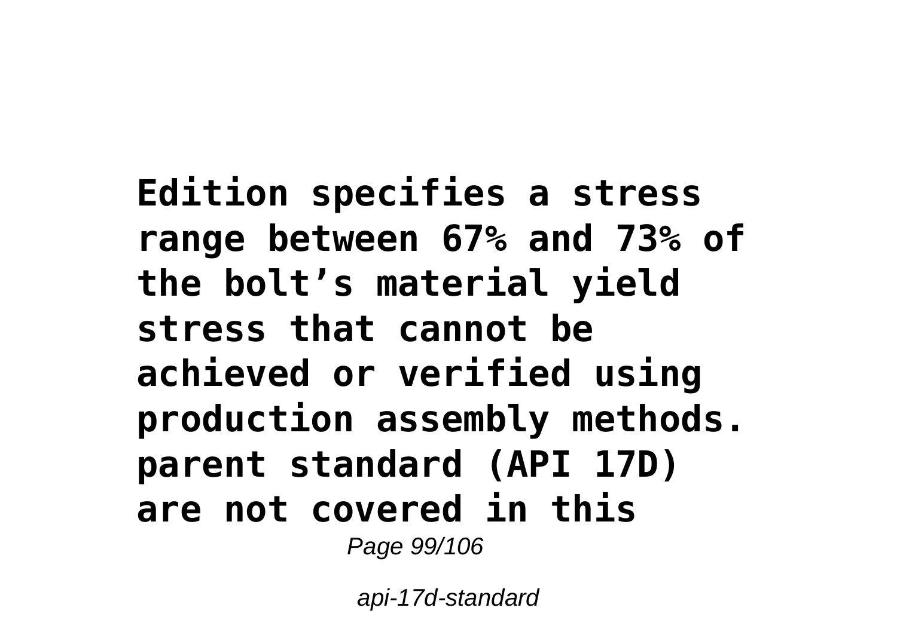**Edition specifies a stress range between 67% and 73% of the bolt’s material yield stress that cannot be achieved or verified using production assembly methods. parent standard (API 17D) are not covered in this**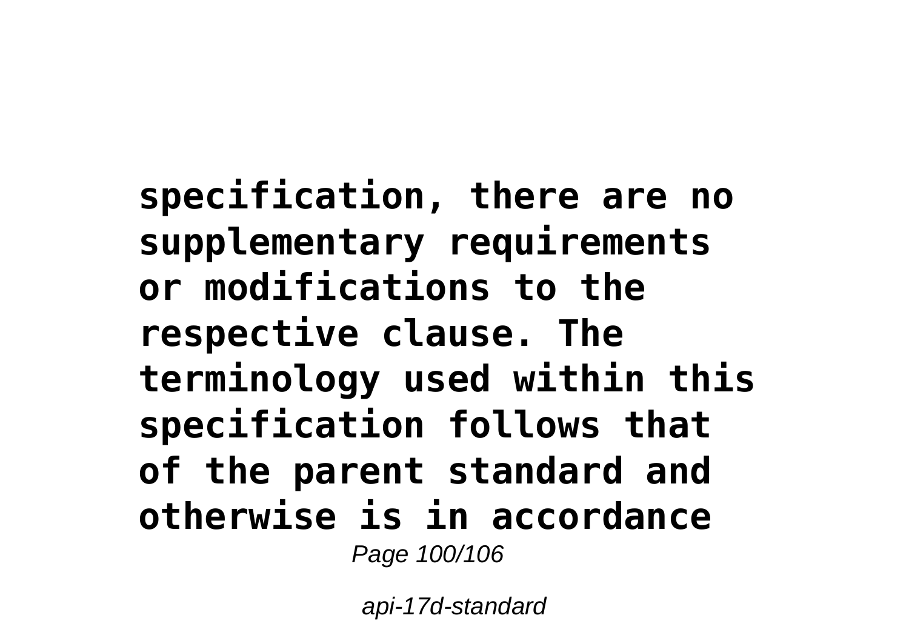**specification, there are no supplementary requirements or modifications to the respective clause. The terminology used within this specification follows that of the parent standard and otherwise is in accordance**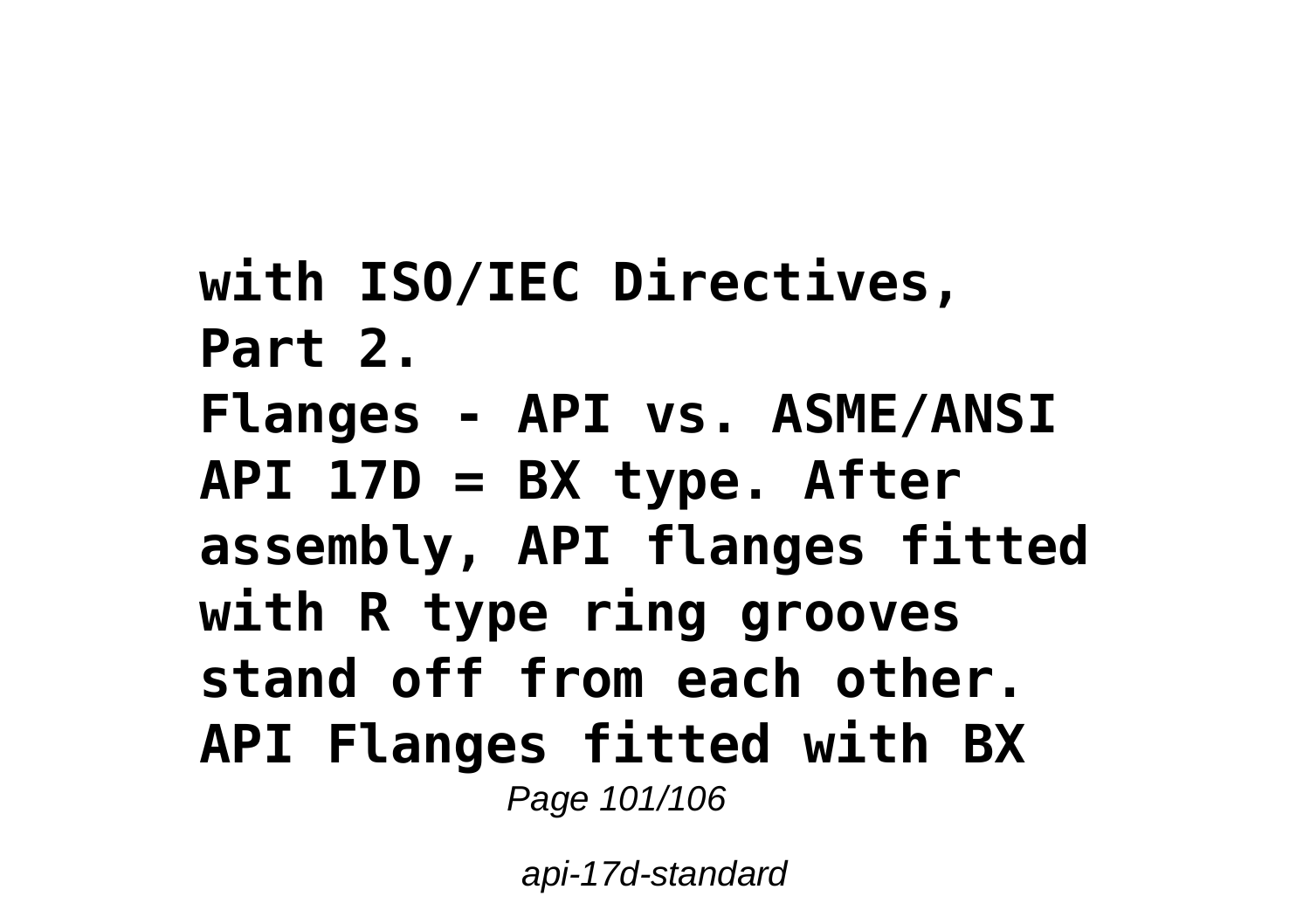**with ISO/IEC Directives, Part 2.**
**Flanges - API vs. ASME/ANSI API 17D = BX type. After assembly, API flanges fitted with R type ring grooves stand off from each other. API Flanges fitted with BX**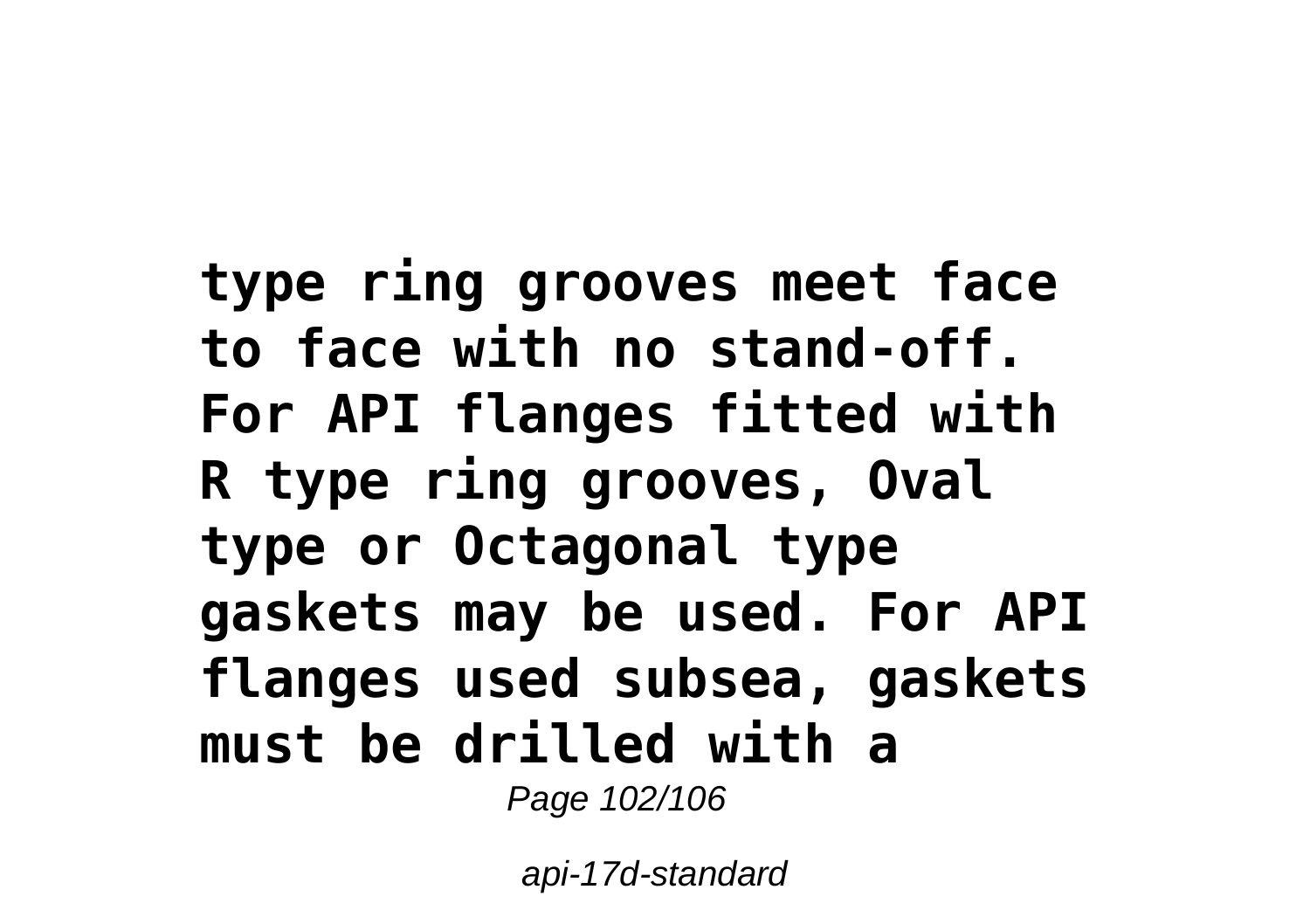**type ring grooves meet face to face with no stand-off. For API flanges fitted with R type ring grooves, Oval type or Octagonal type gaskets may be used. For API flanges used subsea, gaskets must be drilled with a**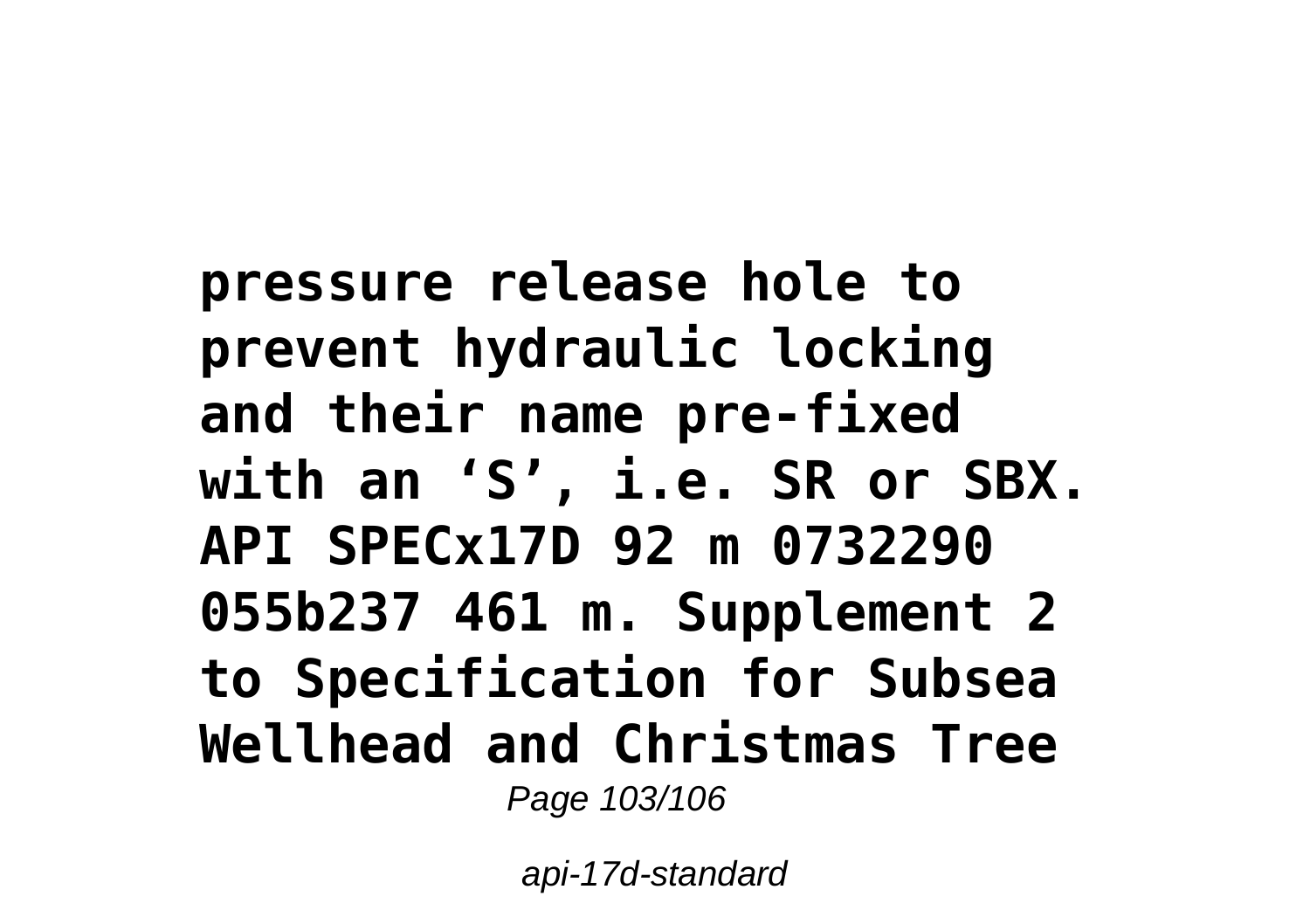**pressure release hole to prevent hydraulic locking and their name pre-fixed with an 'S', i.e. SR or SBX. API SPECx17D 92 m 0732290 055b237 461 m. Supplement 2 to Specification for Subsea Wellhead and Christmas Tree**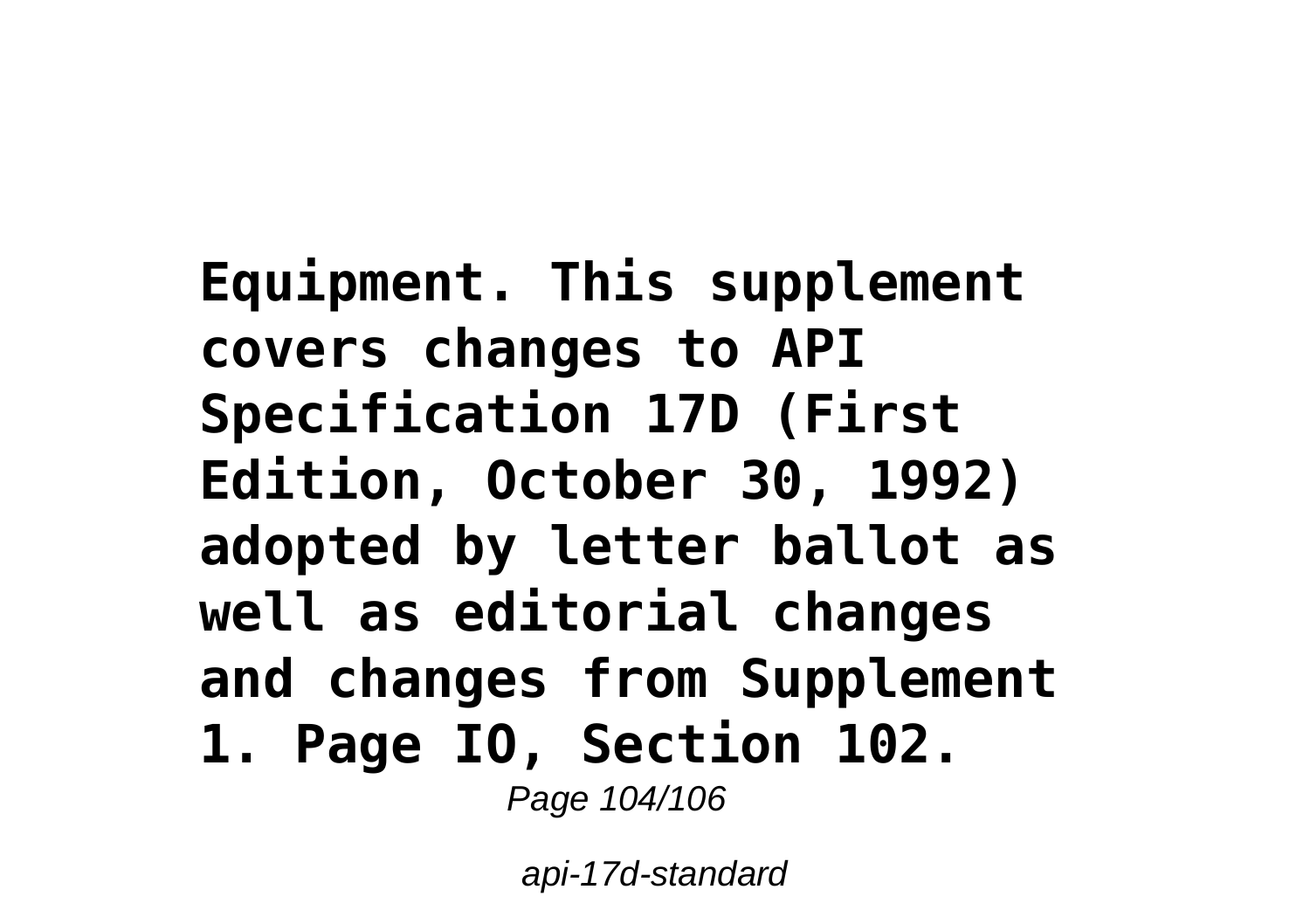**Equipment. This supplement covers changes to API Specification 17D (First Edition, October 30, 1992) adopted by letter ballot as well as editorial changes and changes from Supplement 1. Page IO, Section 102.**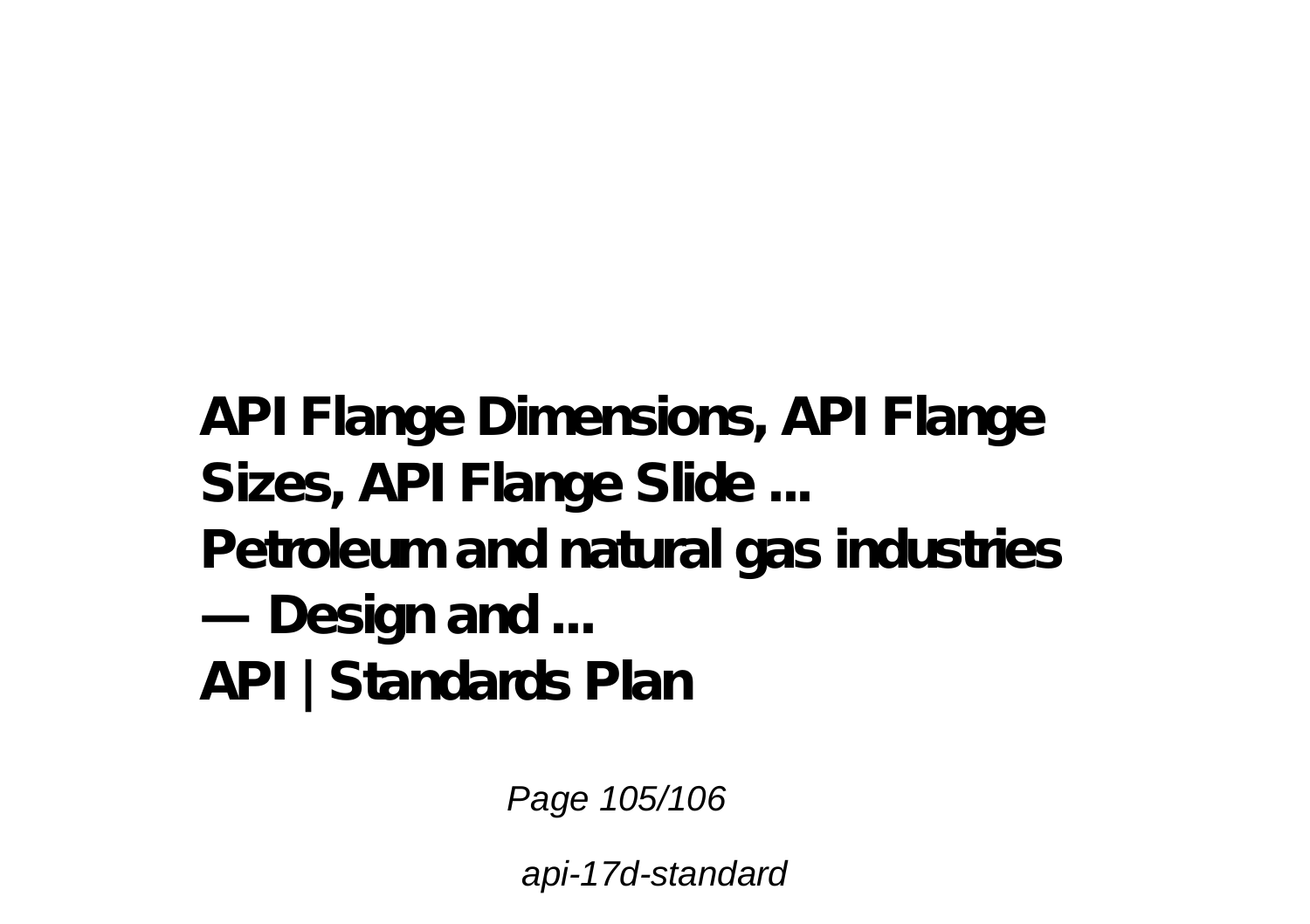**API Flange Dimensions, API Flange Sizes, API Flange Slide ...**
**Petroleum and natural gas industries — Design and ...**
**API | Standards Plan**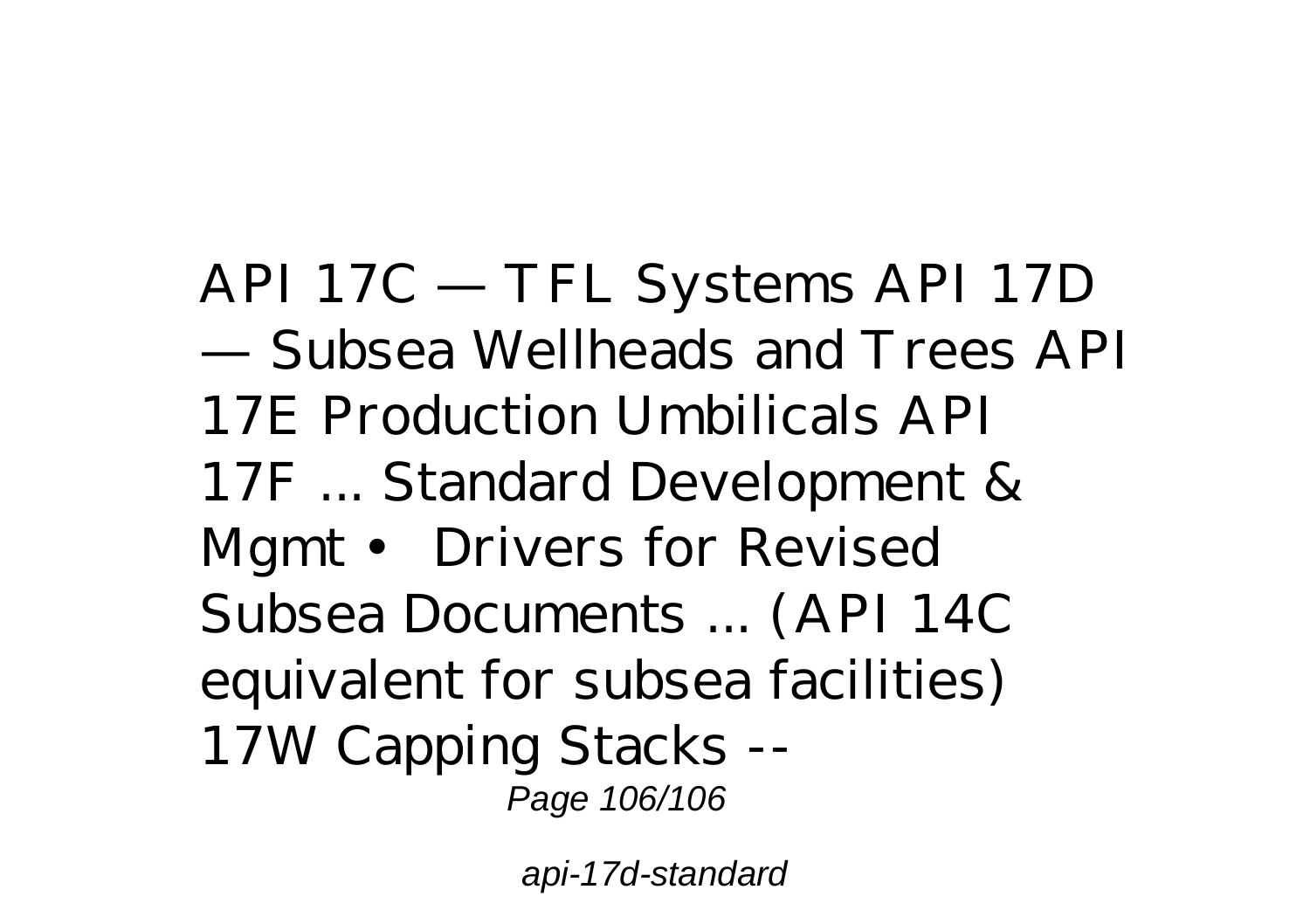API 17C — TFL Systems API 17D — Subsea Wellheads and Trees API 17E Production Umbilicals API 17F ... Standard Development & Mgmt • Drivers for Revised Subsea Documents ... (API 14C equivalent for subsea facilities) 17W Capping Stacks --